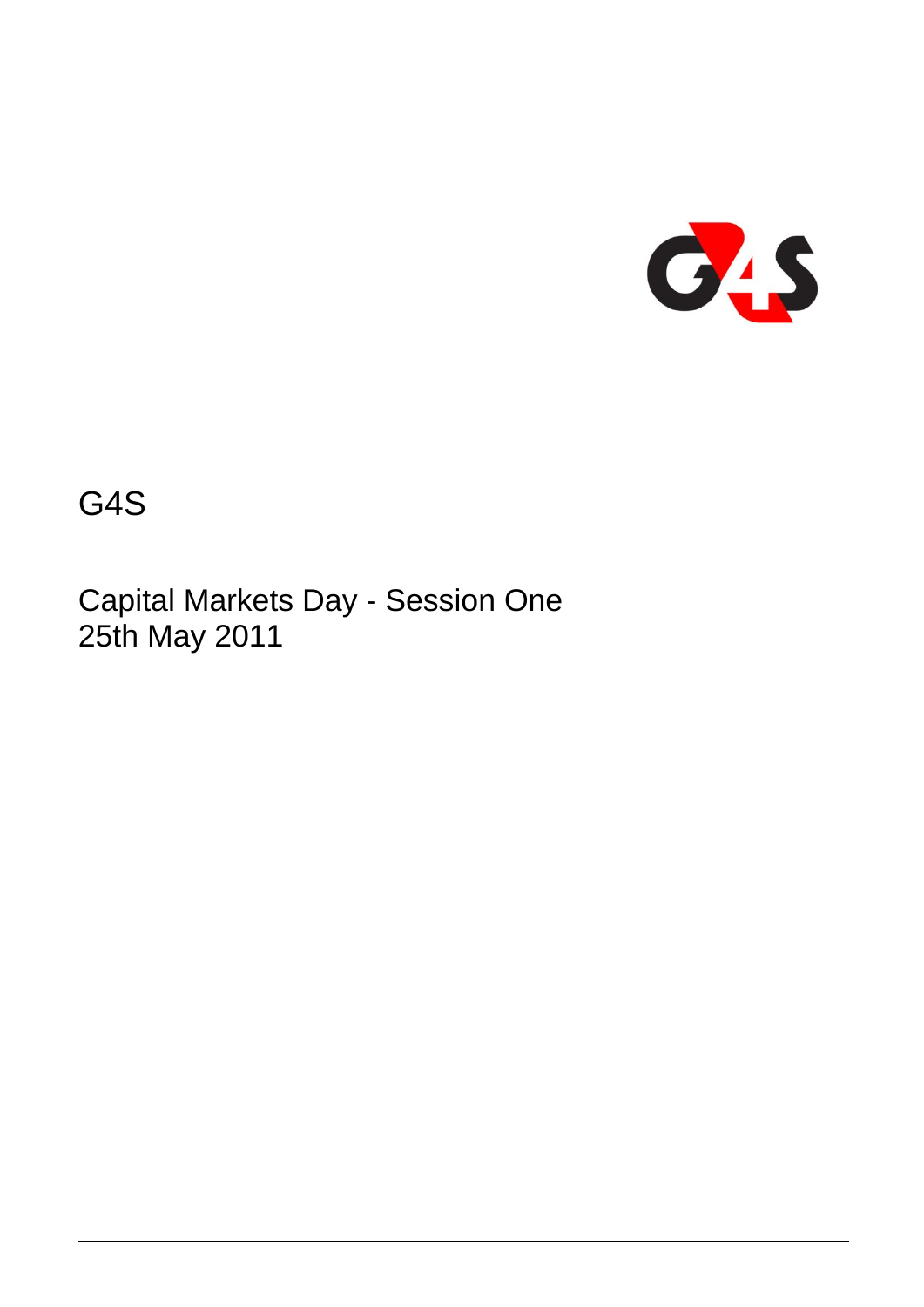# G4S

## Capital Markets Day - Session One
25th May 2011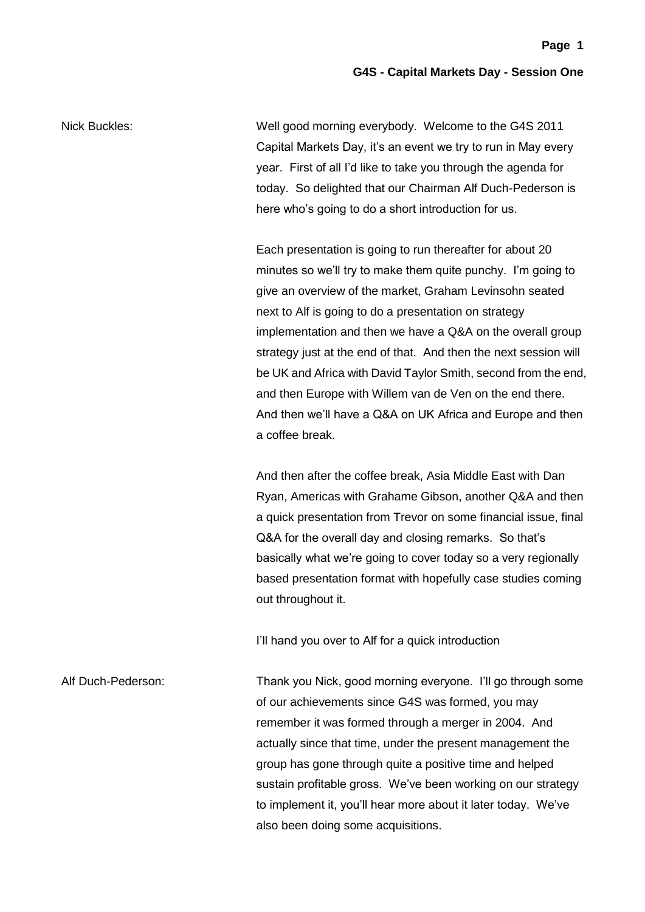Nick Buckles: Well good morning everybody. Welcome to the G4S 2011 Capital Markets Day, it's an event we try to run in May every year. First of all I'd like to take you through the agenda for today. So delighted that our Chairman Alf Duch-Pederson is here who's going to do a short introduction for us.

Each presentation is going to run thereafter for about 20 minutes so we'll try to make them quite punchy. I'm going to give an overview of the market, Graham Levinsohn seated next to Alf is going to do a presentation on strategy implementation and then we have a Q&A on the overall group strategy just at the end of that. And then the next session will be UK and Africa with David Taylor Smith, second from the end, and then Europe with Willem van de Ven on the end there. And then we'll have a Q&A on UK Africa and Europe and then a coffee break.

And then after the coffee break, Asia Middle East with Dan Ryan, Americas with Grahame Gibson, another Q&A and then a quick presentation from Trevor on some financial issue, final Q&A for the overall day and closing remarks. So that's basically what we're going to cover today so a very regionally based presentation format with hopefully case studies coming out throughout it.

I'll hand you over to Alf for a quick introduction

Alf Duch-Pederson: Thank you Nick, good morning everyone. I'll go through some of our achievements since G4S was formed, you may remember it was formed through a merger in 2004. And actually since that time, under the present management the group has gone through quite a positive time and helped sustain profitable gross. We've been working on our strategy to implement it, you'll hear more about it later today. We've also been doing some acquisitions.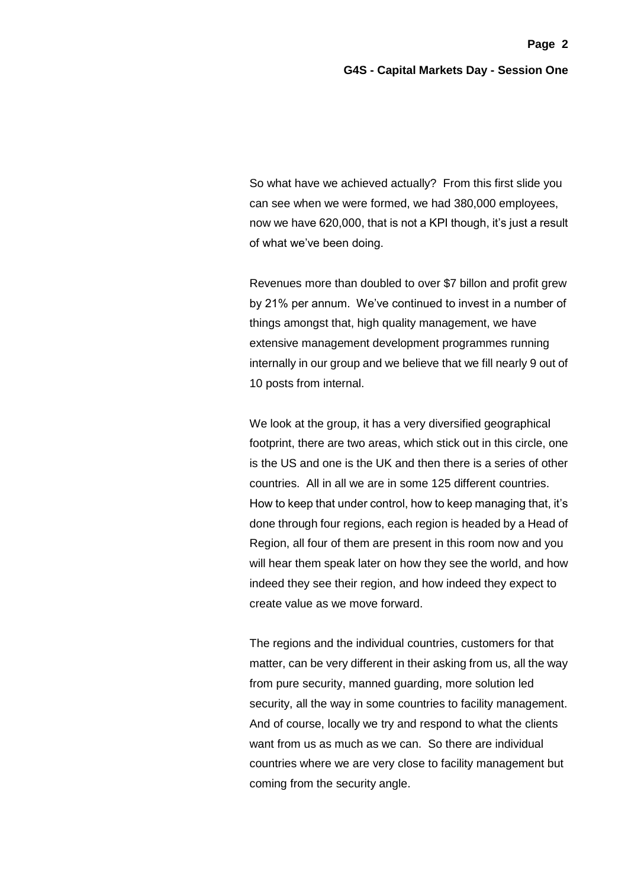So what have we achieved actually? From this first slide you can see when we were formed, we had 380,000 employees, now we have 620,000, that is not a KPI though, it's just a result of what we've been doing.

Revenues more than doubled to over $7 billon and profit grew by 21% per annum. We've continued to invest in a number of things amongst that, high quality management, we have extensive management development programmes running internally in our group and we believe that we fill nearly 9 out of 10 posts from internal.

We look at the group, it has a very diversified geographical footprint, there are two areas, which stick out in this circle, one is the US and one is the UK and then there is a series of other countries. All in all we are in some 125 different countries. How to keep that under control, how to keep managing that, it's done through four regions, each region is headed by a Head of Region, all four of them are present in this room now and you will hear them speak later on how they see the world, and how indeed they see their region, and how indeed they expect to create value as we move forward.

The regions and the individual countries, customers for that matter, can be very different in their asking from us, all the way from pure security, manned guarding, more solution led security, all the way in some countries to facility management. And of course, locally we try and respond to what the clients want from us as much as we can. So there are individual countries where we are very close to facility management but coming from the security angle.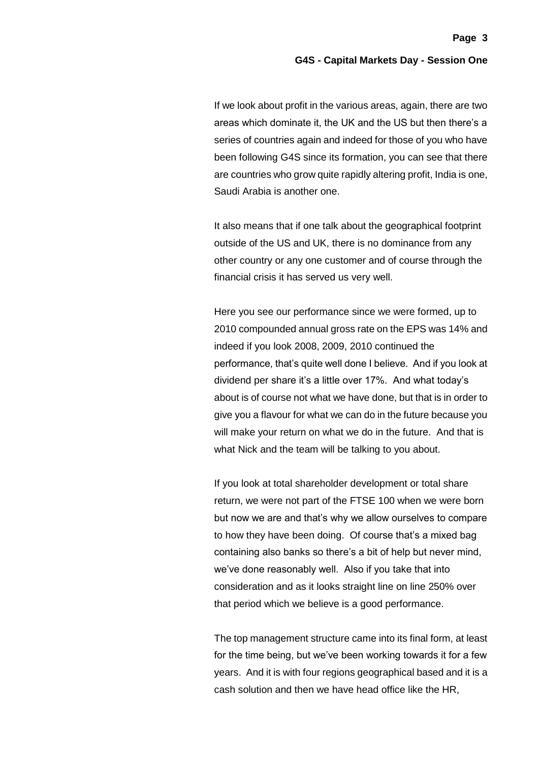If we look about profit in the various areas, again, there are two areas which dominate it, the UK and the US but then there's a series of countries again and indeed for those of you who have been following G4S since its formation, you can see that there are countries who grow quite rapidly altering profit, India is one, Saudi Arabia is another one.

It also means that if one talk about the geographical footprint outside of the US and UK, there is no dominance from any other country or any one customer and of course through the financial crisis it has served us very well.

Here you see our performance since we were formed, up to 2010 compounded annual gross rate on the EPS was 14% and indeed if you look 2008, 2009, 2010 continued the performance, that's quite well done I believe. And if you look at dividend per share it's a little over 17%. And what today's about is of course not what we have done, but that is in order to give you a flavour for what we can do in the future because you will make your return on what we do in the future. And that is what Nick and the team will be talking to you about.

If you look at total shareholder development or total share return, we were not part of the FTSE 100 when we were born but now we are and that's why we allow ourselves to compare to how they have been doing. Of course that's a mixed bag containing also banks so there's a bit of help but never mind, we've done reasonably well. Also if you take that into consideration and as it looks straight line on line 250% over that period which we believe is a good performance.

The top management structure came into its final form, at least for the time being, but we've been working towards it for a few years. And it is with four regions geographical based and it is a cash solution and then we have head office like the HR,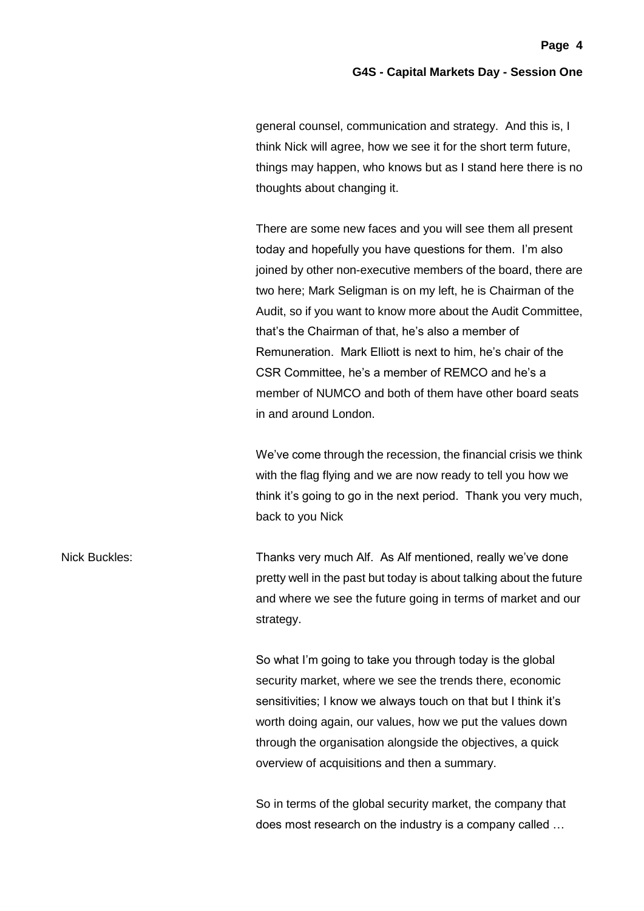general counsel, communication and strategy. And this is, I think Nick will agree, how we see it for the short term future, things may happen, who knows but as I stand here there is no thoughts about changing it.

There are some new faces and you will see them all present today and hopefully you have questions for them. I'm also joined by other non-executive members of the board, there are two here; Mark Seligman is on my left, he is Chairman of the Audit, so if you want to know more about the Audit Committee, that's the Chairman of that, he's also a member of Remuneration. Mark Elliott is next to him, he's chair of the CSR Committee, he's a member of REMCO and he's a member of NUMCO and both of them have other board seats in and around London.

We've come through the recession, the financial crisis we think with the flag flying and we are now ready to tell you how we think it's going to go in the next period. Thank you very much, back to you Nick

Nick Buckles: Thanks very much Alf. As Alf mentioned, really we've done pretty well in the past but today is about talking about the future and where we see the future going in terms of market and our strategy.

So what I'm going to take you through today is the global security market, where we see the trends there, economic sensitivities; I know we always touch on that but I think it's worth doing again, our values, how we put the values down through the organisation alongside the objectives, a quick overview of acquisitions and then a summary.

So in terms of the global security market, the company that does most research on the industry is a company called …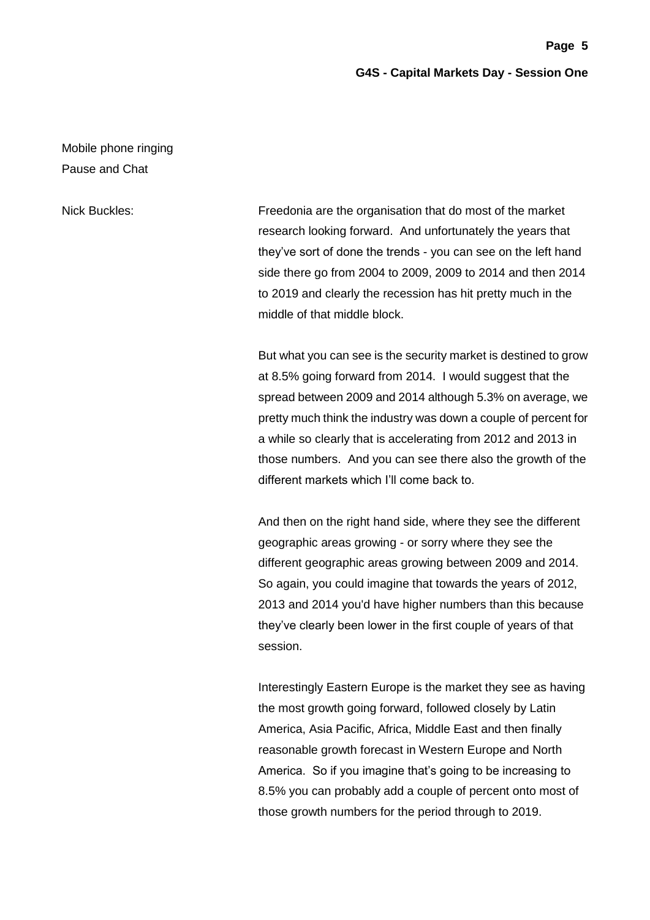Mobile phone ringing
Pause and Chat

Nick Buckles: Freedonia are the organisation that do most of the market research looking forward. And unfortunately the years that they've sort of done the trends - you can see on the left hand side there go from 2004 to 2009, 2009 to 2014 and then 2014 to 2019 and clearly the recession has hit pretty much in the middle of that middle block.

But what you can see is the security market is destined to grow at 8.5% going forward from 2014. I would suggest that the spread between 2009 and 2014 although 5.3% on average, we pretty much think the industry was down a couple of percent for a while so clearly that is accelerating from 2012 and 2013 in those numbers. And you can see there also the growth of the different markets which I'll come back to.

And then on the right hand side, where they see the different geographic areas growing - or sorry where they see the different geographic areas growing between 2009 and 2014. So again, you could imagine that towards the years of 2012, 2013 and 2014 you'd have higher numbers than this because they've clearly been lower in the first couple of years of that session.

Interestingly Eastern Europe is the market they see as having the most growth going forward, followed closely by Latin America, Asia Pacific, Africa, Middle East and then finally reasonable growth forecast in Western Europe and North America. So if you imagine that's going to be increasing to 8.5% you can probably add a couple of percent onto most of those growth numbers for the period through to 2019.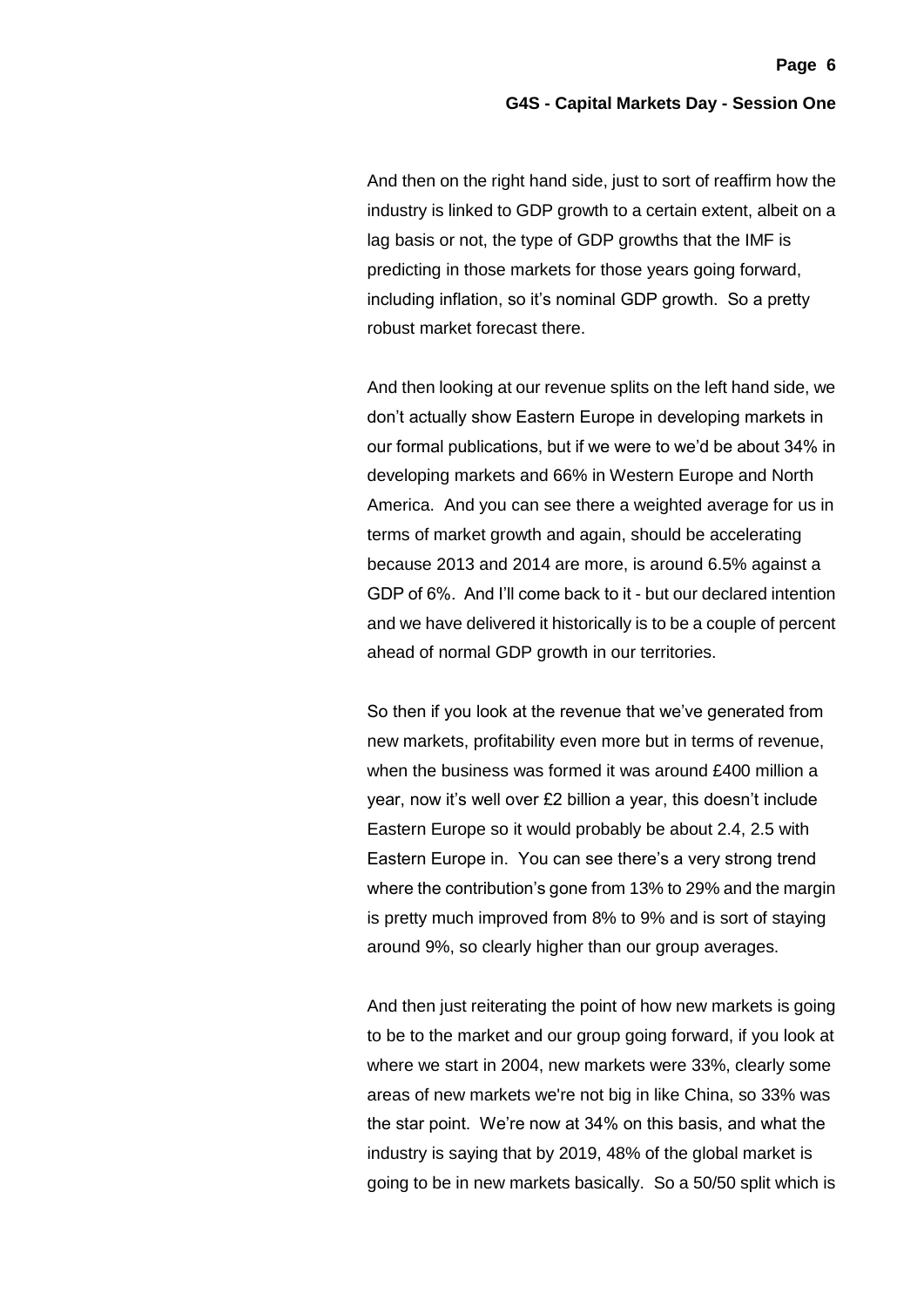And then on the right hand side, just to sort of reaffirm how the industry is linked to GDP growth to a certain extent, albeit on a lag basis or not, the type of GDP growths that the IMF is predicting in those markets for those years going forward, including inflation, so it's nominal GDP growth. So a pretty robust market forecast there.

And then looking at our revenue splits on the left hand side, we don't actually show Eastern Europe in developing markets in our formal publications, but if we were to we'd be about 34% in developing markets and 66% in Western Europe and North America. And you can see there a weighted average for us in terms of market growth and again, should be accelerating because 2013 and 2014 are more, is around 6.5% against a GDP of 6%. And I'll come back to it - but our declared intention and we have delivered it historically is to be a couple of percent ahead of normal GDP growth in our territories.

So then if you look at the revenue that we've generated from new markets, profitability even more but in terms of revenue, when the business was formed it was around £400 million a year, now it's well over £2 billion a year, this doesn't include Eastern Europe so it would probably be about 2.4, 2.5 with Eastern Europe in. You can see there's a very strong trend where the contribution's gone from 13% to 29% and the margin is pretty much improved from 8% to 9% and is sort of staying around 9%, so clearly higher than our group averages.

And then just reiterating the point of how new markets is going to be to the market and our group going forward, if you look at where we start in 2004, new markets were 33%, clearly some areas of new markets we're not big in like China, so 33% was the star point. We're now at 34% on this basis, and what the industry is saying that by 2019, 48% of the global market is going to be in new markets basically. So a 50/50 split which is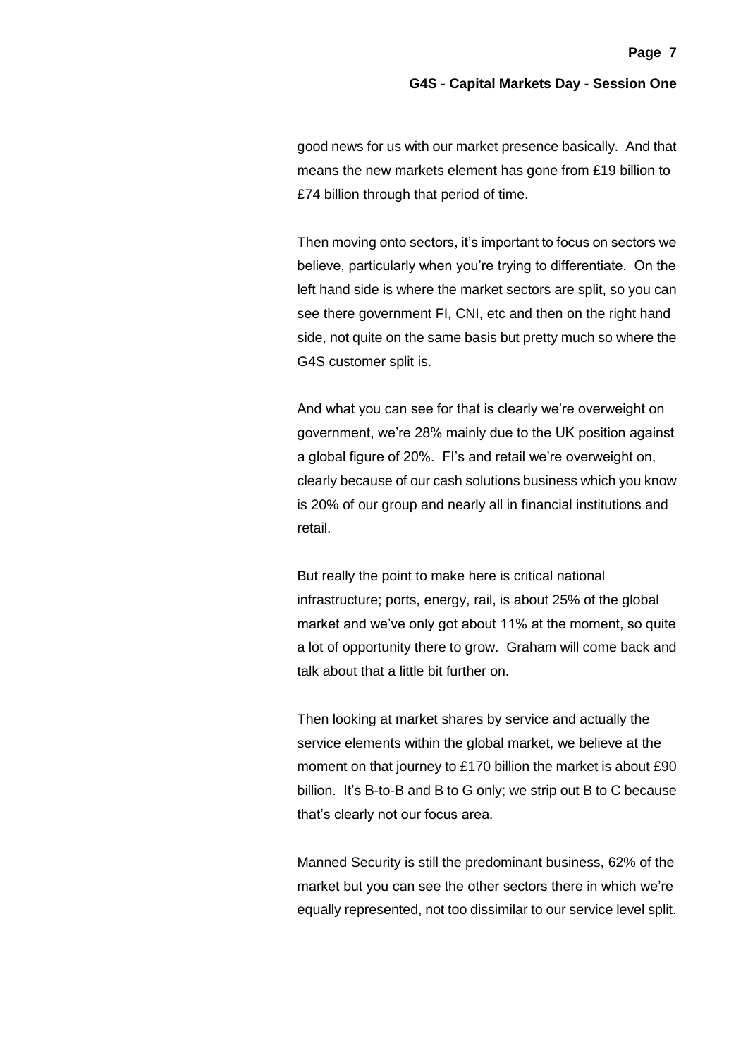good news for us with our market presence basically. And that means the new markets element has gone from £19 billion to £74 billion through that period of time.

Then moving onto sectors, it's important to focus on sectors we believe, particularly when you're trying to differentiate. On the left hand side is where the market sectors are split, so you can see there government FI, CNI, etc and then on the right hand side, not quite on the same basis but pretty much so where the G4S customer split is.

And what you can see for that is clearly we're overweight on government, we're 28% mainly due to the UK position against a global figure of 20%. FI's and retail we're overweight on, clearly because of our cash solutions business which you know is 20% of our group and nearly all in financial institutions and retail.

But really the point to make here is critical national infrastructure; ports, energy, rail, is about 25% of the global market and we've only got about 11% at the moment, so quite a lot of opportunity there to grow. Graham will come back and talk about that a little bit further on.

Then looking at market shares by service and actually the service elements within the global market, we believe at the moment on that journey to £170 billion the market is about £90 billion. It's B-to-B and B to G only; we strip out B to C because that's clearly not our focus area.

Manned Security is still the predominant business, 62% of the market but you can see the other sectors there in which we're equally represented, not too dissimilar to our service level split.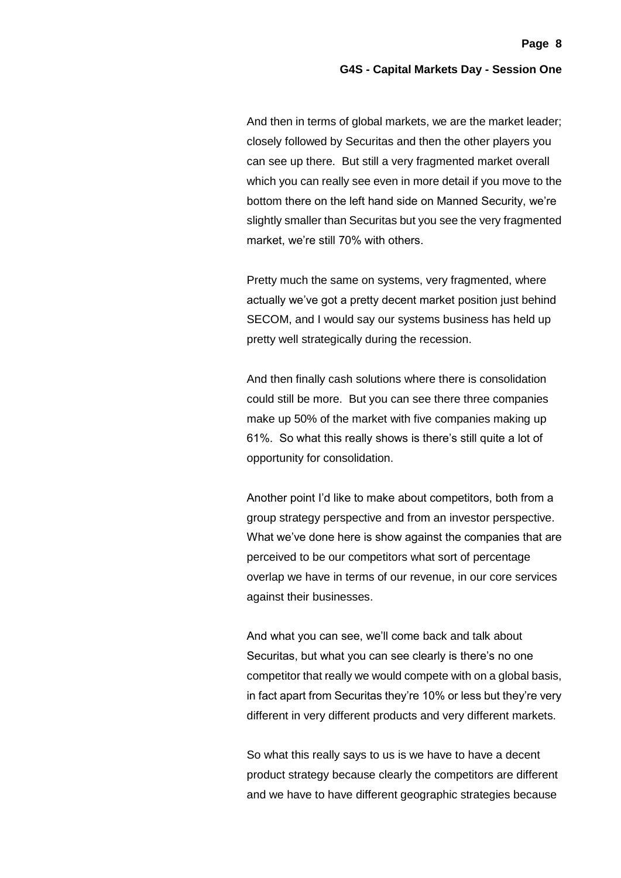And then in terms of global markets, we are the market leader; closely followed by Securitas and then the other players you can see up there. But still a very fragmented market overall which you can really see even in more detail if you move to the bottom there on the left hand side on Manned Security, we're slightly smaller than Securitas but you see the very fragmented market, we're still 70% with others.

Pretty much the same on systems, very fragmented, where actually we've got a pretty decent market position just behind SECOM, and I would say our systems business has held up pretty well strategically during the recession.

And then finally cash solutions where there is consolidation could still be more. But you can see there three companies make up 50% of the market with five companies making up 61%. So what this really shows is there's still quite a lot of opportunity for consolidation.

Another point I'd like to make about competitors, both from a group strategy perspective and from an investor perspective. What we've done here is show against the companies that are perceived to be our competitors what sort of percentage overlap we have in terms of our revenue, in our core services against their businesses.

And what you can see, we'll come back and talk about Securitas, but what you can see clearly is there's no one competitor that really we would compete with on a global basis, in fact apart from Securitas they're 10% or less but they're very different in very different products and very different markets.

So what this really says to us is we have to have a decent product strategy because clearly the competitors are different and we have to have different geographic strategies because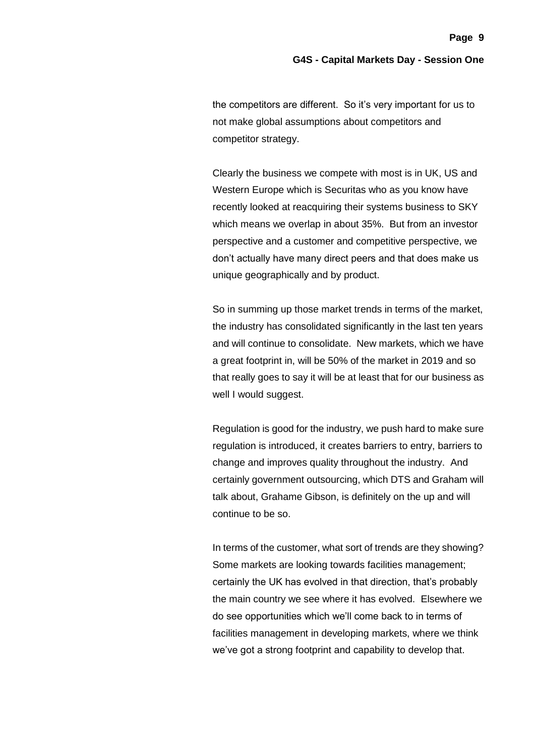the competitors are different. So it's very important for us to not make global assumptions about competitors and competitor strategy.

Clearly the business we compete with most is in UK, US and Western Europe which is Securitas who as you know have recently looked at reacquiring their systems business to SKY which means we overlap in about 35%. But from an investor perspective and a customer and competitive perspective, we don't actually have many direct peers and that does make us unique geographically and by product.

So in summing up those market trends in terms of the market, the industry has consolidated significantly in the last ten years and will continue to consolidate. New markets, which we have a great footprint in, will be 50% of the market in 2019 and so that really goes to say it will be at least that for our business as well I would suggest.

Regulation is good for the industry, we push hard to make sure regulation is introduced, it creates barriers to entry, barriers to change and improves quality throughout the industry. And certainly government outsourcing, which DTS and Graham will talk about, Grahame Gibson, is definitely on the up and will continue to be so.

In terms of the customer, what sort of trends are they showing? Some markets are looking towards facilities management; certainly the UK has evolved in that direction, that's probably the main country we see where it has evolved. Elsewhere we do see opportunities which we'll come back to in terms of facilities management in developing markets, where we think we've got a strong footprint and capability to develop that.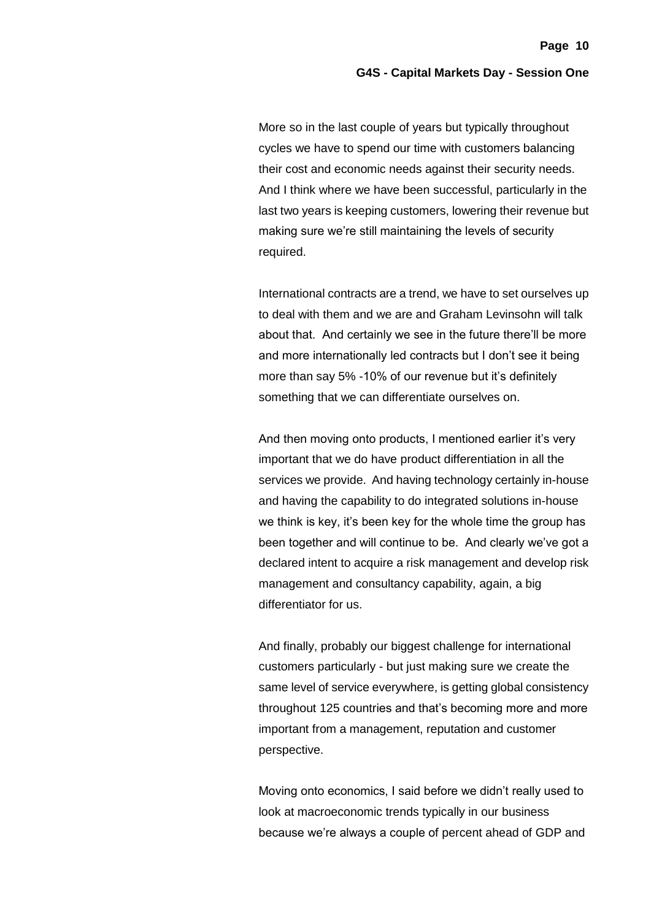More so in the last couple of years but typically throughout cycles we have to spend our time with customers balancing their cost and economic needs against their security needs. And I think where we have been successful, particularly in the last two years is keeping customers, lowering their revenue but making sure we're still maintaining the levels of security required.

International contracts are a trend, we have to set ourselves up to deal with them and we are and Graham Levinsohn will talk about that. And certainly we see in the future there'll be more and more internationally led contracts but I don't see it being more than say 5% -10% of our revenue but it's definitely something that we can differentiate ourselves on.

And then moving onto products, I mentioned earlier it's very important that we do have product differentiation in all the services we provide. And having technology certainly in-house and having the capability to do integrated solutions in-house we think is key, it's been key for the whole time the group has been together and will continue to be. And clearly we've got a declared intent to acquire a risk management and develop risk management and consultancy capability, again, a big differentiator for us.

And finally, probably our biggest challenge for international customers particularly - but just making sure we create the same level of service everywhere, is getting global consistency throughout 125 countries and that's becoming more and more important from a management, reputation and customer perspective.

Moving onto economics, I said before we didn't really used to look at macroeconomic trends typically in our business because we're always a couple of percent ahead of GDP and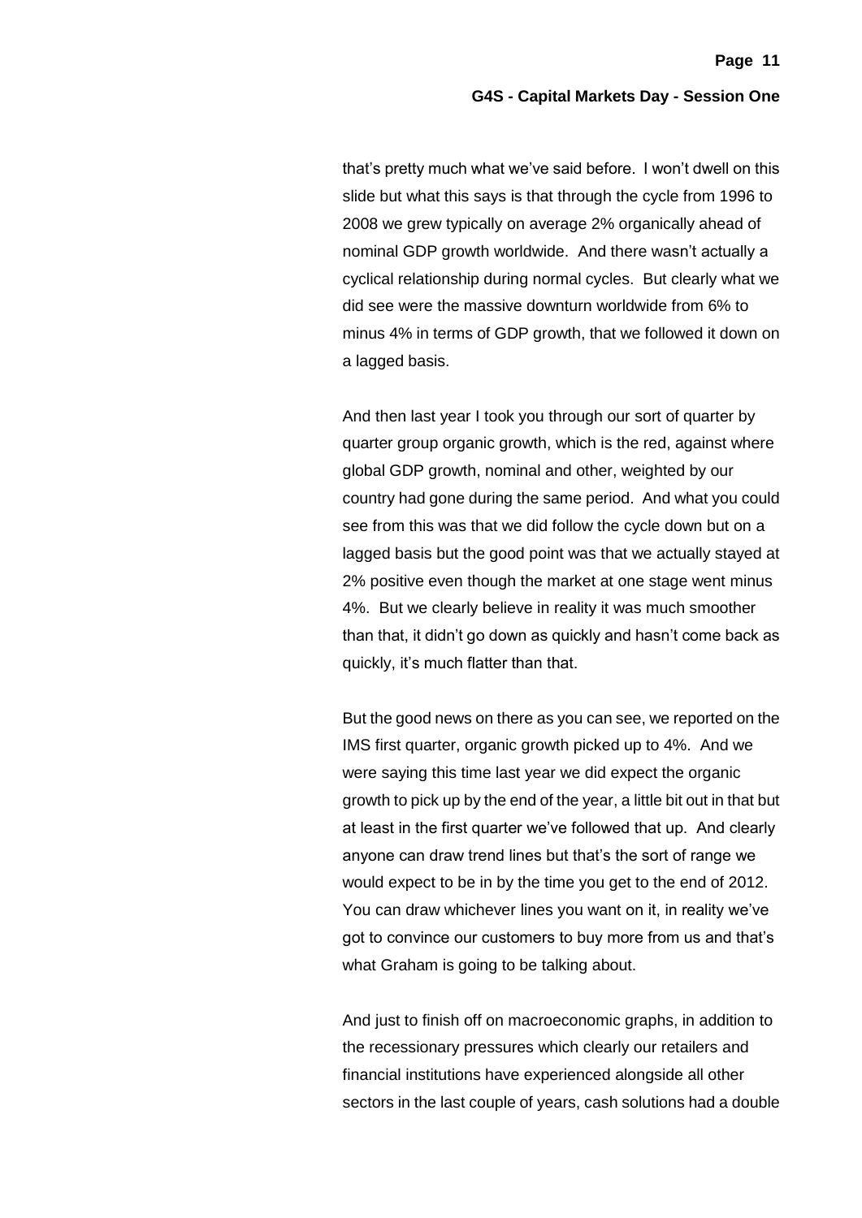that's pretty much what we've said before. I won't dwell on this slide but what this says is that through the cycle from 1996 to 2008 we grew typically on average 2% organically ahead of nominal GDP growth worldwide. And there wasn't actually a cyclical relationship during normal cycles. But clearly what we did see were the massive downturn worldwide from 6% to minus 4% in terms of GDP growth, that we followed it down on a lagged basis.

And then last year I took you through our sort of quarter by quarter group organic growth, which is the red, against where global GDP growth, nominal and other, weighted by our country had gone during the same period. And what you could see from this was that we did follow the cycle down but on a lagged basis but the good point was that we actually stayed at 2% positive even though the market at one stage went minus 4%. But we clearly believe in reality it was much smoother than that, it didn't go down as quickly and hasn't come back as quickly, it's much flatter than that.

But the good news on there as you can see, we reported on the IMS first quarter, organic growth picked up to 4%. And we were saying this time last year we did expect the organic growth to pick up by the end of the year, a little bit out in that but at least in the first quarter we've followed that up. And clearly anyone can draw trend lines but that's the sort of range we would expect to be in by the time you get to the end of 2012. You can draw whichever lines you want on it, in reality we've got to convince our customers to buy more from us and that's what Graham is going to be talking about.

And just to finish off on macroeconomic graphs, in addition to the recessionary pressures which clearly our retailers and financial institutions have experienced alongside all other sectors in the last couple of years, cash solutions had a double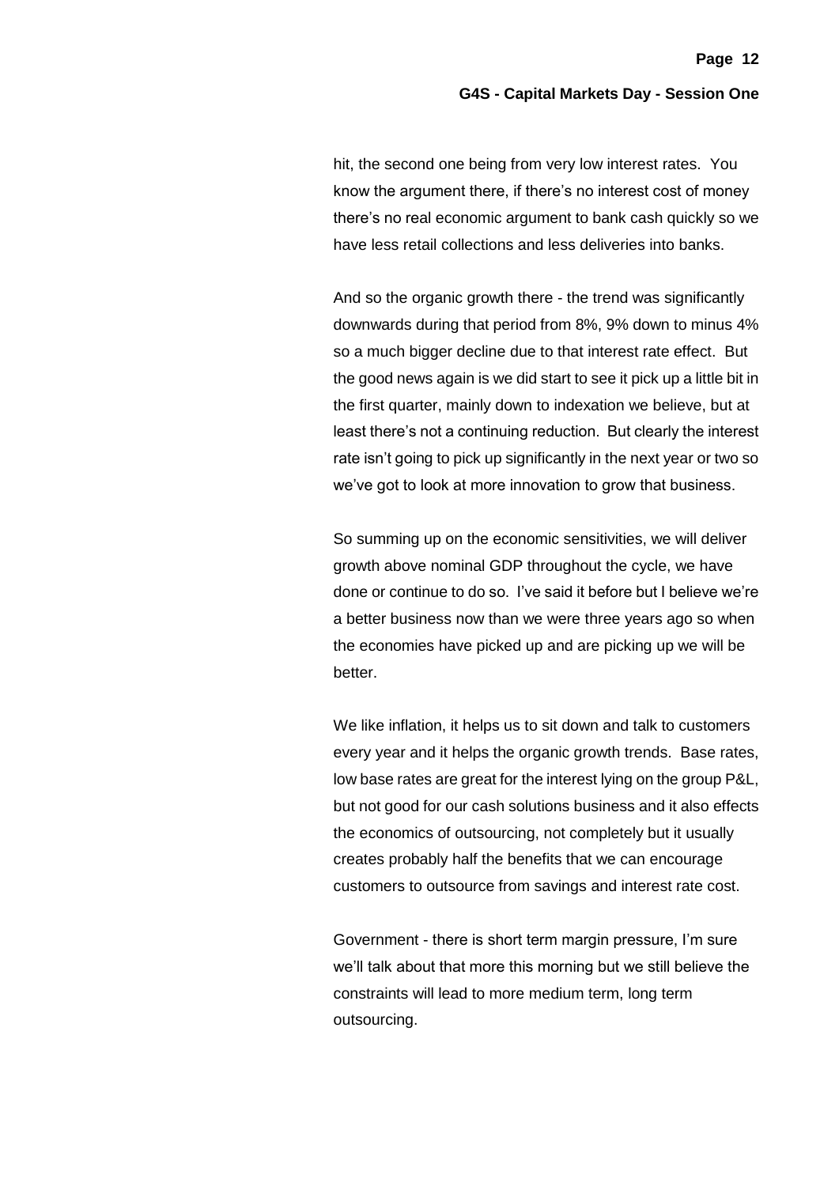hit, the second one being from very low interest rates. You know the argument there, if there's no interest cost of money there's no real economic argument to bank cash quickly so we have less retail collections and less deliveries into banks.

And so the organic growth there - the trend was significantly downwards during that period from 8%, 9% down to minus 4% so a much bigger decline due to that interest rate effect. But the good news again is we did start to see it pick up a little bit in the first quarter, mainly down to indexation we believe, but at least there's not a continuing reduction. But clearly the interest rate isn't going to pick up significantly in the next year or two so we've got to look at more innovation to grow that business.

So summing up on the economic sensitivities, we will deliver growth above nominal GDP throughout the cycle, we have done or continue to do so. I've said it before but I believe we're a better business now than we were three years ago so when the economies have picked up and are picking up we will be better.

We like inflation, it helps us to sit down and talk to customers every year and it helps the organic growth trends. Base rates, low base rates are great for the interest lying on the group P&L, but not good for our cash solutions business and it also effects the economics of outsourcing, not completely but it usually creates probably half the benefits that we can encourage customers to outsource from savings and interest rate cost.

Government - there is short term margin pressure, I'm sure we'll talk about that more this morning but we still believe the constraints will lead to more medium term, long term outsourcing.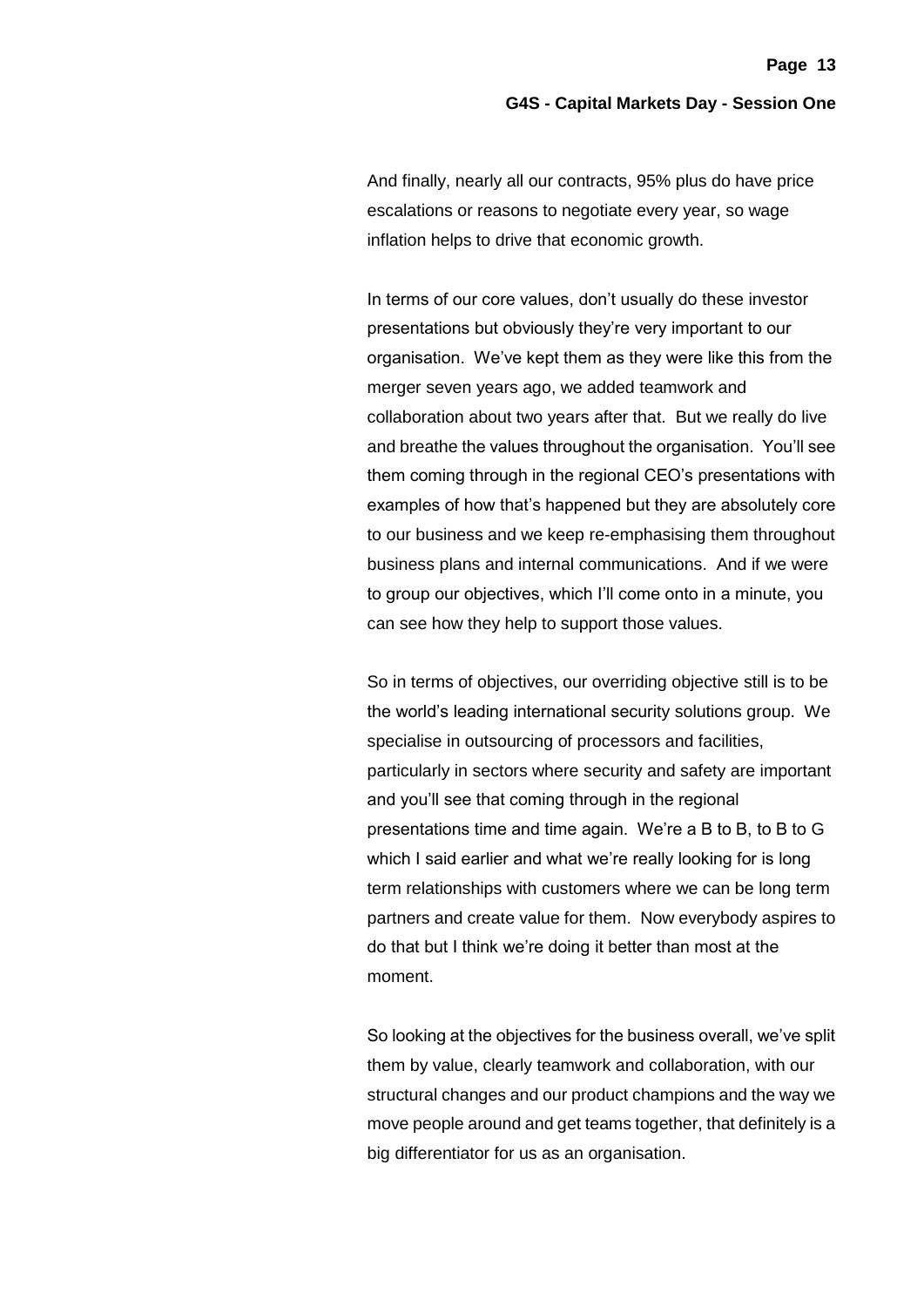And finally, nearly all our contracts, 95% plus do have price escalations or reasons to negotiate every year, so wage inflation helps to drive that economic growth.

In terms of our core values, don't usually do these investor presentations but obviously they're very important to our organisation. We've kept them as they were like this from the merger seven years ago, we added teamwork and collaboration about two years after that. But we really do live and breathe the values throughout the organisation. You'll see them coming through in the regional CEO's presentations with examples of how that's happened but they are absolutely core to our business and we keep re-emphasising them throughout business plans and internal communications. And if we were to group our objectives, which I'll come onto in a minute, you can see how they help to support those values.

So in terms of objectives, our overriding objective still is to be the world's leading international security solutions group. We specialise in outsourcing of processors and facilities, particularly in sectors where security and safety are important and you'll see that coming through in the regional presentations time and time again. We're a B to B, to B to G which I said earlier and what we're really looking for is long term relationships with customers where we can be long term partners and create value for them. Now everybody aspires to do that but I think we're doing it better than most at the moment.

So looking at the objectives for the business overall, we've split them by value, clearly teamwork and collaboration, with our structural changes and our product champions and the way we move people around and get teams together, that definitely is a big differentiator for us as an organisation.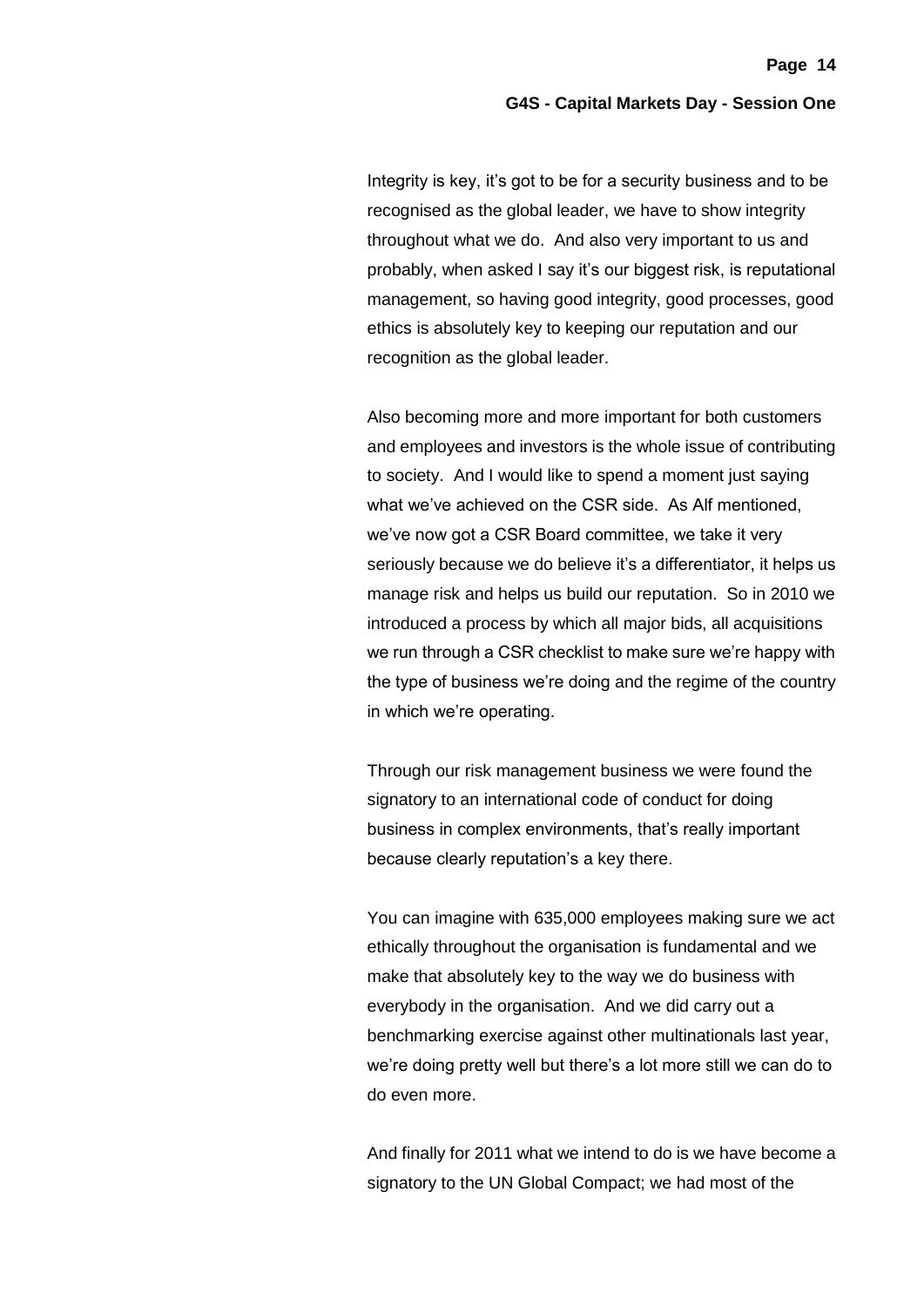Integrity is key, it's got to be for a security business and to be recognised as the global leader, we have to show integrity throughout what we do. And also very important to us and probably, when asked I say it's our biggest risk, is reputational management, so having good integrity, good processes, good ethics is absolutely key to keeping our reputation and our recognition as the global leader.

Also becoming more and more important for both customers and employees and investors is the whole issue of contributing to society. And I would like to spend a moment just saying what we've achieved on the CSR side. As Alf mentioned, we've now got a CSR Board committee, we take it very seriously because we do believe it's a differentiator, it helps us manage risk and helps us build our reputation. So in 2010 we introduced a process by which all major bids, all acquisitions we run through a CSR checklist to make sure we're happy with the type of business we're doing and the regime of the country in which we're operating.

Through our risk management business we were found the signatory to an international code of conduct for doing business in complex environments, that's really important because clearly reputation's a key there.

You can imagine with 635,000 employees making sure we act ethically throughout the organisation is fundamental and we make that absolutely key to the way we do business with everybody in the organisation. And we did carry out a benchmarking exercise against other multinationals last year, we're doing pretty well but there's a lot more still we can do to do even more.

And finally for 2011 what we intend to do is we have become a signatory to the UN Global Compact; we had most of the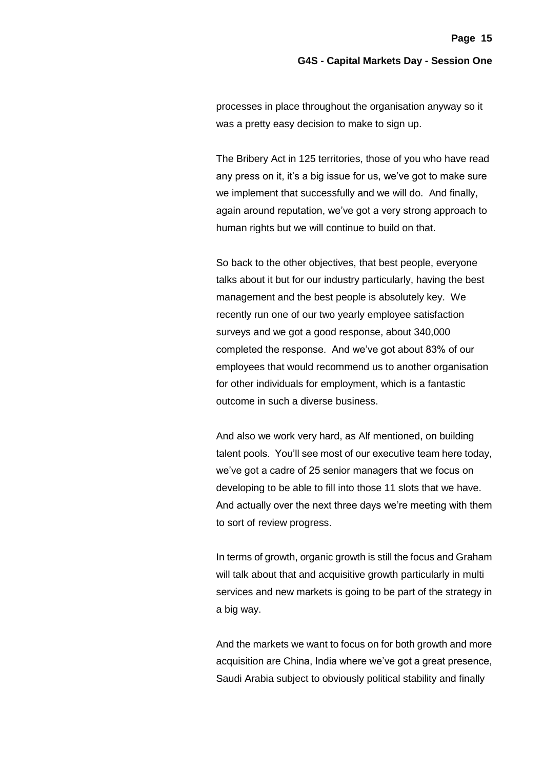processes in place throughout the organisation anyway so it was a pretty easy decision to make to sign up.

The Bribery Act in 125 territories, those of you who have read any press on it, it's a big issue for us, we've got to make sure we implement that successfully and we will do. And finally, again around reputation, we've got a very strong approach to human rights but we will continue to build on that.

So back to the other objectives, that best people, everyone talks about it but for our industry particularly, having the best management and the best people is absolutely key. We recently run one of our two yearly employee satisfaction surveys and we got a good response, about 340,000 completed the response. And we've got about 83% of our employees that would recommend us to another organisation for other individuals for employment, which is a fantastic outcome in such a diverse business.

And also we work very hard, as Alf mentioned, on building talent pools. You'll see most of our executive team here today, we've got a cadre of 25 senior managers that we focus on developing to be able to fill into those 11 slots that we have. And actually over the next three days we're meeting with them to sort of review progress.

In terms of growth, organic growth is still the focus and Graham will talk about that and acquisitive growth particularly in multi services and new markets is going to be part of the strategy in a big way.

And the markets we want to focus on for both growth and more acquisition are China, India where we've got a great presence, Saudi Arabia subject to obviously political stability and finally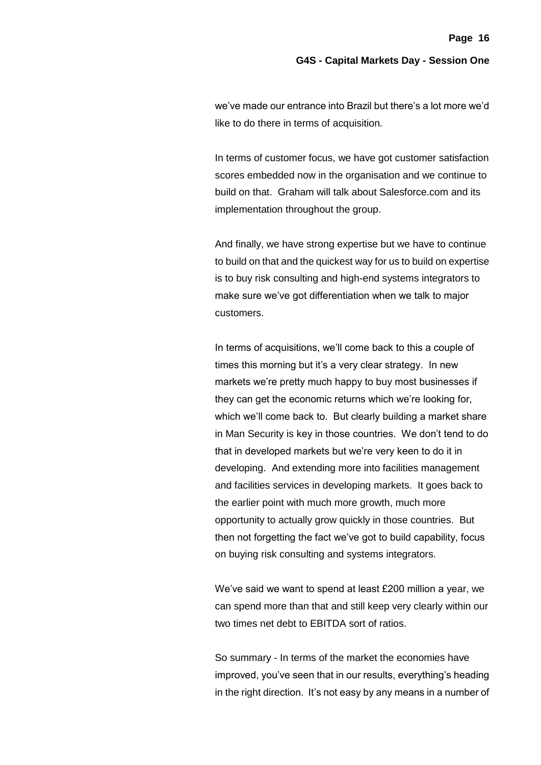we've made our entrance into Brazil but there's a lot more we'd like to do there in terms of acquisition.

In terms of customer focus, we have got customer satisfaction scores embedded now in the organisation and we continue to build on that. Graham will talk about Salesforce.com and its implementation throughout the group.

And finally, we have strong expertise but we have to continue to build on that and the quickest way for us to build on expertise is to buy risk consulting and high-end systems integrators to make sure we've got differentiation when we talk to major customers.

In terms of acquisitions, we'll come back to this a couple of times this morning but it's a very clear strategy. In new markets we're pretty much happy to buy most businesses if they can get the economic returns which we're looking for, which we'll come back to. But clearly building a market share in Man Security is key in those countries. We don't tend to do that in developed markets but we're very keen to do it in developing. And extending more into facilities management and facilities services in developing markets. It goes back to the earlier point with much more growth, much more opportunity to actually grow quickly in those countries. But then not forgetting the fact we've got to build capability, focus on buying risk consulting and systems integrators.

We've said we want to spend at least £200 million a year, we can spend more than that and still keep very clearly within our two times net debt to EBITDA sort of ratios.

So summary - In terms of the market the economies have improved, you've seen that in our results, everything's heading in the right direction. It's not easy by any means in a number of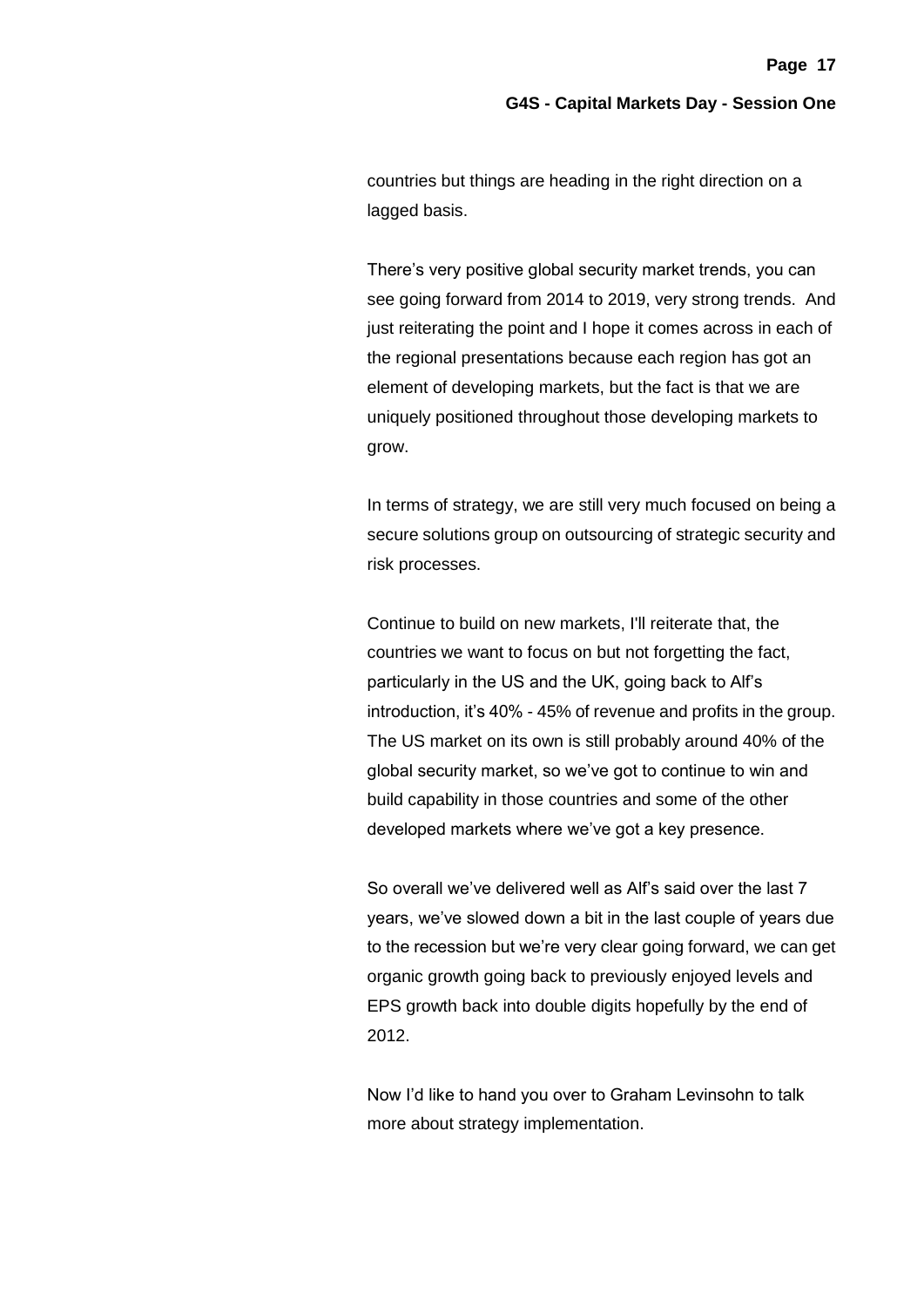countries but things are heading in the right direction on a lagged basis.

There's very positive global security market trends, you can see going forward from 2014 to 2019, very strong trends. And just reiterating the point and I hope it comes across in each of the regional presentations because each region has got an element of developing markets, but the fact is that we are uniquely positioned throughout those developing markets to grow.

In terms of strategy, we are still very much focused on being a secure solutions group on outsourcing of strategic security and risk processes.

Continue to build on new markets, I'll reiterate that, the countries we want to focus on but not forgetting the fact, particularly in the US and the UK, going back to Alf's introduction, it's 40% - 45% of revenue and profits in the group. The US market on its own is still probably around 40% of the global security market, so we've got to continue to win and build capability in those countries and some of the other developed markets where we've got a key presence.

So overall we've delivered well as Alf's said over the last 7 years, we've slowed down a bit in the last couple of years due to the recession but we're very clear going forward, we can get organic growth going back to previously enjoyed levels and EPS growth back into double digits hopefully by the end of 2012.

Now I'd like to hand you over to Graham Levinsohn to talk more about strategy implementation.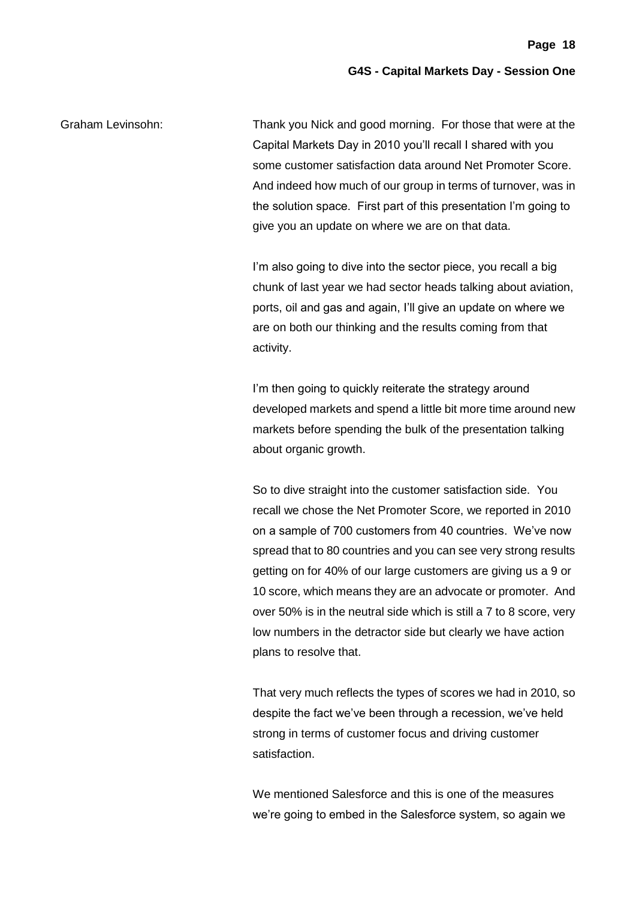Graham Levinsohn: Thank you Nick and good morning. For those that were at the Capital Markets Day in 2010 you'll recall I shared with you some customer satisfaction data around Net Promoter Score. And indeed how much of our group in terms of turnover, was in the solution space. First part of this presentation I'm going to give you an update on where we are on that data.

I'm also going to dive into the sector piece, you recall a big chunk of last year we had sector heads talking about aviation, ports, oil and gas and again, I'll give an update on where we are on both our thinking and the results coming from that activity.

I'm then going to quickly reiterate the strategy around developed markets and spend a little bit more time around new markets before spending the bulk of the presentation talking about organic growth.

So to dive straight into the customer satisfaction side. You recall we chose the Net Promoter Score, we reported in 2010 on a sample of 700 customers from 40 countries. We've now spread that to 80 countries and you can see very strong results getting on for 40% of our large customers are giving us a 9 or 10 score, which means they are an advocate or promoter. And over 50% is in the neutral side which is still a 7 to 8 score, very low numbers in the detractor side but clearly we have action plans to resolve that.

That very much reflects the types of scores we had in 2010, so despite the fact we've been through a recession, we've held strong in terms of customer focus and driving customer satisfaction.

We mentioned Salesforce and this is one of the measures we're going to embed in the Salesforce system, so again we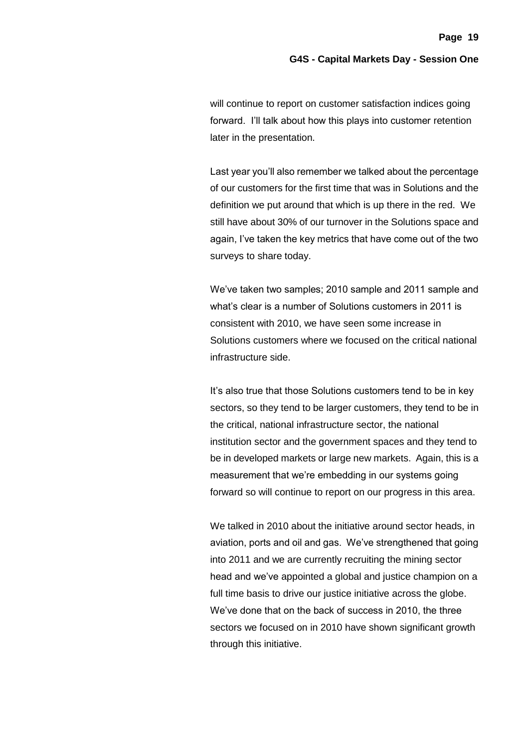will continue to report on customer satisfaction indices going forward. I'll talk about how this plays into customer retention later in the presentation.

Last year you'll also remember we talked about the percentage of our customers for the first time that was in Solutions and the definition we put around that which is up there in the red. We still have about 30% of our turnover in the Solutions space and again, I've taken the key metrics that have come out of the two surveys to share today.

We've taken two samples; 2010 sample and 2011 sample and what's clear is a number of Solutions customers in 2011 is consistent with 2010, we have seen some increase in Solutions customers where we focused on the critical national infrastructure side.

It's also true that those Solutions customers tend to be in key sectors, so they tend to be larger customers, they tend to be in the critical, national infrastructure sector, the national institution sector and the government spaces and they tend to be in developed markets or large new markets. Again, this is a measurement that we're embedding in our systems going forward so will continue to report on our progress in this area.

We talked in 2010 about the initiative around sector heads, in aviation, ports and oil and gas. We've strengthened that going into 2011 and we are currently recruiting the mining sector head and we've appointed a global and justice champion on a full time basis to drive our justice initiative across the globe. We've done that on the back of success in 2010, the three sectors we focused on in 2010 have shown significant growth through this initiative.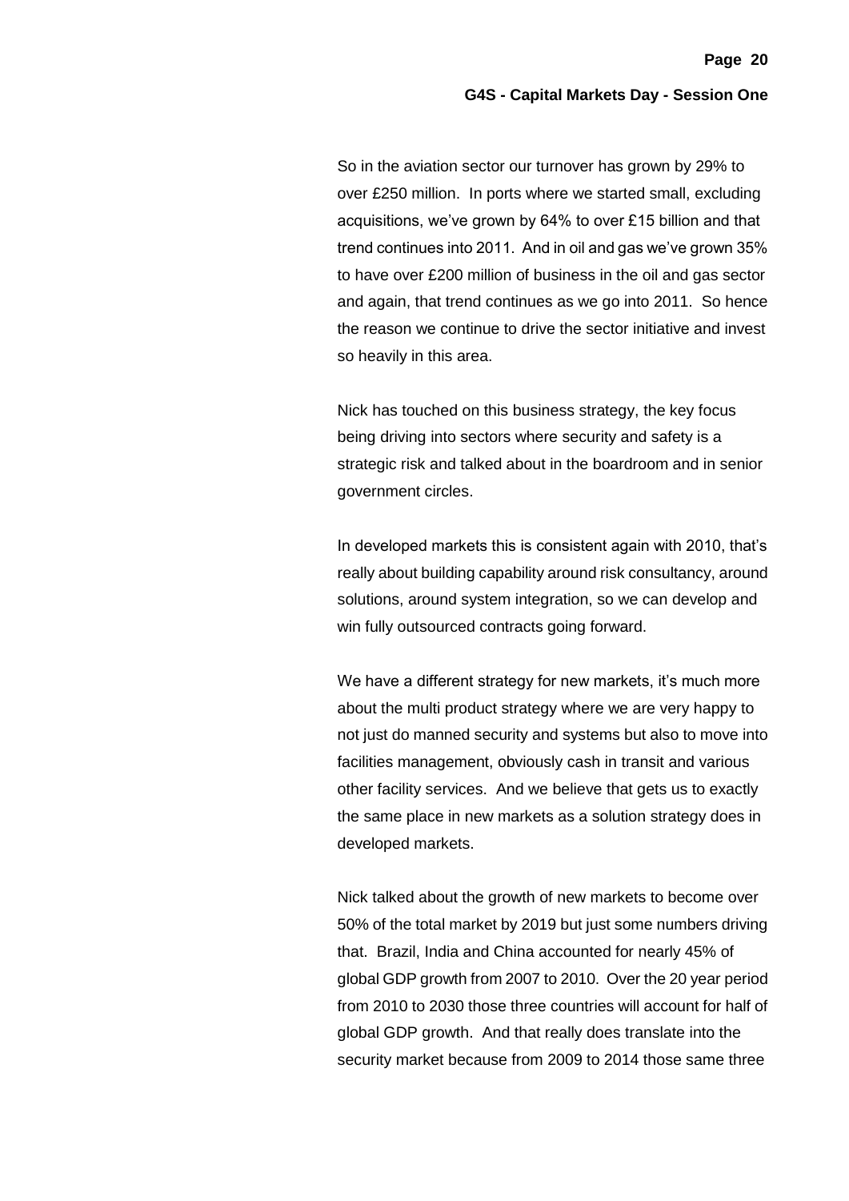So in the aviation sector our turnover has grown by 29% to over £250 million. In ports where we started small, excluding acquisitions, we've grown by 64% to over £15 billion and that trend continues into 2011. And in oil and gas we've grown 35% to have over £200 million of business in the oil and gas sector and again, that trend continues as we go into 2011. So hence the reason we continue to drive the sector initiative and invest so heavily in this area.

Nick has touched on this business strategy, the key focus being driving into sectors where security and safety is a strategic risk and talked about in the boardroom and in senior government circles.

In developed markets this is consistent again with 2010, that's really about building capability around risk consultancy, around solutions, around system integration, so we can develop and win fully outsourced contracts going forward.

We have a different strategy for new markets, it's much more about the multi product strategy where we are very happy to not just do manned security and systems but also to move into facilities management, obviously cash in transit and various other facility services. And we believe that gets us to exactly the same place in new markets as a solution strategy does in developed markets.

Nick talked about the growth of new markets to become over 50% of the total market by 2019 but just some numbers driving that. Brazil, India and China accounted for nearly 45% of global GDP growth from 2007 to 2010. Over the 20 year period from 2010 to 2030 those three countries will account for half of global GDP growth. And that really does translate into the security market because from 2009 to 2014 those same three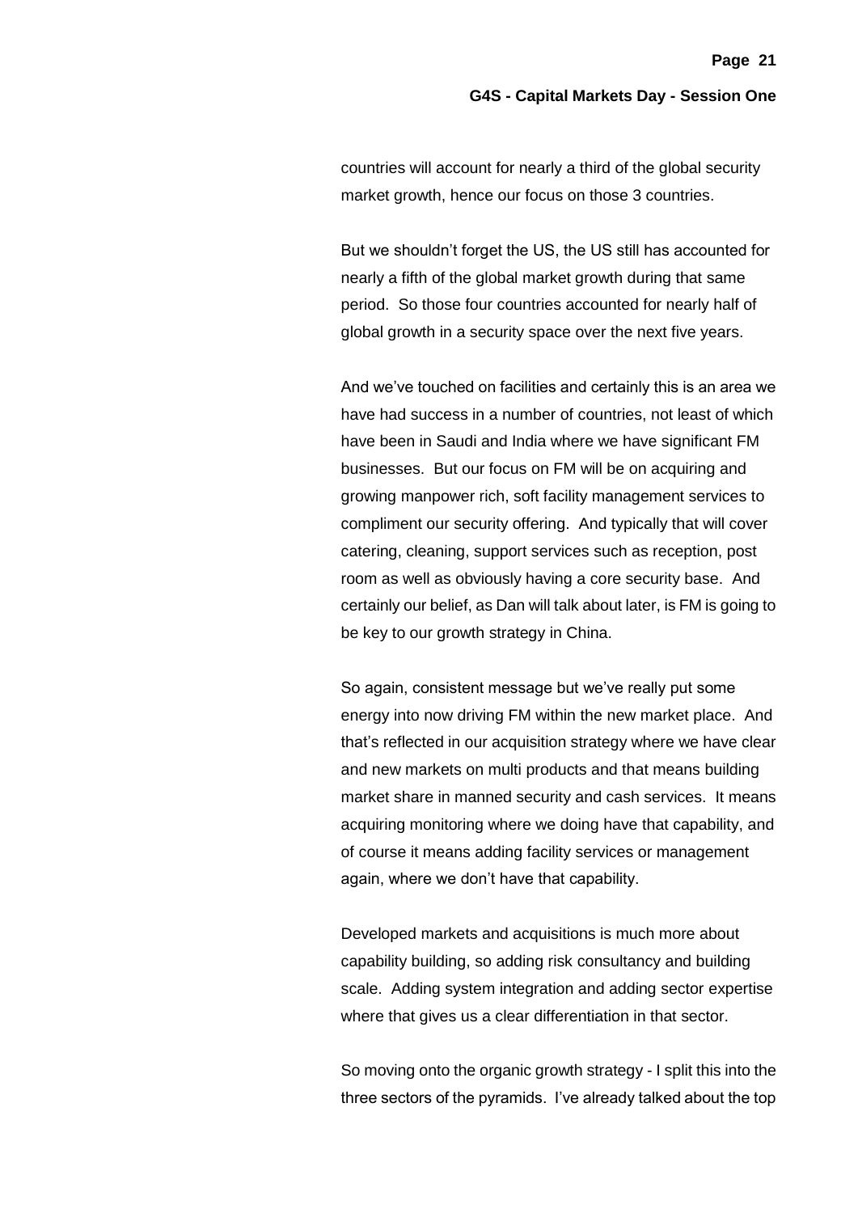countries will account for nearly a third of the global security market growth, hence our focus on those 3 countries.

But we shouldn't forget the US, the US still has accounted for nearly a fifth of the global market growth during that same period. So those four countries accounted for nearly half of global growth in a security space over the next five years.

And we've touched on facilities and certainly this is an area we have had success in a number of countries, not least of which have been in Saudi and India where we have significant FM businesses. But our focus on FM will be on acquiring and growing manpower rich, soft facility management services to compliment our security offering. And typically that will cover catering, cleaning, support services such as reception, post room as well as obviously having a core security base. And certainly our belief, as Dan will talk about later, is FM is going to be key to our growth strategy in China.

So again, consistent message but we've really put some energy into now driving FM within the new market place. And that's reflected in our acquisition strategy where we have clear and new markets on multi products and that means building market share in manned security and cash services. It means acquiring monitoring where we doing have that capability, and of course it means adding facility services or management again, where we don't have that capability.

Developed markets and acquisitions is much more about capability building, so adding risk consultancy and building scale. Adding system integration and adding sector expertise where that gives us a clear differentiation in that sector.

So moving onto the organic growth strategy - I split this into the three sectors of the pyramids. I've already talked about the top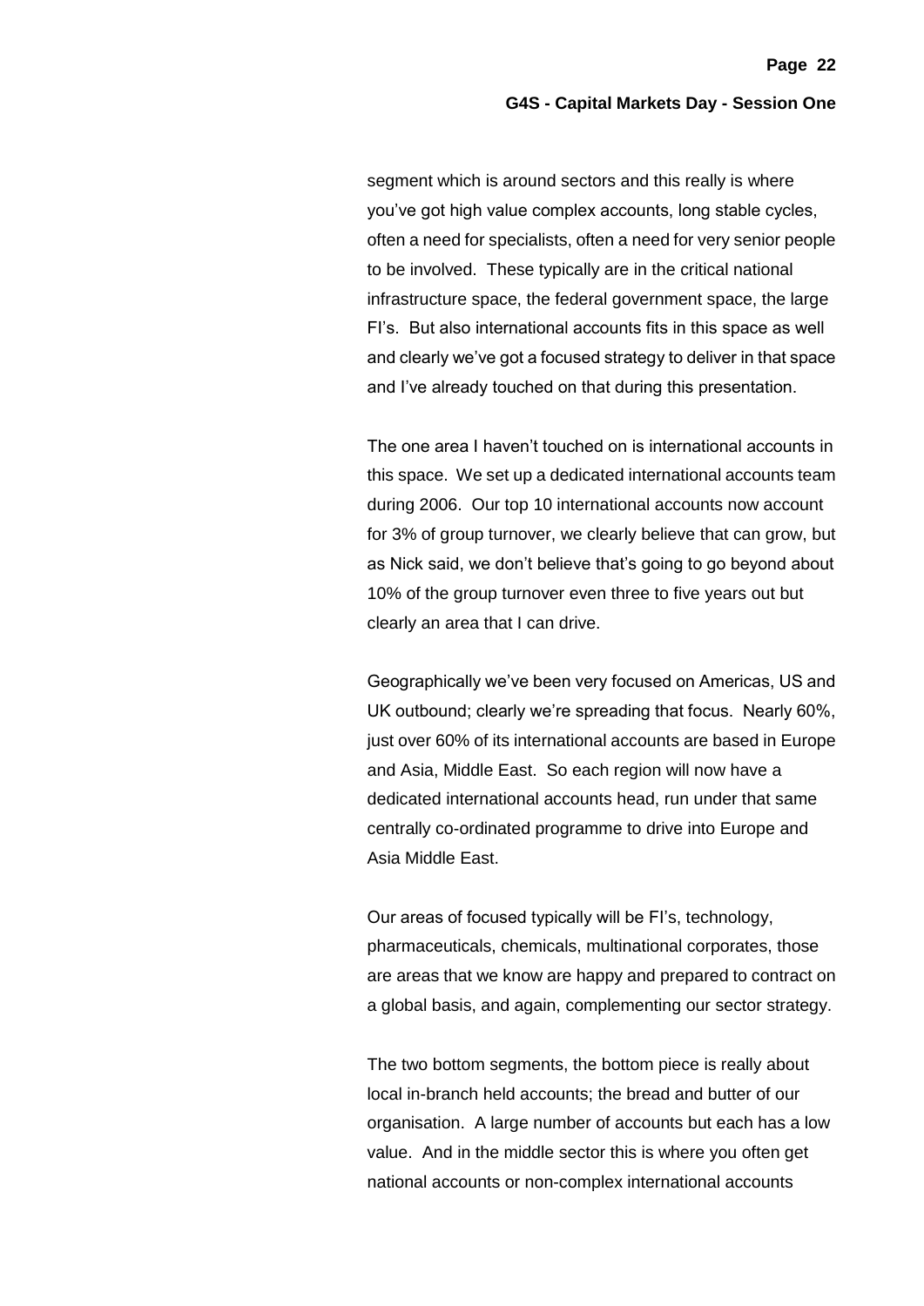segment which is around sectors and this really is where you've got high value complex accounts, long stable cycles, often a need for specialists, often a need for very senior people to be involved. These typically are in the critical national infrastructure space, the federal government space, the large FI's. But also international accounts fits in this space as well and clearly we've got a focused strategy to deliver in that space and I've already touched on that during this presentation.

The one area I haven't touched on is international accounts in this space. We set up a dedicated international accounts team during 2006. Our top 10 international accounts now account for 3% of group turnover, we clearly believe that can grow, but as Nick said, we don't believe that's going to go beyond about 10% of the group turnover even three to five years out but clearly an area that I can drive.

Geographically we've been very focused on Americas, US and UK outbound; clearly we're spreading that focus. Nearly 60%, just over 60% of its international accounts are based in Europe and Asia, Middle East. So each region will now have a dedicated international accounts head, run under that same centrally co-ordinated programme to drive into Europe and Asia Middle East.

Our areas of focused typically will be FI's, technology, pharmaceuticals, chemicals, multinational corporates, those are areas that we know are happy and prepared to contract on a global basis, and again, complementing our sector strategy.

The two bottom segments, the bottom piece is really about local in-branch held accounts; the bread and butter of our organisation. A large number of accounts but each has a low value. And in the middle sector this is where you often get national accounts or non-complex international accounts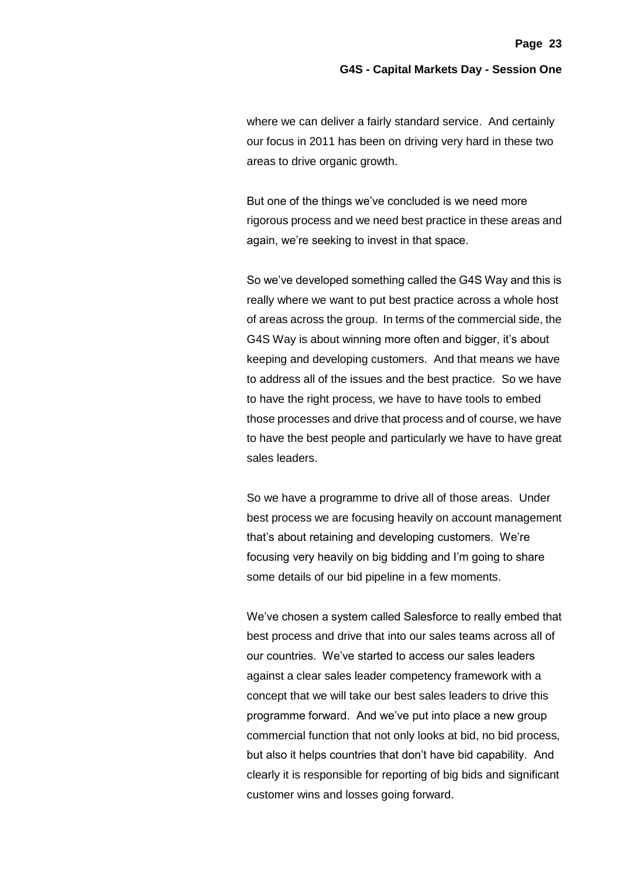where we can deliver a fairly standard service. And certainly our focus in 2011 has been on driving very hard in these two areas to drive organic growth.

But one of the things we've concluded is we need more rigorous process and we need best practice in these areas and again, we're seeking to invest in that space.

So we've developed something called the G4S Way and this is really where we want to put best practice across a whole host of areas across the group. In terms of the commercial side, the G4S Way is about winning more often and bigger, it's about keeping and developing customers. And that means we have to address all of the issues and the best practice. So we have to have the right process, we have to have tools to embed those processes and drive that process and of course, we have to have the best people and particularly we have to have great sales leaders.

So we have a programme to drive all of those areas. Under best process we are focusing heavily on account management that's about retaining and developing customers. We're focusing very heavily on big bidding and I'm going to share some details of our bid pipeline in a few moments.

We've chosen a system called Salesforce to really embed that best process and drive that into our sales teams across all of our countries. We've started to access our sales leaders against a clear sales leader competency framework with a concept that we will take our best sales leaders to drive this programme forward. And we've put into place a new group commercial function that not only looks at bid, no bid process, but also it helps countries that don't have bid capability. And clearly it is responsible for reporting of big bids and significant customer wins and losses going forward.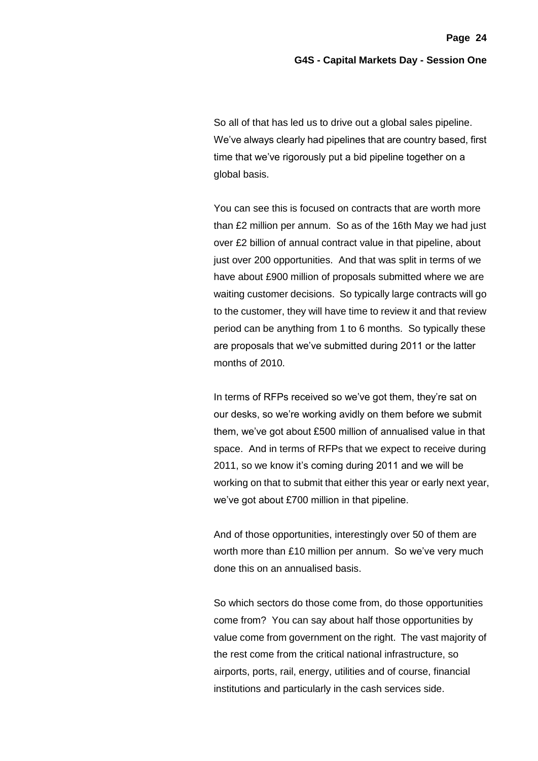So all of that has led us to drive out a global sales pipeline. We've always clearly had pipelines that are country based, first time that we've rigorously put a bid pipeline together on a global basis.

You can see this is focused on contracts that are worth more than £2 million per annum. So as of the 16th May we had just over £2 billion of annual contract value in that pipeline, about just over 200 opportunities. And that was split in terms of we have about £900 million of proposals submitted where we are waiting customer decisions. So typically large contracts will go to the customer, they will have time to review it and that review period can be anything from 1 to 6 months. So typically these are proposals that we've submitted during 2011 or the latter months of 2010.

In terms of RFPs received so we've got them, they're sat on our desks, so we're working avidly on them before we submit them, we've got about £500 million of annualised value in that space. And in terms of RFPs that we expect to receive during 2011, so we know it's coming during 2011 and we will be working on that to submit that either this year or early next year, we've got about £700 million in that pipeline.

And of those opportunities, interestingly over 50 of them are worth more than £10 million per annum. So we've very much done this on an annualised basis.

So which sectors do those come from, do those opportunities come from? You can say about half those opportunities by value come from government on the right. The vast majority of the rest come from the critical national infrastructure, so airports, ports, rail, energy, utilities and of course, financial institutions and particularly in the cash services side.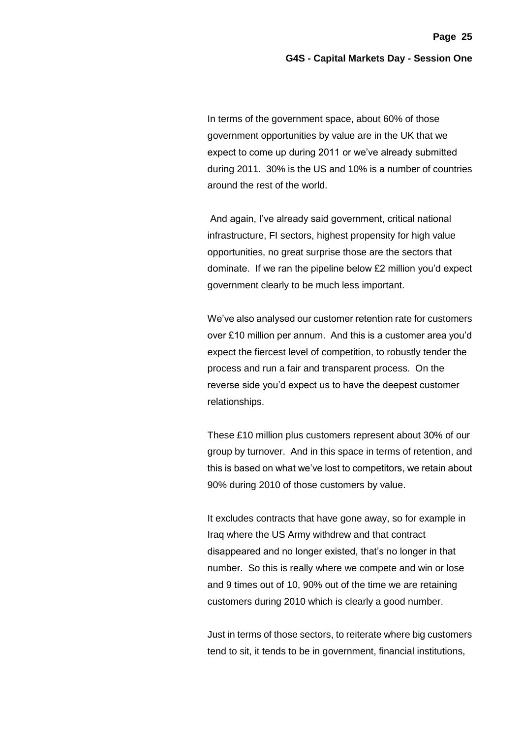In terms of the government space, about 60% of those government opportunities by value are in the UK that we expect to come up during 2011 or we've already submitted during 2011. 30% is the US and 10% is a number of countries around the rest of the world.

And again, I've already said government, critical national infrastructure, FI sectors, highest propensity for high value opportunities, no great surprise those are the sectors that dominate. If we ran the pipeline below £2 million you'd expect government clearly to be much less important.

We've also analysed our customer retention rate for customers over £10 million per annum. And this is a customer area you'd expect the fiercest level of competition, to robustly tender the process and run a fair and transparent process. On the reverse side you'd expect us to have the deepest customer relationships.

These £10 million plus customers represent about 30% of our group by turnover. And in this space in terms of retention, and this is based on what we've lost to competitors, we retain about 90% during 2010 of those customers by value.

It excludes contracts that have gone away, so for example in Iraq where the US Army withdrew and that contract disappeared and no longer existed, that's no longer in that number. So this is really where we compete and win or lose and 9 times out of 10, 90% out of the time we are retaining customers during 2010 which is clearly a good number.

Just in terms of those sectors, to reiterate where big customers tend to sit, it tends to be in government, financial institutions,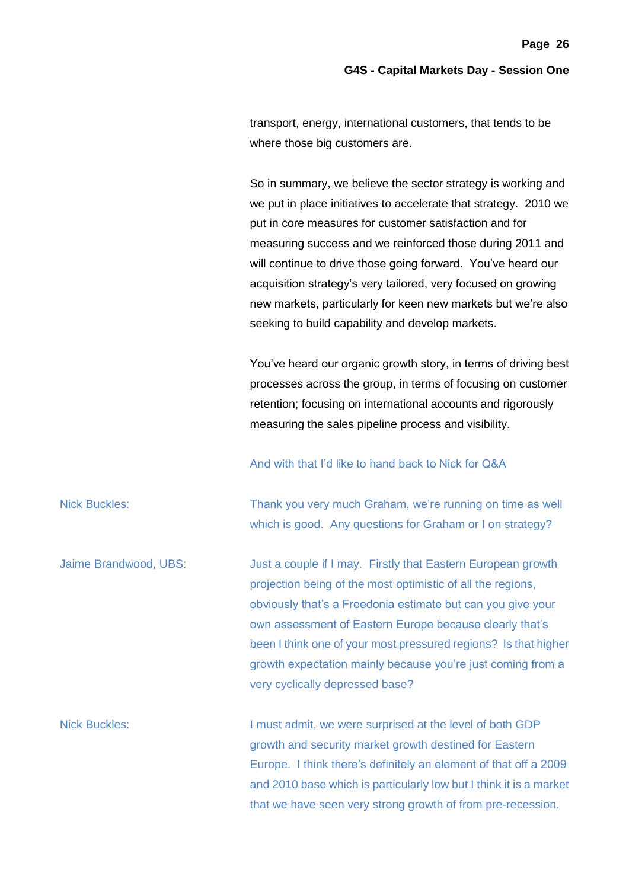transport, energy, international customers, that tends to be where those big customers are.

So in summary, we believe the sector strategy is working and we put in place initiatives to accelerate that strategy. 2010 we put in core measures for customer satisfaction and for measuring success and we reinforced those during 2011 and will continue to drive those going forward. You've heard our acquisition strategy's very tailored, very focused on growing new markets, particularly for keen new markets but we're also seeking to build capability and develop markets.

You've heard our organic growth story, in terms of driving best processes across the group, in terms of focusing on customer retention; focusing on international accounts and rigorously measuring the sales pipeline process and visibility.

And with that I'd like to hand back to Nick for Q&A

**Nick Buckles:** Thank you very much Graham, we're running on time as well which is good. Any questions for Graham or I on strategy?

**Jaime Brandwood, UBS:** Just a couple if I may. Firstly that Eastern European growth projection being of the most optimistic of all the regions, obviously that's a Freedonia estimate but can you give your own assessment of Eastern Europe because clearly that's been I think one of your most pressured regions? Is that higher growth expectation mainly because you're just coming from a very cyclically depressed base?

**Nick Buckles:** I must admit, we were surprised at the level of both GDP growth and security market growth destined for Eastern Europe. I think there's definitely an element of that off a 2009 and 2010 base which is particularly low but I think it is a market that we have seen very strong growth of from pre-recession.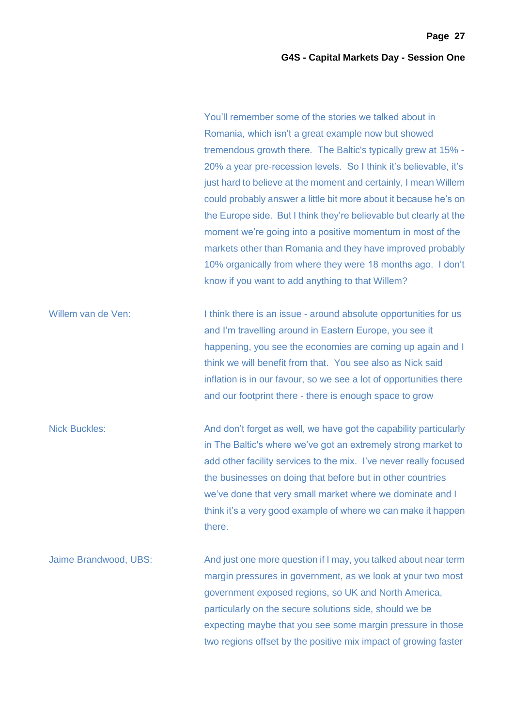You'll remember some of the stories we talked about in Romania, which isn't a great example now but showed tremendous growth there. The Baltic's typically grew at 15% - 20% a year pre-recession levels. So I think it's believable, it's just hard to believe at the moment and certainly, I mean Willem could probably answer a little bit more about it because he's on the Europe side. But I think they're believable but clearly at the moment we're going into a positive momentum in most of the markets other than Romania and they have improved probably 10% organically from where they were 18 months ago. I don't know if you want to add anything to that Willem?

Willem van de Ven: I think there is an issue - around absolute opportunities for us and I'm travelling around in Eastern Europe, you see it happening, you see the economies are coming up again and I think we will benefit from that. You see also as Nick said inflation is in our favour, so we see a lot of opportunities there and our footprint there - there is enough space to grow

Nick Buckles: And don't forget as well, we have got the capability particularly in The Baltic's where we've got an extremely strong market to add other facility services to the mix. I've never really focused the businesses on doing that before but in other countries we've done that very small market where we dominate and I think it's a very good example of where we can make it happen there.

Jaime Brandwood, UBS: And just one more question if I may, you talked about near term margin pressures in government, as we look at your two most government exposed regions, so UK and North America, particularly on the secure solutions side, should we be expecting maybe that you see some margin pressure in those two regions offset by the positive mix impact of growing faster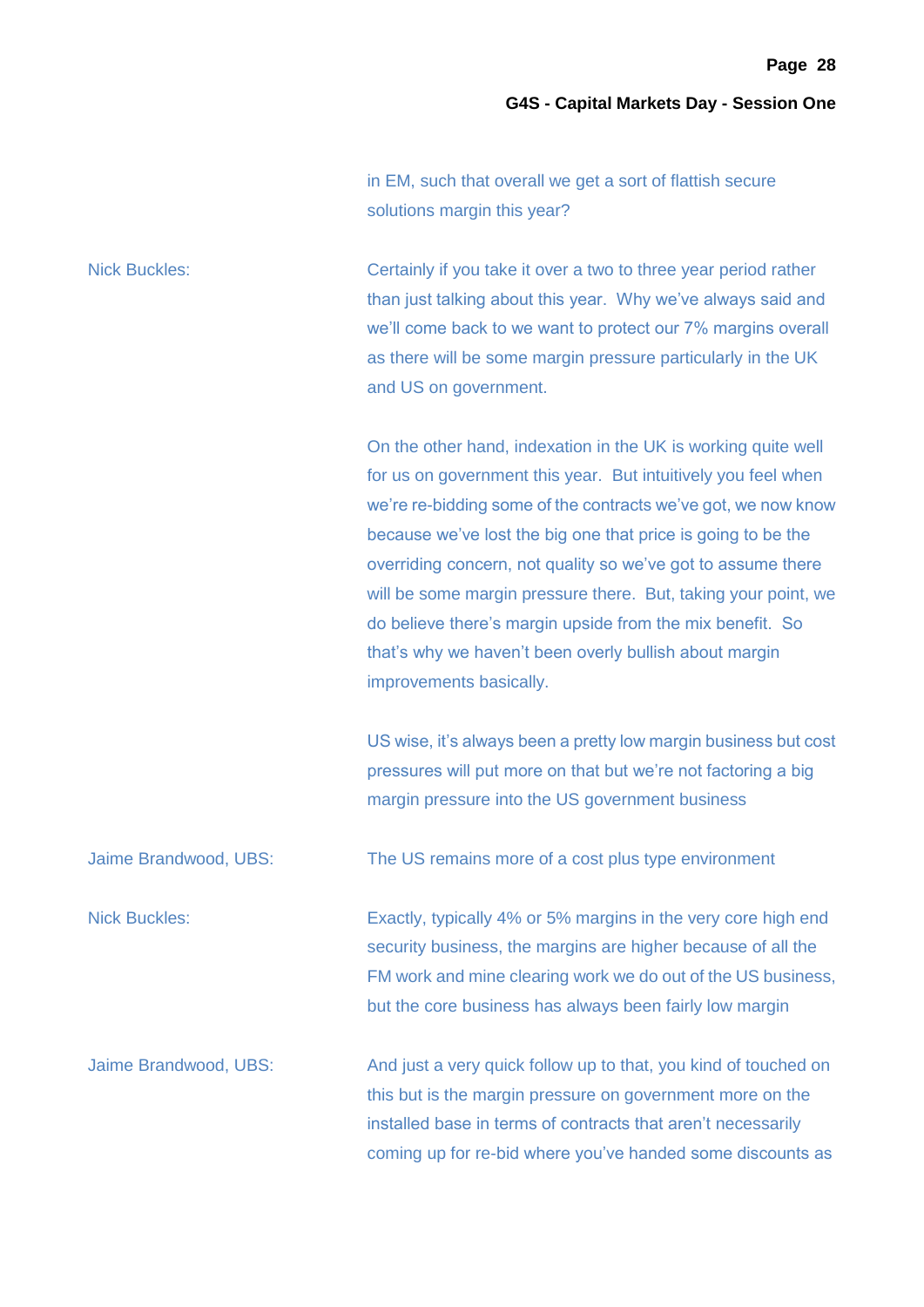in EM, such that overall we get a sort of flattish secure solutions margin this year?

Nick Buckles: Certainly if you take it over a two to three year period rather than just talking about this year. Why we've always said and we'll come back to we want to protect our 7% margins overall as there will be some margin pressure particularly in the UK and US on government.

On the other hand, indexation in the UK is working quite well for us on government this year. But intuitively you feel when we're re-bidding some of the contracts we've got, we now know because we've lost the big one that price is going to be the overriding concern, not quality so we've got to assume there will be some margin pressure there. But, taking your point, we do believe there's margin upside from the mix benefit. So that's why we haven't been overly bullish about margin improvements basically.

US wise, it's always been a pretty low margin business but cost pressures will put more on that but we're not factoring a big margin pressure into the US government business

Jaime Brandwood, UBS: The US remains more of a cost plus type environment

Nick Buckles: Exactly, typically 4% or 5% margins in the very core high end security business, the margins are higher because of all the FM work and mine clearing work we do out of the US business, but the core business has always been fairly low margin

Jaime Brandwood, UBS: And just a very quick follow up to that, you kind of touched on this but is the margin pressure on government more on the installed base in terms of contracts that aren't necessarily coming up for re-bid where you've handed some discounts as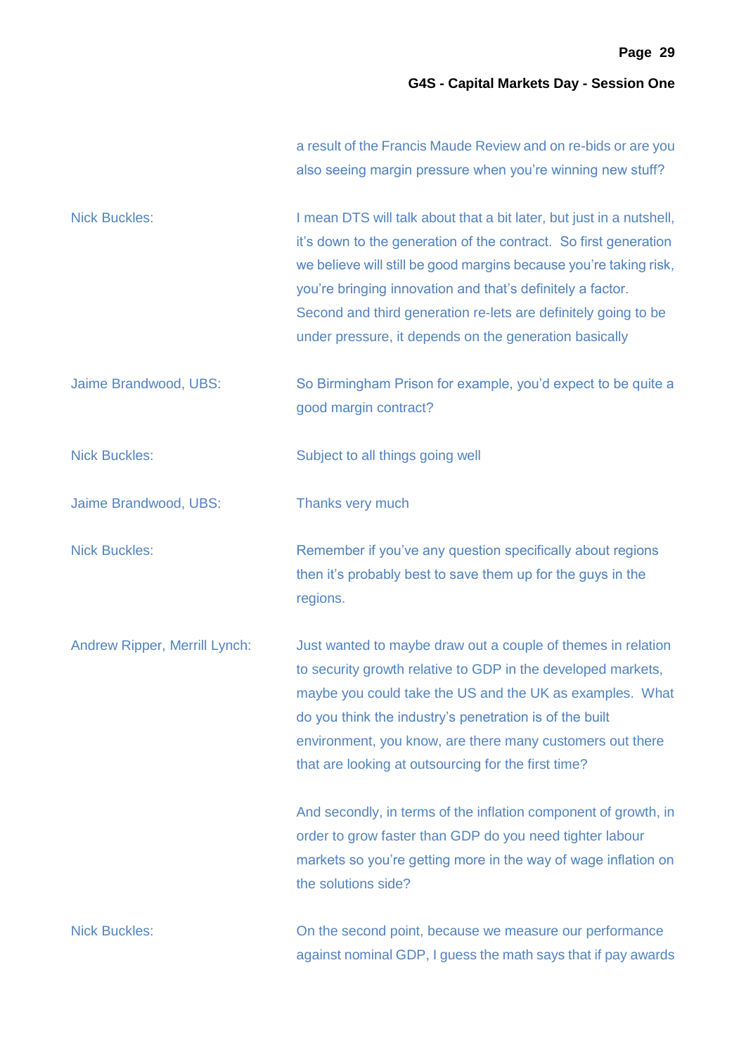a result of the Francis Maude Review and on re-bids or are you also seeing margin pressure when you're winning new stuff?

**Nick Buckles:** I mean DTS will talk about that a bit later, but just in a nutshell, it's down to the generation of the contract. So first generation we believe will still be good margins because you're taking risk, you're bringing innovation and that's definitely a factor. Second and third generation re-lets are definitely going to be under pressure, it depends on the generation basically

**Jaime Brandwood, UBS:** So Birmingham Prison for example, you'd expect to be quite a good margin contract?

**Nick Buckles:** Subject to all things going well

**Jaime Brandwood, UBS:** Thanks very much

**Nick Buckles:** Remember if you've any question specifically about regions then it's probably best to save them up for the guys in the regions.

**Andrew Ripper, Merrill Lynch:** Just wanted to maybe draw out a couple of themes in relation to security growth relative to GDP in the developed markets, maybe you could take the US and the UK as examples. What do you think the industry's penetration is of the built environment, you know, are there many customers out there that are looking at outsourcing for the first time?

And secondly, in terms of the inflation component of growth, in order to grow faster than GDP do you need tighter labour markets so you're getting more in the way of wage inflation on the solutions side?

**Nick Buckles:** On the second point, because we measure our performance against nominal GDP, I guess the math says that if pay awards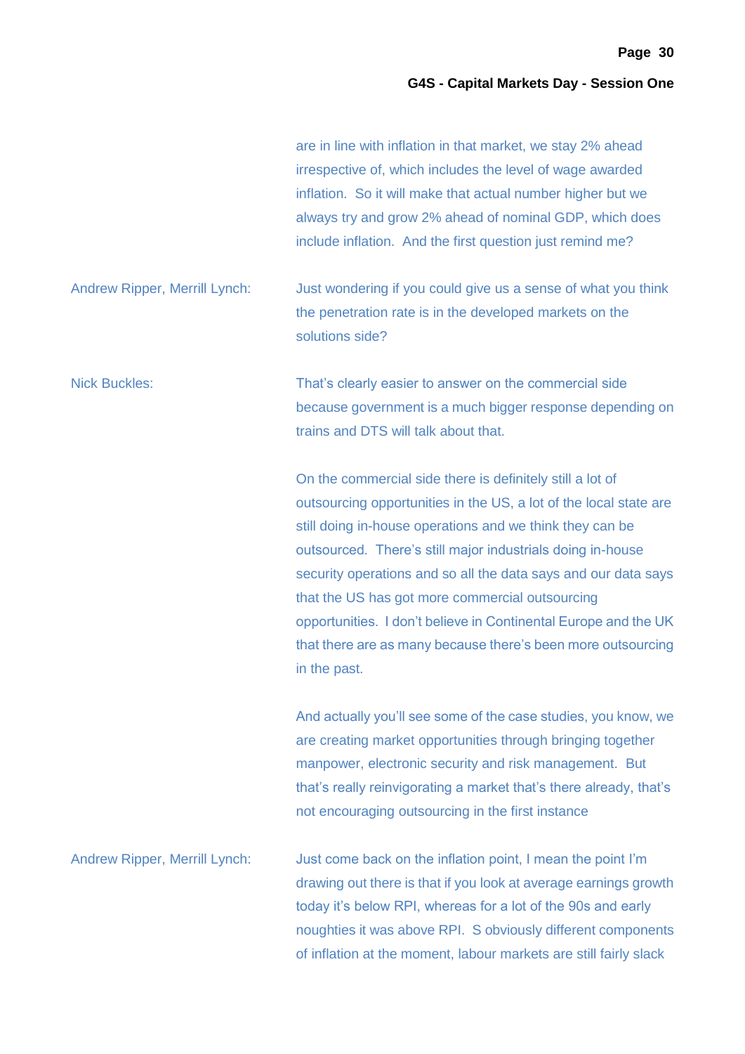are in line with inflation in that market, we stay 2% ahead irrespective of, which includes the level of wage awarded inflation. So it will make that actual number higher but we always try and grow 2% ahead of nominal GDP, which does include inflation. And the first question just remind me?

Andrew Ripper, Merrill Lynch: Just wondering if you could give us a sense of what you think the penetration rate is in the developed markets on the solutions side?

Nick Buckles: That's clearly easier to answer on the commercial side because government is a much bigger response depending on trains and DTS will talk about that.

On the commercial side there is definitely still a lot of outsourcing opportunities in the US, a lot of the local state are still doing in-house operations and we think they can be outsourced. There's still major industrials doing in-house security operations and so all the data says and our data says that the US has got more commercial outsourcing opportunities. I don't believe in Continental Europe and the UK that there are as many because there's been more outsourcing in the past.

And actually you'll see some of the case studies, you know, we are creating market opportunities through bringing together manpower, electronic security and risk management. But that's really reinvigorating a market that's there already, that's not encouraging outsourcing in the first instance

Andrew Ripper, Merrill Lynch: Just come back on the inflation point, I mean the point I'm drawing out there is that if you look at average earnings growth today it's below RPI, whereas for a lot of the 90s and early noughties it was above RPI. S obviously different components of inflation at the moment, labour markets are still fairly slack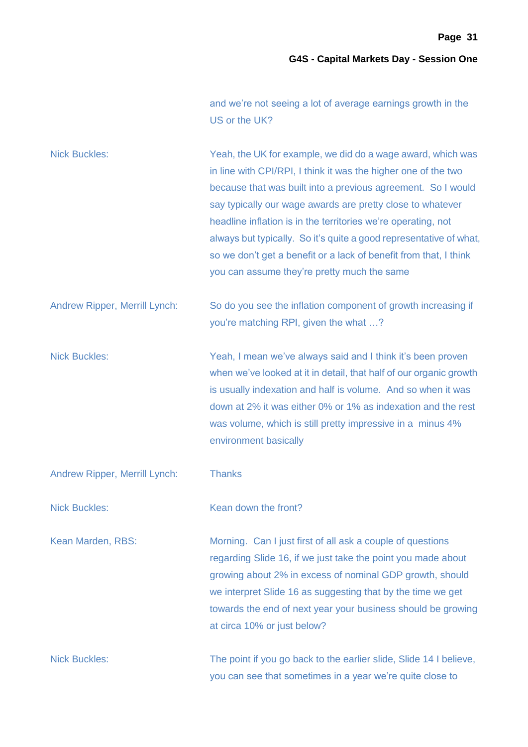and we're not seeing a lot of average earnings growth in the US or the UK?

**Nick Buckles:** Yeah, the UK for example, we did do a wage award, which was in line with CPI/RPI, I think it was the higher one of the two because that was built into a previous agreement. So I would say typically our wage awards are pretty close to whatever headline inflation is in the territories we're operating, not always but typically. So it's quite a good representative of what, so we don't get a benefit or a lack of benefit from that, I think you can assume they're pretty much the same

**Andrew Ripper, Merrill Lynch:** So do you see the inflation component of growth increasing if you're matching RPI, given the what …?

**Nick Buckles:** Yeah, I mean we've always said and I think it's been proven when we've looked at it in detail, that half of our organic growth is usually indexation and half is volume. And so when it was down at 2% it was either 0% or 1% as indexation and the rest was volume, which is still pretty impressive in a minus 4% environment basically

**Andrew Ripper, Merrill Lynch:** Thanks

**Nick Buckles:** Kean down the front?

**Kean Marden, RBS:** Morning. Can I just first of all ask a couple of questions regarding Slide 16, if we just take the point you made about growing about 2% in excess of nominal GDP growth, should we interpret Slide 16 as suggesting that by the time we get towards the end of next year your business should be growing at circa 10% or just below?

**Nick Buckles:** The point if you go back to the earlier slide, Slide 14 I believe, you can see that sometimes in a year we're quite close to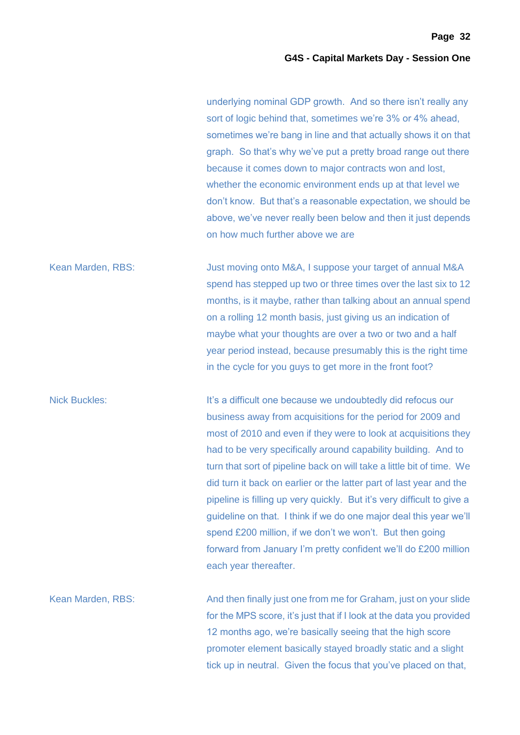underlying nominal GDP growth. And so there isn't really any sort of logic behind that, sometimes we're 3% or 4% ahead, sometimes we're bang in line and that actually shows it on that graph. So that's why we've put a pretty broad range out there because it comes down to major contracts won and lost, whether the economic environment ends up at that level we don't know. But that's a reasonable expectation, we should be above, we've never really been below and then it just depends on how much further above we are

Kean Marden, RBS: Just moving onto M&A, I suppose your target of annual M&A spend has stepped up two or three times over the last six to 12 months, is it maybe, rather than talking about an annual spend on a rolling 12 month basis, just giving us an indication of maybe what your thoughts are over a two or two and a half year period instead, because presumably this is the right time in the cycle for you guys to get more in the front foot?

Nick Buckles: It's a difficult one because we undoubtedly did refocus our business away from acquisitions for the period for 2009 and most of 2010 and even if they were to look at acquisitions they had to be very specifically around capability building. And to turn that sort of pipeline back on will take a little bit of time. We did turn it back on earlier or the latter part of last year and the pipeline is filling up very quickly. But it's very difficult to give a guideline on that. I think if we do one major deal this year we'll spend £200 million, if we don't we won't. But then going forward from January I'm pretty confident we'll do £200 million each year thereafter.

Kean Marden, RBS: And then finally just one from me for Graham, just on your slide for the MPS score, it's just that if I look at the data you provided 12 months ago, we're basically seeing that the high score promoter element basically stayed broadly static and a slight tick up in neutral. Given the focus that you've placed on that,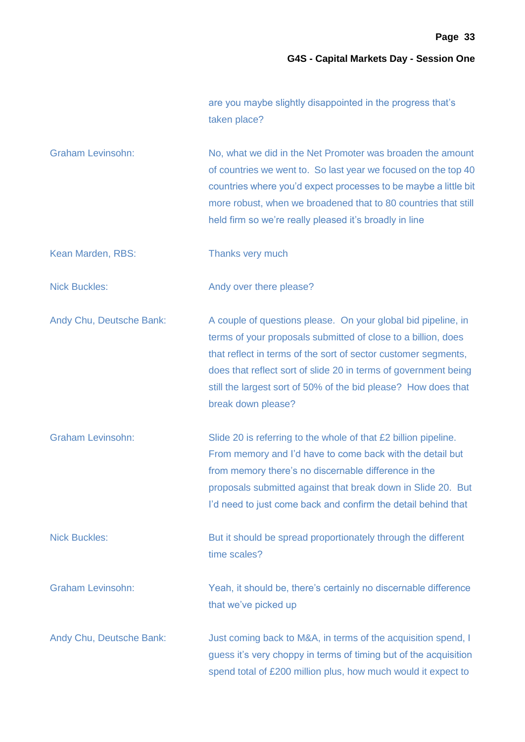are you maybe slightly disappointed in the progress that's taken place?

Graham Levinsohn: No, what we did in the Net Promoter was broaden the amount of countries we went to. So last year we focused on the top 40 countries where you'd expect processes to be maybe a little bit more robust, when we broadened that to 80 countries that still held firm so we're really pleased it's broadly in line

Kean Marden, RBS: Thanks very much

Nick Buckles: Andy over there please?

Andy Chu, Deutsche Bank: A couple of questions please. On your global bid pipeline, in terms of your proposals submitted of close to a billion, does that reflect in terms of the sort of sector customer segments, does that reflect sort of slide 20 in terms of government being still the largest sort of 50% of the bid please? How does that break down please?

Graham Levinsohn: Slide 20 is referring to the whole of that £2 billion pipeline. From memory and I'd have to come back with the detail but from memory there's no discernable difference in the proposals submitted against that break down in Slide 20. But I'd need to just come back and confirm the detail behind that

Nick Buckles: But it should be spread proportionately through the different time scales?

Graham Levinsohn: Yeah, it should be, there's certainly no discernable difference that we've picked up

Andy Chu, Deutsche Bank: Just coming back to M&A, in terms of the acquisition spend, I guess it's very choppy in terms of timing but of the acquisition spend total of £200 million plus, how much would it expect to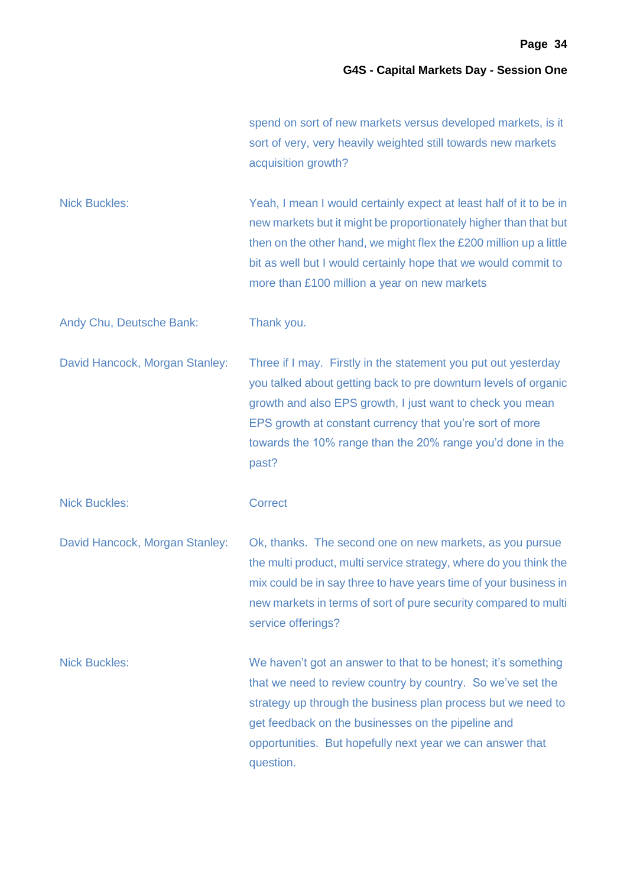spend on sort of new markets versus developed markets, is it sort of very, very heavily weighted still towards new markets acquisition growth?

Nick Buckles: Yeah, I mean I would certainly expect at least half of it to be in new markets but it might be proportionately higher than that but then on the other hand, we might flex the £200 million up a little bit as well but I would certainly hope that we would commit to more than £100 million a year on new markets

Andy Chu, Deutsche Bank: Thank you.

David Hancock, Morgan Stanley: Three if I may. Firstly in the statement you put out yesterday you talked about getting back to pre downturn levels of organic growth and also EPS growth, I just want to check you mean EPS growth at constant currency that you're sort of more towards the 10% range than the 20% range you'd done in the past?

Nick Buckles: Correct

David Hancock, Morgan Stanley: Ok, thanks. The second one on new markets, as you pursue the multi product, multi service strategy, where do you think the mix could be in say three to have years time of your business in new markets in terms of sort of pure security compared to multi service offerings?

Nick Buckles: We haven't got an answer to that to be honest; it's something that we need to review country by country. So we've set the strategy up through the business plan process but we need to get feedback on the businesses on the pipeline and opportunities. But hopefully next year we can answer that question.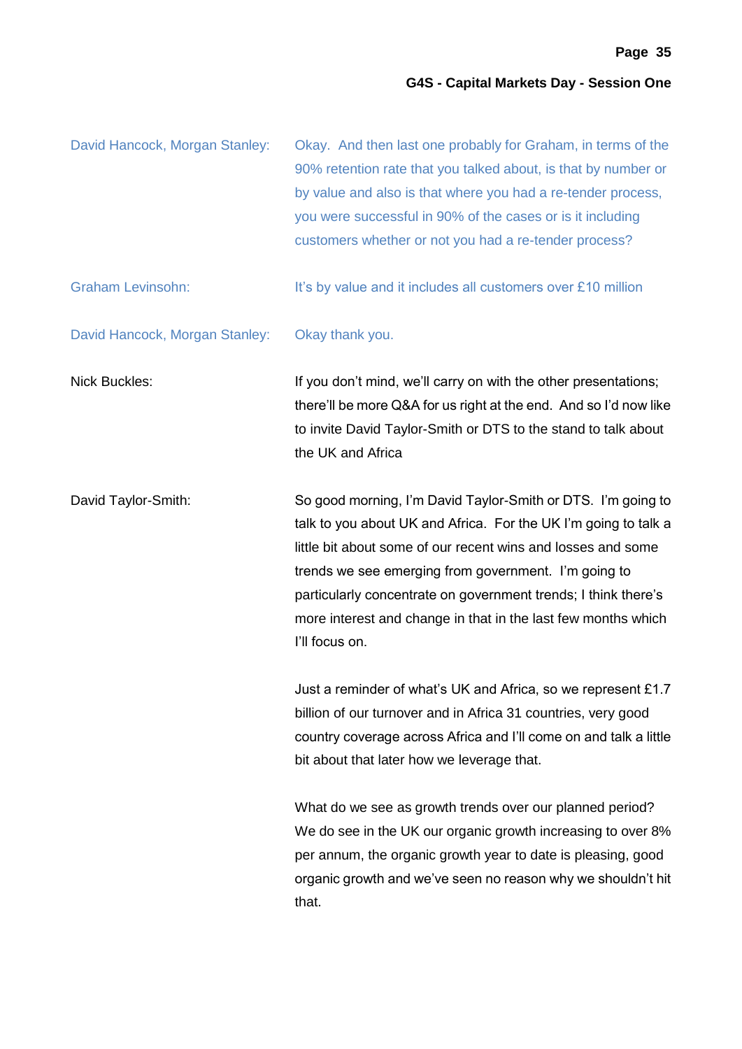**David Hancock, Morgan Stanley:** Okay. And then last one probably for Graham, in terms of the 90% retention rate that you talked about, is that by number or by value and also is that where you had a re-tender process, you were successful in 90% of the cases or is it including customers whether or not you had a re-tender process?

**Graham Levinsohn:** It's by value and it includes all customers over £10 million

**David Hancock, Morgan Stanley:** Okay thank you.

**Nick Buckles:** If you don't mind, we'll carry on with the other presentations; there'll be more Q&A for us right at the end. And so I'd now like to invite David Taylor-Smith or DTS to the stand to talk about the UK and Africa

**David Taylor-Smith:** So good morning, I'm David Taylor-Smith or DTS. I'm going to talk to you about UK and Africa. For the UK I'm going to talk a little bit about some of our recent wins and losses and some trends we see emerging from government. I'm going to particularly concentrate on government trends; I think there's more interest and change in that in the last few months which I'll focus on.

Just a reminder of what's UK and Africa, so we represent £1.7 billion of our turnover and in Africa 31 countries, very good country coverage across Africa and I'll come on and talk a little bit about that later how we leverage that.

What do we see as growth trends over our planned period? We do see in the UK our organic growth increasing to over 8% per annum, the organic growth year to date is pleasing, good organic growth and we've seen no reason why we shouldn't hit that.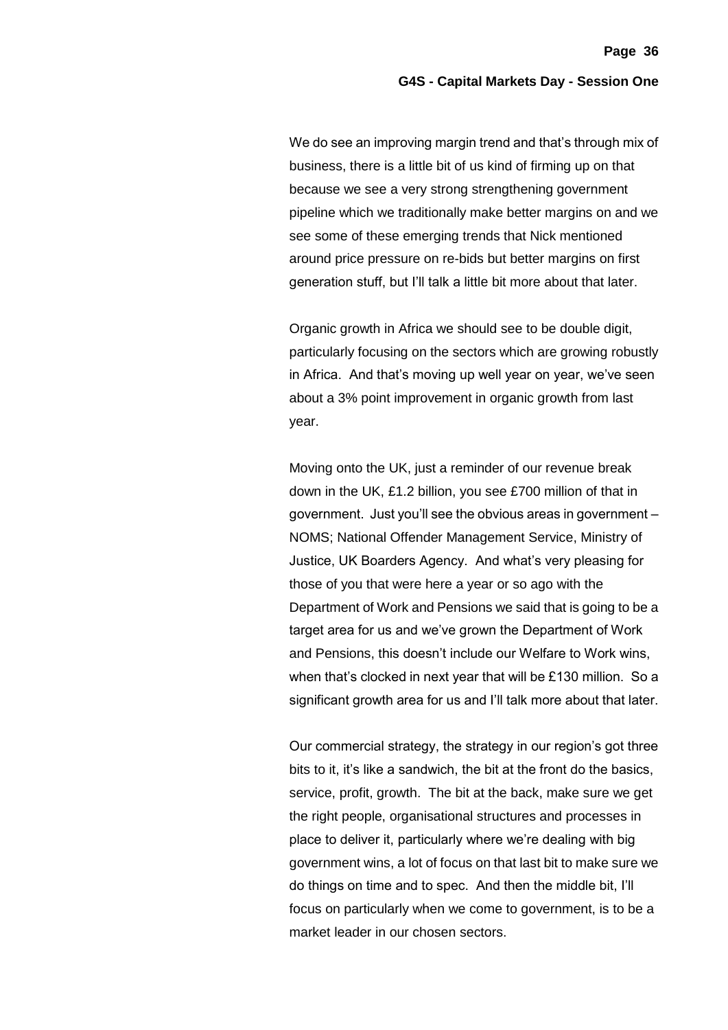We do see an improving margin trend and that's through mix of business, there is a little bit of us kind of firming up on that because we see a very strong strengthening government pipeline which we traditionally make better margins on and we see some of these emerging trends that Nick mentioned around price pressure on re-bids but better margins on first generation stuff, but I'll talk a little bit more about that later.

Organic growth in Africa we should see to be double digit, particularly focusing on the sectors which are growing robustly in Africa. And that's moving up well year on year, we've seen about a 3% point improvement in organic growth from last year.

Moving onto the UK, just a reminder of our revenue break down in the UK, £1.2 billion, you see £700 million of that in government. Just you'll see the obvious areas in government – NOMS; National Offender Management Service, Ministry of Justice, UK Boarders Agency. And what's very pleasing for those of you that were here a year or so ago with the Department of Work and Pensions we said that is going to be a target area for us and we've grown the Department of Work and Pensions, this doesn't include our Welfare to Work wins, when that's clocked in next year that will be £130 million. So a significant growth area for us and I'll talk more about that later.

Our commercial strategy, the strategy in our region's got three bits to it, it's like a sandwich, the bit at the front do the basics, service, profit, growth. The bit at the back, make sure we get the right people, organisational structures and processes in place to deliver it, particularly where we're dealing with big government wins, a lot of focus on that last bit to make sure we do things on time and to spec. And then the middle bit, I'll focus on particularly when we come to government, is to be a market leader in our chosen sectors.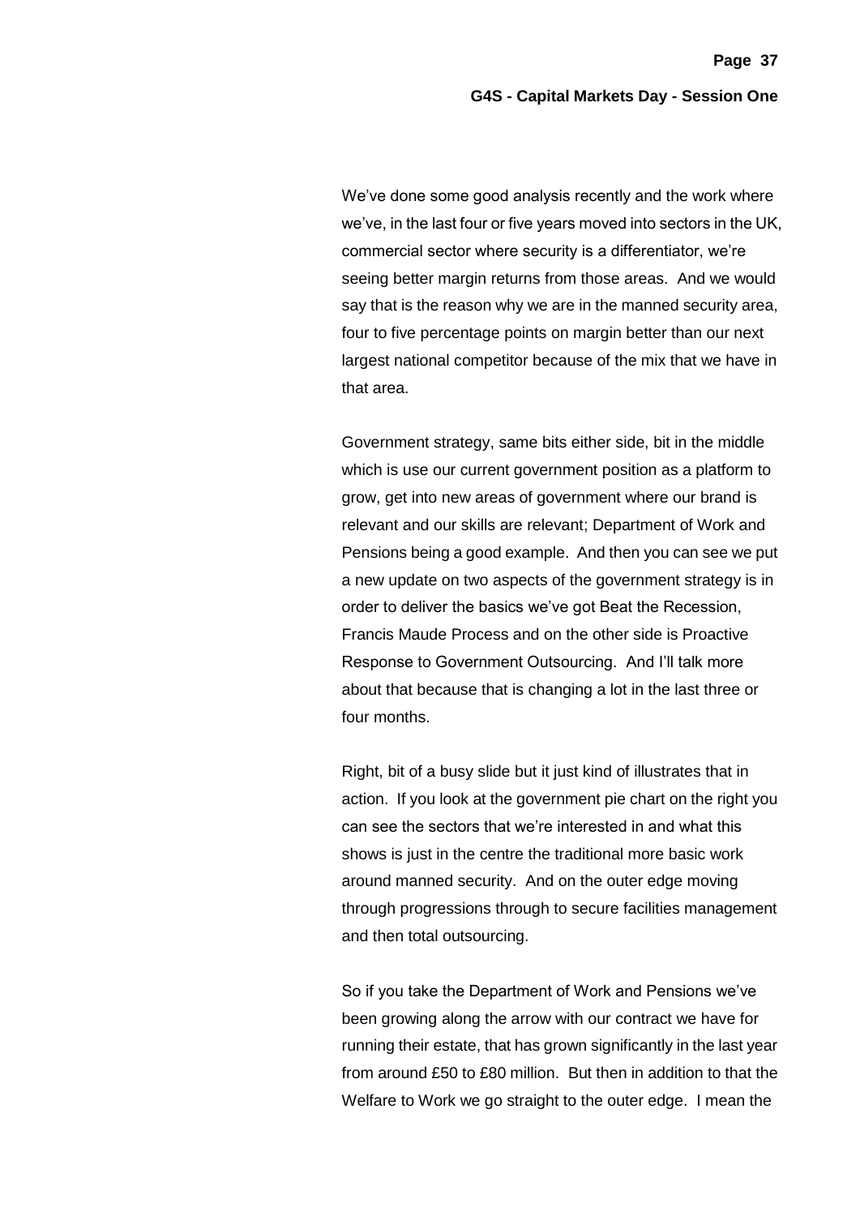We've done some good analysis recently and the work where we've, in the last four or five years moved into sectors in the UK, commercial sector where security is a differentiator, we're seeing better margin returns from those areas. And we would say that is the reason why we are in the manned security area, four to five percentage points on margin better than our next largest national competitor because of the mix that we have in that area.

Government strategy, same bits either side, bit in the middle which is use our current government position as a platform to grow, get into new areas of government where our brand is relevant and our skills are relevant; Department of Work and Pensions being a good example. And then you can see we put a new update on two aspects of the government strategy is in order to deliver the basics we've got Beat the Recession, Francis Maude Process and on the other side is Proactive Response to Government Outsourcing. And I'll talk more about that because that is changing a lot in the last three or four months.

Right, bit of a busy slide but it just kind of illustrates that in action. If you look at the government pie chart on the right you can see the sectors that we're interested in and what this shows is just in the centre the traditional more basic work around manned security. And on the outer edge moving through progressions through to secure facilities management and then total outsourcing.

So if you take the Department of Work and Pensions we've been growing along the arrow with our contract we have for running their estate, that has grown significantly in the last year from around £50 to £80 million. But then in addition to that the Welfare to Work we go straight to the outer edge. I mean the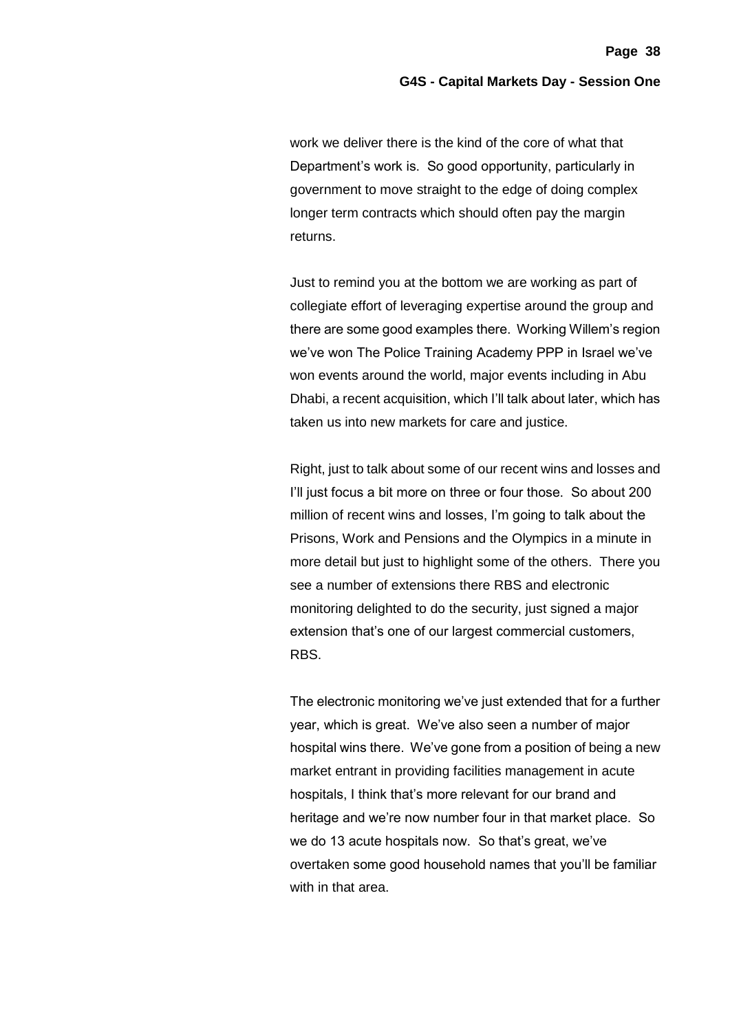work we deliver there is the kind of the core of what that Department's work is. So good opportunity, particularly in government to move straight to the edge of doing complex longer term contracts which should often pay the margin returns.

Just to remind you at the bottom we are working as part of collegiate effort of leveraging expertise around the group and there are some good examples there. Working Willem's region we've won The Police Training Academy PPP in Israel we've won events around the world, major events including in Abu Dhabi, a recent acquisition, which I'll talk about later, which has taken us into new markets for care and justice.

Right, just to talk about some of our recent wins and losses and I'll just focus a bit more on three or four those. So about 200 million of recent wins and losses, I'm going to talk about the Prisons, Work and Pensions and the Olympics in a minute in more detail but just to highlight some of the others. There you see a number of extensions there RBS and electronic monitoring delighted to do the security, just signed a major extension that's one of our largest commercial customers, RBS.

The electronic monitoring we've just extended that for a further year, which is great. We've also seen a number of major hospital wins there. We've gone from a position of being a new market entrant in providing facilities management in acute hospitals, I think that's more relevant for our brand and heritage and we're now number four in that market place. So we do 13 acute hospitals now. So that's great, we've overtaken some good household names that you'll be familiar with in that area.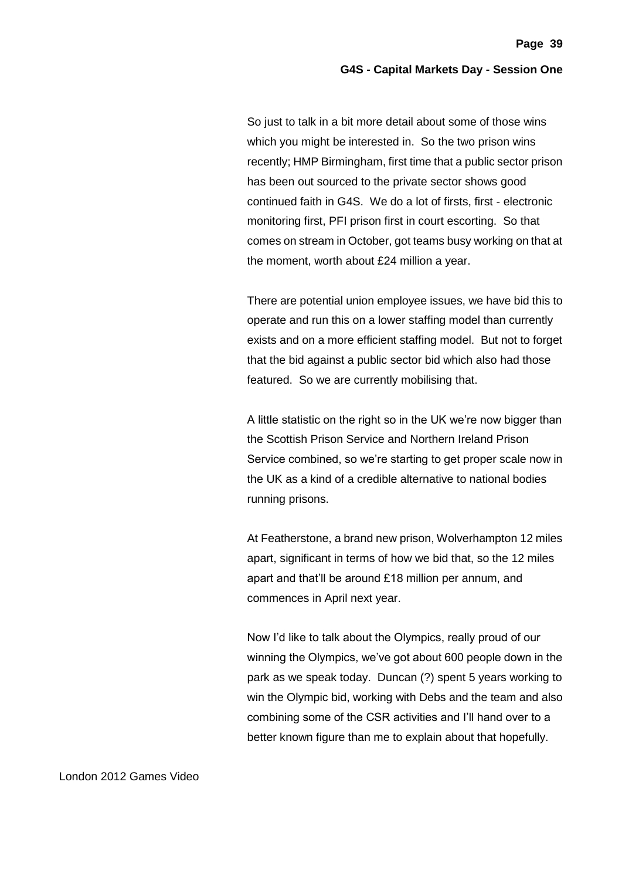So just to talk in a bit more detail about some of those wins which you might be interested in. So the two prison wins recently; HMP Birmingham, first time that a public sector prison has been out sourced to the private sector shows good continued faith in G4S. We do a lot of firsts, first - electronic monitoring first, PFI prison first in court escorting. So that comes on stream in October, got teams busy working on that at the moment, worth about £24 million a year.

There are potential union employee issues, we have bid this to operate and run this on a lower staffing model than currently exists and on a more efficient staffing model. But not to forget that the bid against a public sector bid which also had those featured. So we are currently mobilising that.

A little statistic on the right so in the UK we're now bigger than the Scottish Prison Service and Northern Ireland Prison Service combined, so we're starting to get proper scale now in the UK as a kind of a credible alternative to national bodies running prisons.

At Featherstone, a brand new prison, Wolverhampton 12 miles apart, significant in terms of how we bid that, so the 12 miles apart and that'll be around £18 million per annum, and commences in April next year.

Now I'd like to talk about the Olympics, really proud of our winning the Olympics, we've got about 600 people down in the park as we speak today. Duncan (?) spent 5 years working to win the Olympic bid, working with Debs and the team and also combining some of the CSR activities and I'll hand over to a better known figure than me to explain about that hopefully.

London 2012 Games Video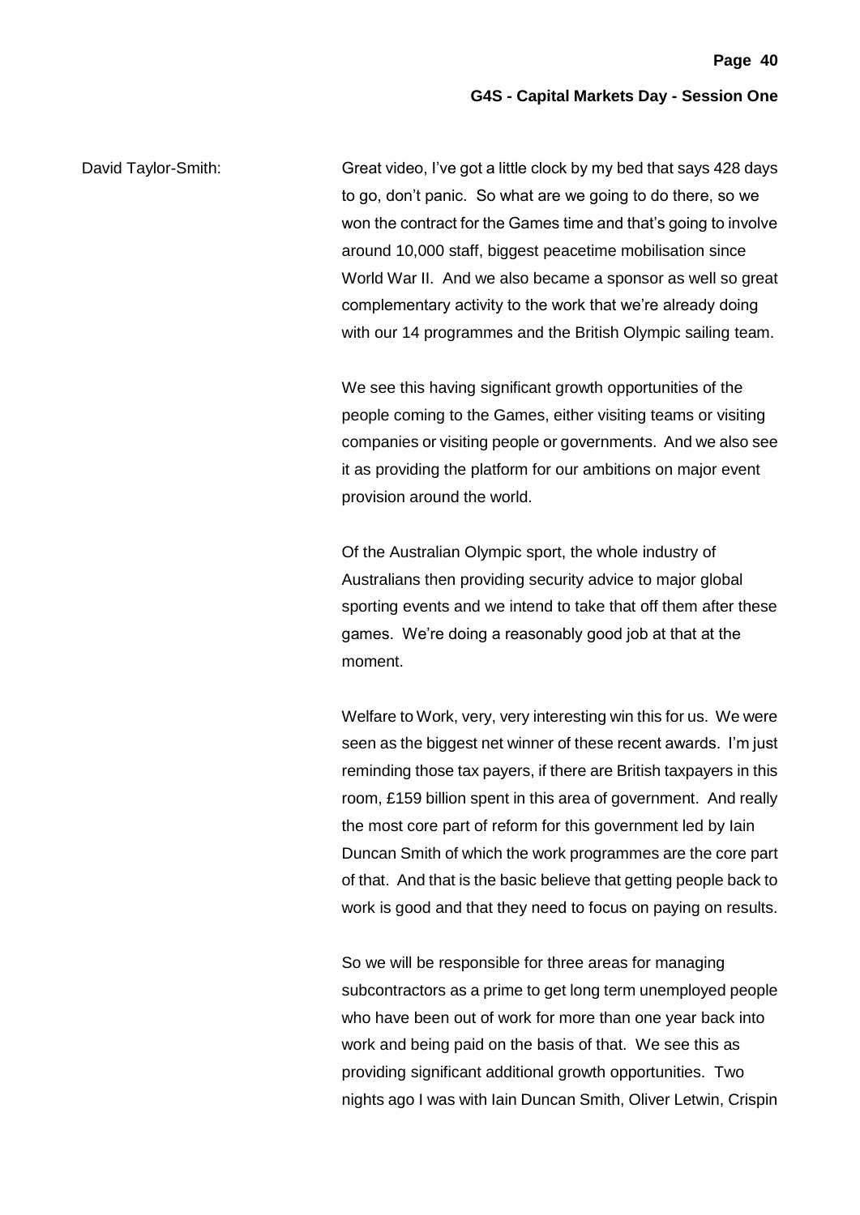David Taylor-Smith: Great video, I've got a little clock by my bed that says 428 days to go, don't panic. So what are we going to do there, so we won the contract for the Games time and that's going to involve around 10,000 staff, biggest peacetime mobilisation since World War II. And we also became a sponsor as well so great complementary activity to the work that we're already doing with our 14 programmes and the British Olympic sailing team.

We see this having significant growth opportunities of the people coming to the Games, either visiting teams or visiting companies or visiting people or governments. And we also see it as providing the platform for our ambitions on major event provision around the world.

Of the Australian Olympic sport, the whole industry of Australians then providing security advice to major global sporting events and we intend to take that off them after these games. We're doing a reasonably good job at that at the moment.

Welfare to Work, very, very interesting win this for us. We were seen as the biggest net winner of these recent awards. I'm just reminding those tax payers, if there are British taxpayers in this room, £159 billion spent in this area of government. And really the most core part of reform for this government led by Iain Duncan Smith of which the work programmes are the core part of that. And that is the basic believe that getting people back to work is good and that they need to focus on paying on results.

So we will be responsible for three areas for managing subcontractors as a prime to get long term unemployed people who have been out of work for more than one year back into work and being paid on the basis of that. We see this as providing significant additional growth opportunities. Two nights ago I was with Iain Duncan Smith, Oliver Letwin, Crispin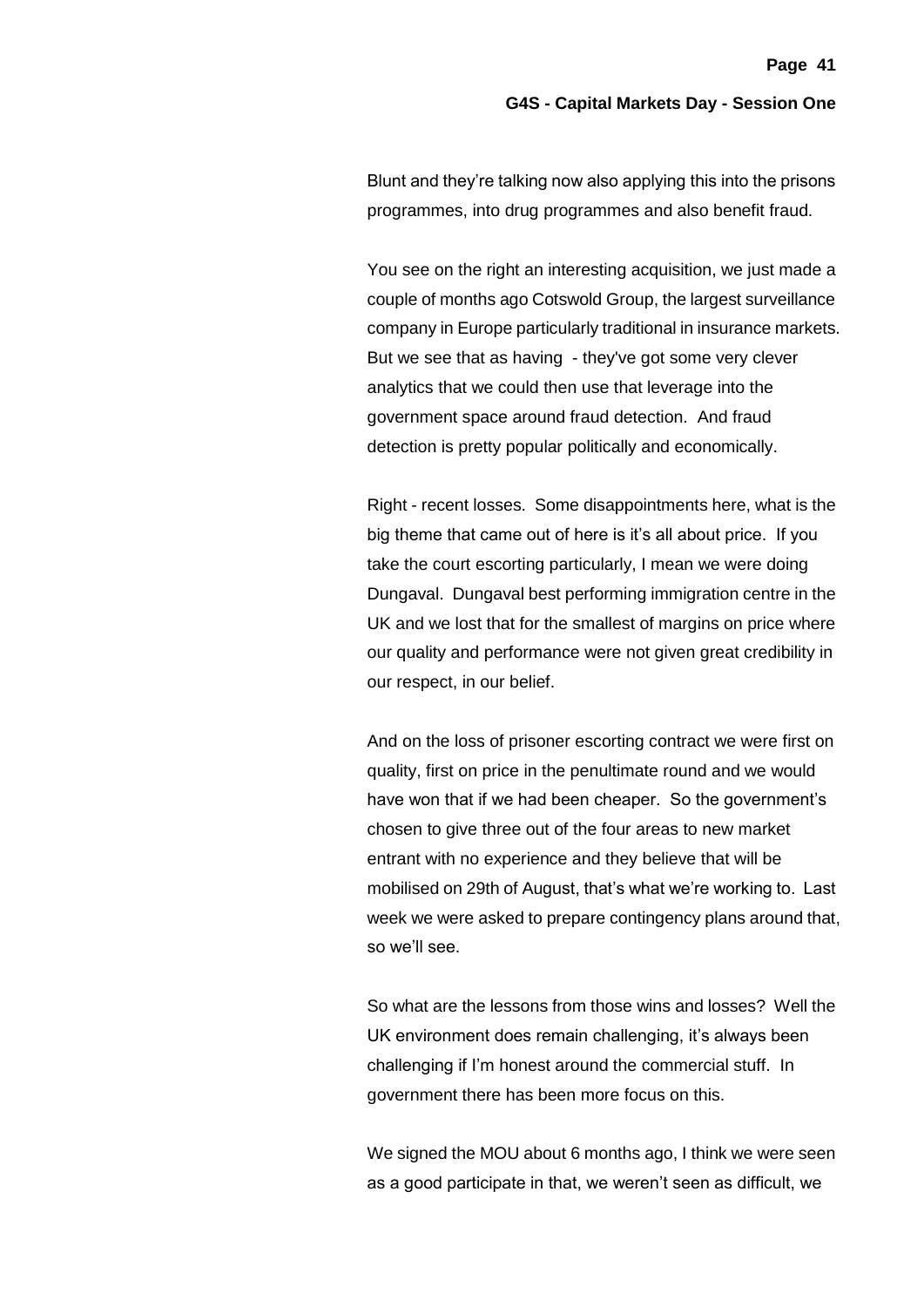Blunt and they're talking now also applying this into the prisons programmes, into drug programmes and also benefit fraud.

You see on the right an interesting acquisition, we just made a couple of months ago Cotswold Group, the largest surveillance company in Europe particularly traditional in insurance markets. But we see that as having - they've got some very clever analytics that we could then use that leverage into the government space around fraud detection. And fraud detection is pretty popular politically and economically.

Right - recent losses. Some disappointments here, what is the big theme that came out of here is it's all about price. If you take the court escorting particularly, I mean we were doing Dungaval. Dungaval best performing immigration centre in the UK and we lost that for the smallest of margins on price where our quality and performance were not given great credibility in our respect, in our belief.

And on the loss of prisoner escorting contract we were first on quality, first on price in the penultimate round and we would have won that if we had been cheaper. So the government's chosen to give three out of the four areas to new market entrant with no experience and they believe that will be mobilised on 29th of August, that's what we're working to. Last week we were asked to prepare contingency plans around that, so we'll see.

So what are the lessons from those wins and losses? Well the UK environment does remain challenging, it's always been challenging if I'm honest around the commercial stuff. In government there has been more focus on this.

We signed the MOU about 6 months ago, I think we were seen as a good participate in that, we weren't seen as difficult, we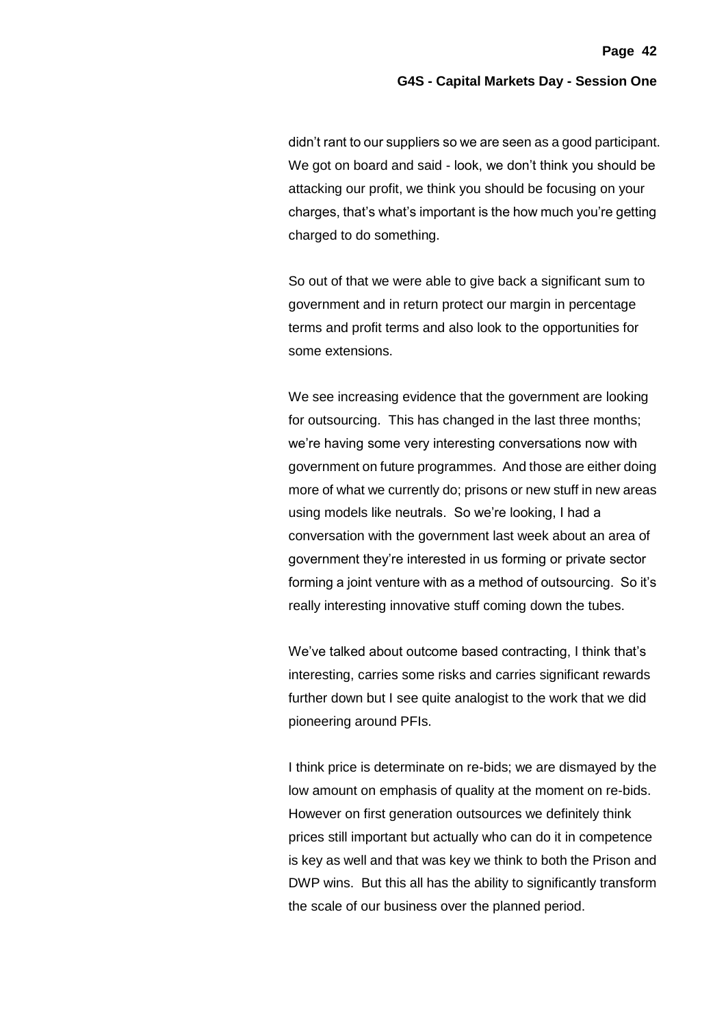didn't rant to our suppliers so we are seen as a good participant. We got on board and said - look, we don't think you should be attacking our profit, we think you should be focusing on your charges, that's what's important is the how much you're getting charged to do something.

So out of that we were able to give back a significant sum to government and in return protect our margin in percentage terms and profit terms and also look to the opportunities for some extensions.

We see increasing evidence that the government are looking for outsourcing. This has changed in the last three months; we're having some very interesting conversations now with government on future programmes. And those are either doing more of what we currently do; prisons or new stuff in new areas using models like neutrals. So we're looking, I had a conversation with the government last week about an area of government they're interested in us forming or private sector forming a joint venture with as a method of outsourcing. So it's really interesting innovative stuff coming down the tubes.

We've talked about outcome based contracting, I think that's interesting, carries some risks and carries significant rewards further down but I see quite analogist to the work that we did pioneering around PFIs.

I think price is determinate on re-bids; we are dismayed by the low amount on emphasis of quality at the moment on re-bids. However on first generation outsources we definitely think prices still important but actually who can do it in competence is key as well and that was key we think to both the Prison and DWP wins. But this all has the ability to significantly transform the scale of our business over the planned period.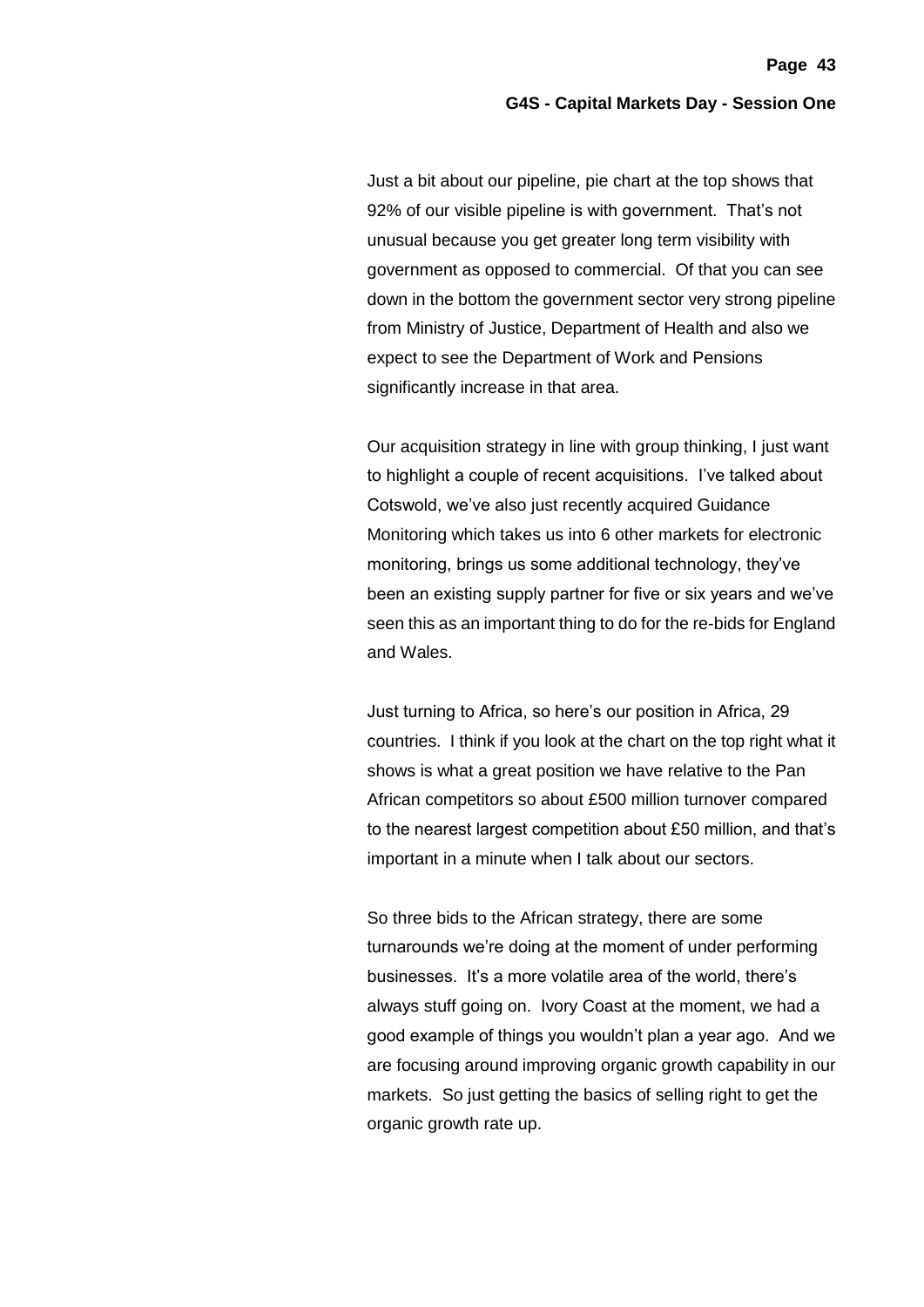Just a bit about our pipeline, pie chart at the top shows that 92% of our visible pipeline is with government. That's not unusual because you get greater long term visibility with government as opposed to commercial. Of that you can see down in the bottom the government sector very strong pipeline from Ministry of Justice, Department of Health and also we expect to see the Department of Work and Pensions significantly increase in that area.

Our acquisition strategy in line with group thinking, I just want to highlight a couple of recent acquisitions. I've talked about Cotswold, we've also just recently acquired Guidance Monitoring which takes us into 6 other markets for electronic monitoring, brings us some additional technology, they've been an existing supply partner for five or six years and we've seen this as an important thing to do for the re-bids for England and Wales.

Just turning to Africa, so here's our position in Africa, 29 countries. I think if you look at the chart on the top right what it shows is what a great position we have relative to the Pan African competitors so about £500 million turnover compared to the nearest largest competition about £50 million, and that's important in a minute when I talk about our sectors.

So three bids to the African strategy, there are some turnarounds we're doing at the moment of under performing businesses. It's a more volatile area of the world, there's always stuff going on. Ivory Coast at the moment, we had a good example of things you wouldn't plan a year ago. And we are focusing around improving organic growth capability in our markets. So just getting the basics of selling right to get the organic growth rate up.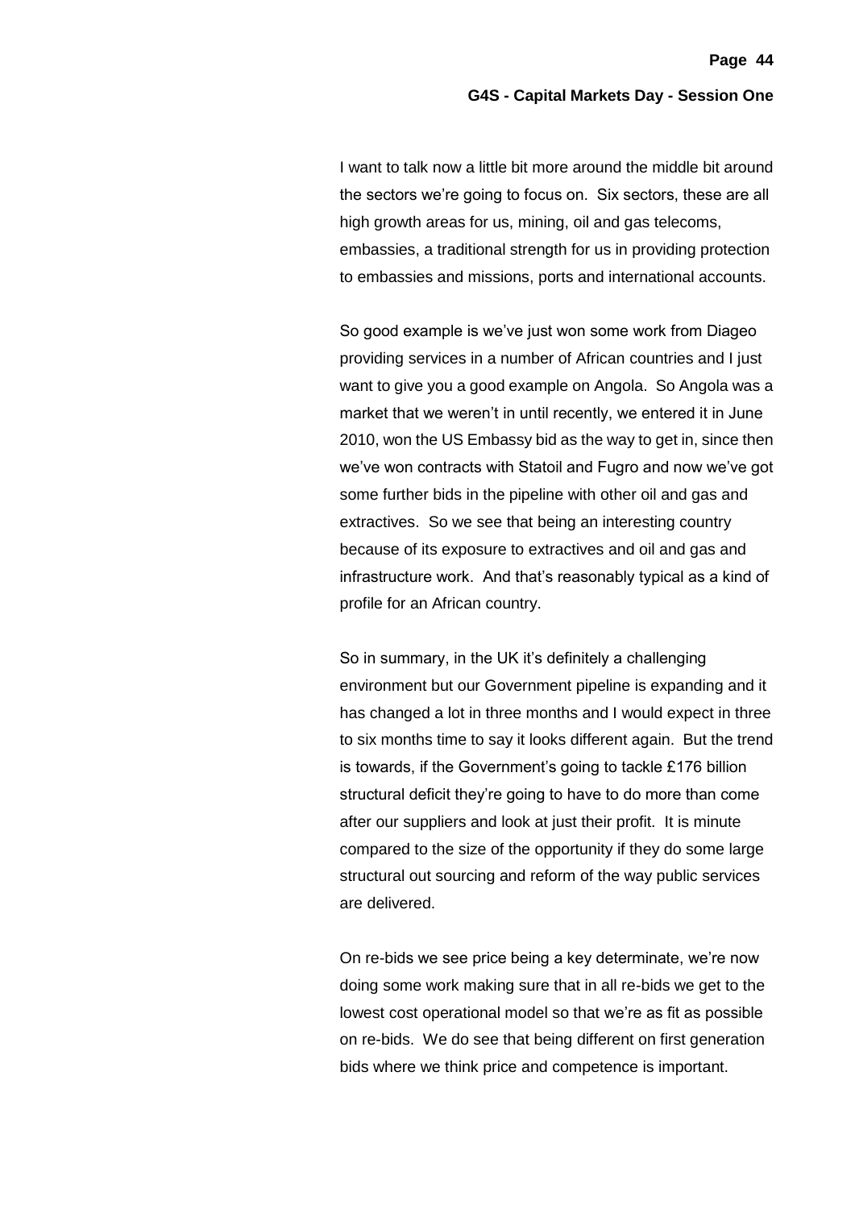I want to talk now a little bit more around the middle bit around the sectors we're going to focus on. Six sectors, these are all high growth areas for us, mining, oil and gas telecoms, embassies, a traditional strength for us in providing protection to embassies and missions, ports and international accounts.

So good example is we've just won some work from Diageo providing services in a number of African countries and I just want to give you a good example on Angola. So Angola was a market that we weren't in until recently, we entered it in June 2010, won the US Embassy bid as the way to get in, since then we've won contracts with Statoil and Fugro and now we've got some further bids in the pipeline with other oil and gas and extractives. So we see that being an interesting country because of its exposure to extractives and oil and gas and infrastructure work. And that's reasonably typical as a kind of profile for an African country.

So in summary, in the UK it's definitely a challenging environment but our Government pipeline is expanding and it has changed a lot in three months and I would expect in three to six months time to say it looks different again. But the trend is towards, if the Government's going to tackle £176 billion structural deficit they're going to have to do more than come after our suppliers and look at just their profit. It is minute compared to the size of the opportunity if they do some large structural out sourcing and reform of the way public services are delivered.

On re-bids we see price being a key determinate, we're now doing some work making sure that in all re-bids we get to the lowest cost operational model so that we're as fit as possible on re-bids. We do see that being different on first generation bids where we think price and competence is important.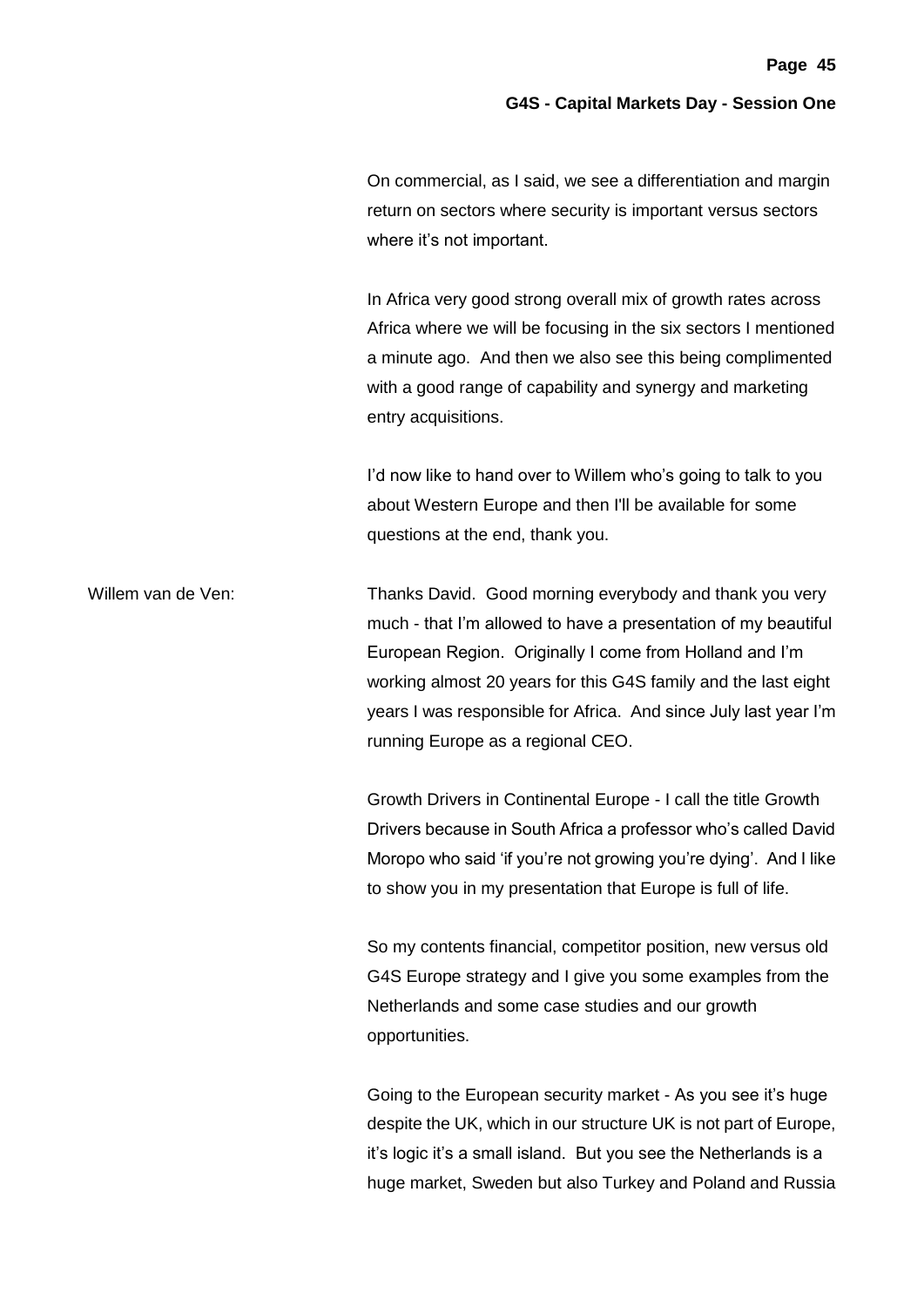On commercial, as I said, we see a differentiation and margin return on sectors where security is important versus sectors where it's not important.

In Africa very good strong overall mix of growth rates across Africa where we will be focusing in the six sectors I mentioned a minute ago. And then we also see this being complimented with a good range of capability and synergy and marketing entry acquisitions.

I'd now like to hand over to Willem who's going to talk to you about Western Europe and then I'll be available for some questions at the end, thank you.

Willem van de Ven: Thanks David. Good morning everybody and thank you very much - that I'm allowed to have a presentation of my beautiful European Region. Originally I come from Holland and I'm working almost 20 years for this G4S family and the last eight years I was responsible for Africa. And since July last year I'm running Europe as a regional CEO.

Growth Drivers in Continental Europe - I call the title Growth Drivers because in South Africa a professor who's called David Moropo who said 'if you're not growing you're dying'. And I like to show you in my presentation that Europe is full of life.

So my contents financial, competitor position, new versus old G4S Europe strategy and I give you some examples from the Netherlands and some case studies and our growth opportunities.

Going to the European security market - As you see it's huge despite the UK, which in our structure UK is not part of Europe, it's logic it's a small island. But you see the Netherlands is a huge market, Sweden but also Turkey and Poland and Russia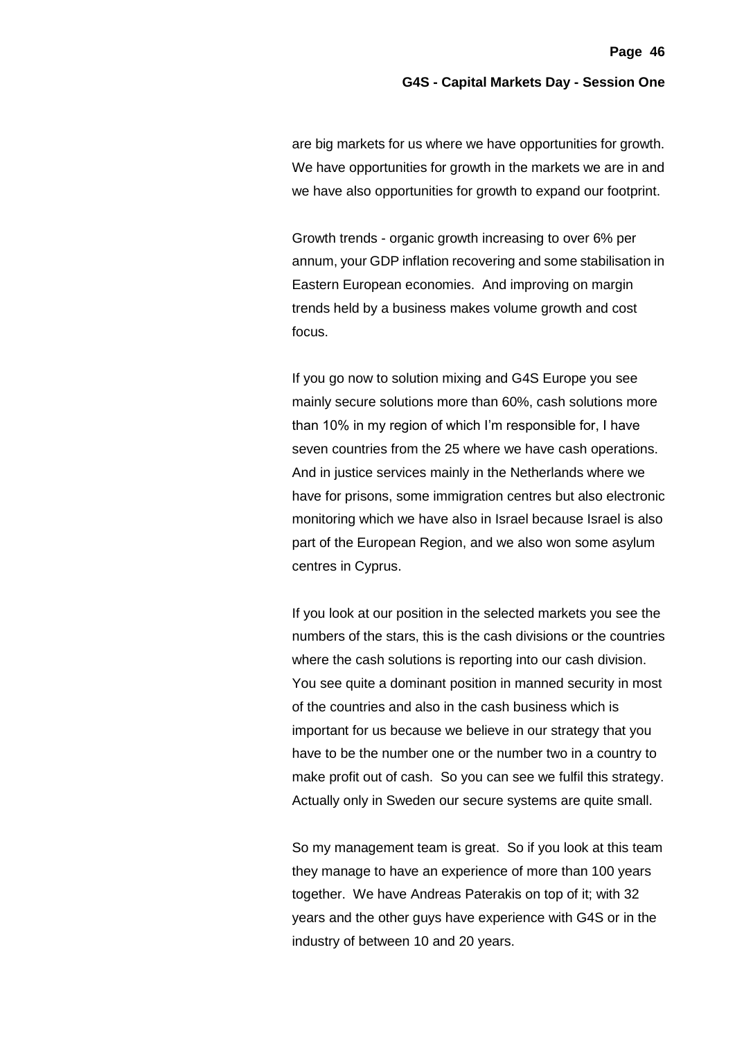are big markets for us where we have opportunities for growth. We have opportunities for growth in the markets we are in and we have also opportunities for growth to expand our footprint.

Growth trends - organic growth increasing to over 6% per annum, your GDP inflation recovering and some stabilisation in Eastern European economies. And improving on margin trends held by a business makes volume growth and cost focus.

If you go now to solution mixing and G4S Europe you see mainly secure solutions more than 60%, cash solutions more than 10% in my region of which I'm responsible for, I have seven countries from the 25 where we have cash operations. And in justice services mainly in the Netherlands where we have for prisons, some immigration centres but also electronic monitoring which we have also in Israel because Israel is also part of the European Region, and we also won some asylum centres in Cyprus.

If you look at our position in the selected markets you see the numbers of the stars, this is the cash divisions or the countries where the cash solutions is reporting into our cash division. You see quite a dominant position in manned security in most of the countries and also in the cash business which is important for us because we believe in our strategy that you have to be the number one or the number two in a country to make profit out of cash. So you can see we fulfil this strategy. Actually only in Sweden our secure systems are quite small.

So my management team is great. So if you look at this team they manage to have an experience of more than 100 years together. We have Andreas Paterakis on top of it; with 32 years and the other guys have experience with G4S or in the industry of between 10 and 20 years.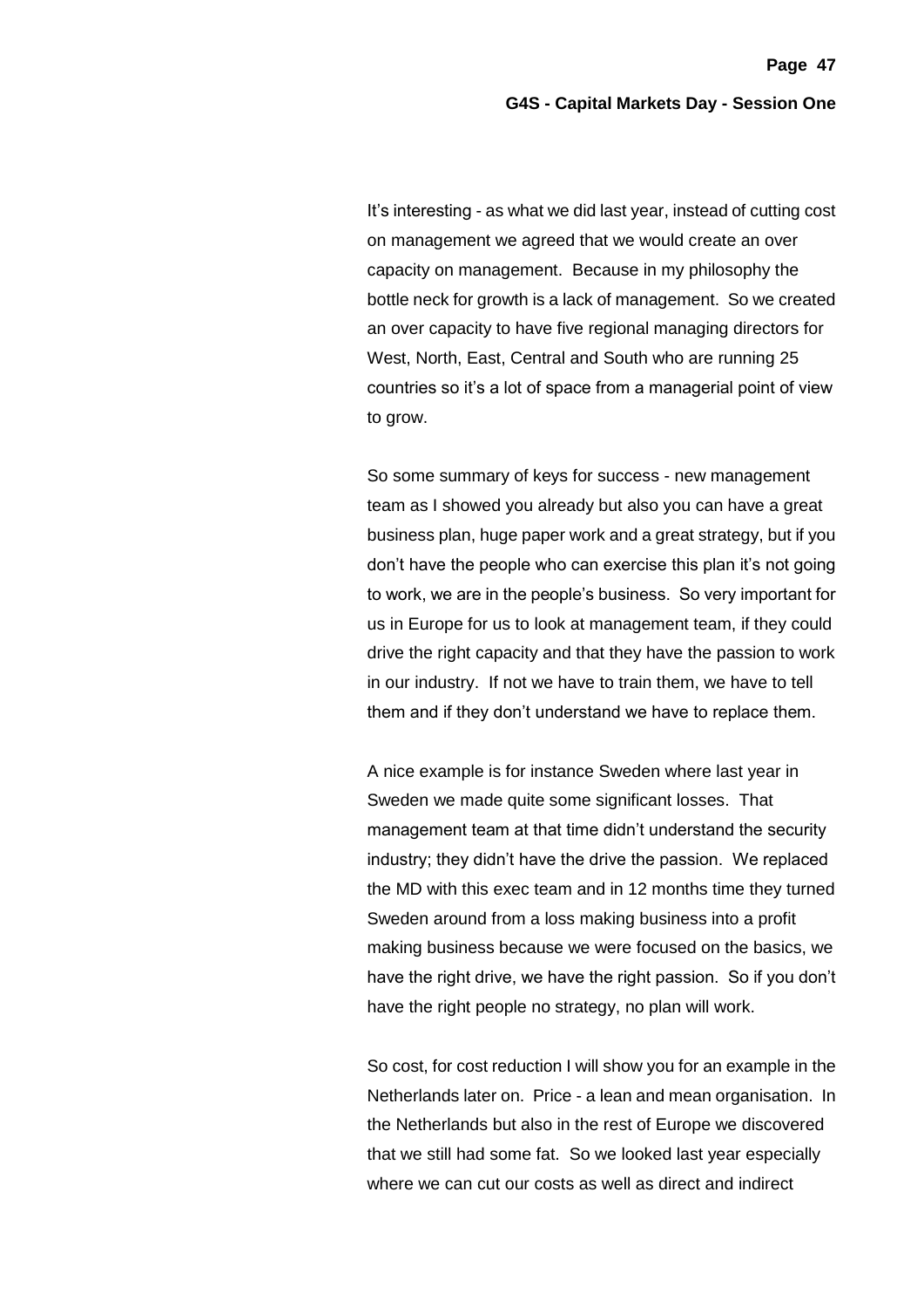It's interesting - as what we did last year, instead of cutting cost on management we agreed that we would create an over capacity on management. Because in my philosophy the bottle neck for growth is a lack of management. So we created an over capacity to have five regional managing directors for West, North, East, Central and South who are running 25 countries so it's a lot of space from a managerial point of view to grow.

So some summary of keys for success - new management team as I showed you already but also you can have a great business plan, huge paper work and a great strategy, but if you don't have the people who can exercise this plan it's not going to work, we are in the people's business. So very important for us in Europe for us to look at management team, if they could drive the right capacity and that they have the passion to work in our industry. If not we have to train them, we have to tell them and if they don't understand we have to replace them.

A nice example is for instance Sweden where last year in Sweden we made quite some significant losses. That management team at that time didn't understand the security industry; they didn't have the drive the passion. We replaced the MD with this exec team and in 12 months time they turned Sweden around from a loss making business into a profit making business because we were focused on the basics, we have the right drive, we have the right passion. So if you don't have the right people no strategy, no plan will work.

So cost, for cost reduction I will show you for an example in the Netherlands later on. Price - a lean and mean organisation. In the Netherlands but also in the rest of Europe we discovered that we still had some fat. So we looked last year especially where we can cut our costs as well as direct and indirect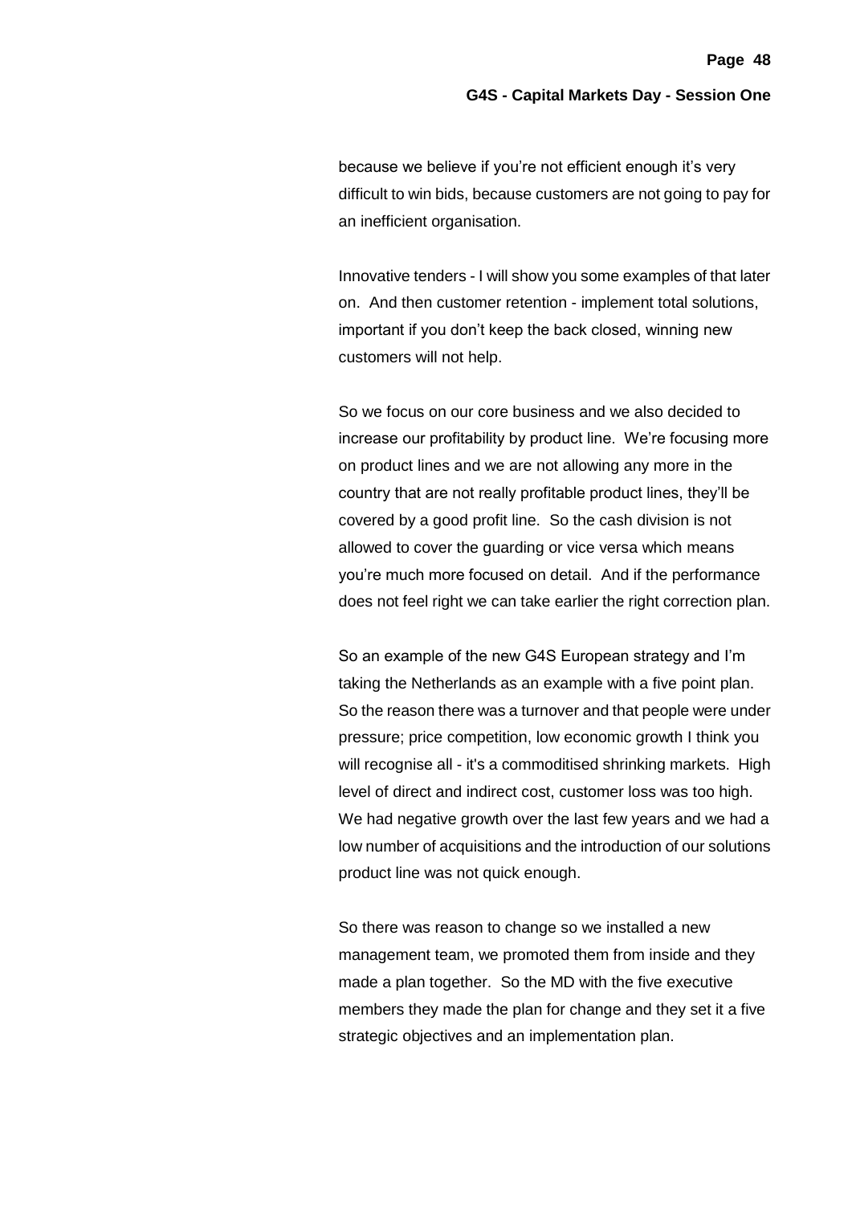because we believe if you're not efficient enough it's very difficult to win bids, because customers are not going to pay for an inefficient organisation.

Innovative tenders - I will show you some examples of that later on. And then customer retention - implement total solutions, important if you don't keep the back closed, winning new customers will not help.

So we focus on our core business and we also decided to increase our profitability by product line. We're focusing more on product lines and we are not allowing any more in the country that are not really profitable product lines, they'll be covered by a good profit line. So the cash division is not allowed to cover the guarding or vice versa which means you're much more focused on detail. And if the performance does not feel right we can take earlier the right correction plan.

So an example of the new G4S European strategy and I'm taking the Netherlands as an example with a five point plan. So the reason there was a turnover and that people were under pressure; price competition, low economic growth I think you will recognise all - it's a commoditised shrinking markets. High level of direct and indirect cost, customer loss was too high. We had negative growth over the last few years and we had a low number of acquisitions and the introduction of our solutions product line was not quick enough.

So there was reason to change so we installed a new management team, we promoted them from inside and they made a plan together. So the MD with the five executive members they made the plan for change and they set it a five strategic objectives and an implementation plan.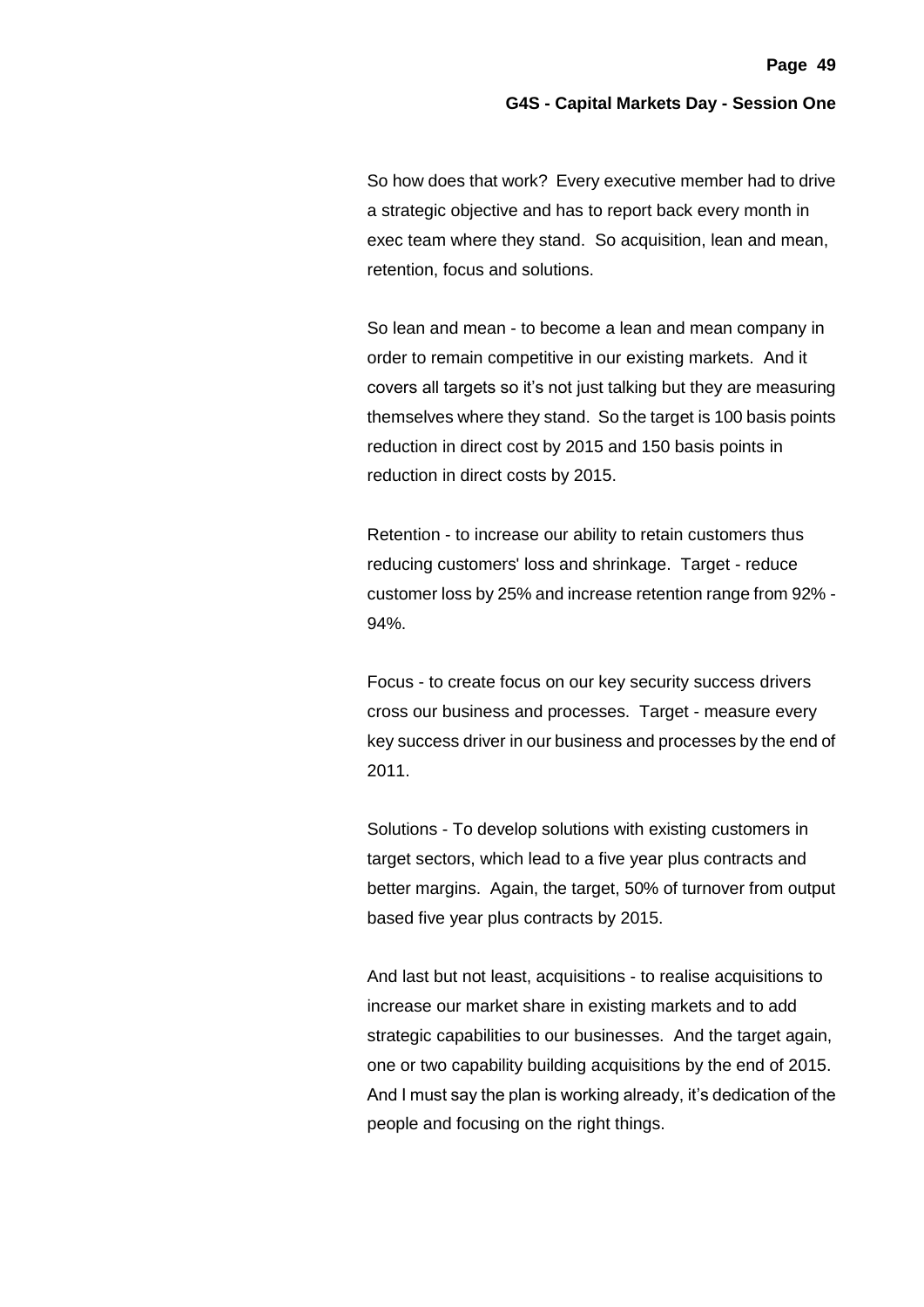So how does that work? Every executive member had to drive a strategic objective and has to report back every month in exec team where they stand. So acquisition, lean and mean, retention, focus and solutions.

So lean and mean - to become a lean and mean company in order to remain competitive in our existing markets. And it covers all targets so it's not just talking but they are measuring themselves where they stand. So the target is 100 basis points reduction in direct cost by 2015 and 150 basis points in reduction in direct costs by 2015.

Retention - to increase our ability to retain customers thus reducing customers' loss and shrinkage. Target - reduce customer loss by 25% and increase retention range from 92% - 94%.

Focus - to create focus on our key security success drivers cross our business and processes. Target - measure every key success driver in our business and processes by the end of 2011.

Solutions - To develop solutions with existing customers in target sectors, which lead to a five year plus contracts and better margins. Again, the target, 50% of turnover from output based five year plus contracts by 2015.

And last but not least, acquisitions - to realise acquisitions to increase our market share in existing markets and to add strategic capabilities to our businesses. And the target again, one or two capability building acquisitions by the end of 2015. And I must say the plan is working already, it's dedication of the people and focusing on the right things.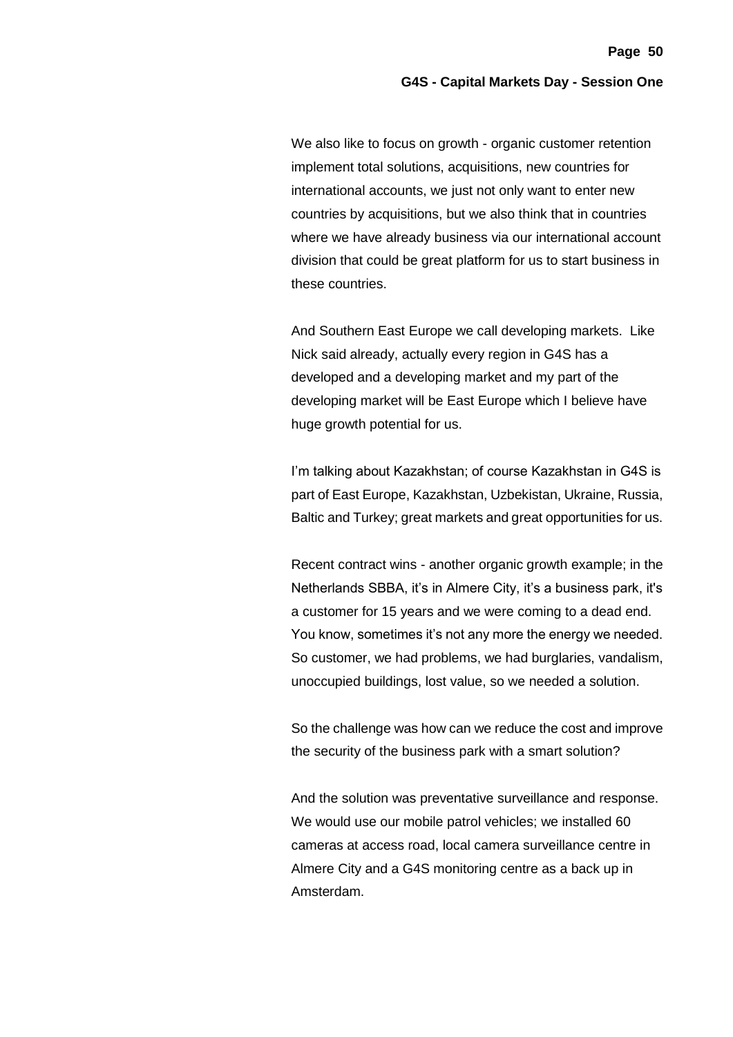We also like to focus on growth - organic customer retention implement total solutions, acquisitions, new countries for international accounts, we just not only want to enter new countries by acquisitions, but we also think that in countries where we have already business via our international account division that could be great platform for us to start business in these countries.

And Southern East Europe we call developing markets. Like Nick said already, actually every region in G4S has a developed and a developing market and my part of the developing market will be East Europe which I believe have huge growth potential for us.

I'm talking about Kazakhstan; of course Kazakhstan in G4S is part of East Europe, Kazakhstan, Uzbekistan, Ukraine, Russia, Baltic and Turkey; great markets and great opportunities for us.

Recent contract wins - another organic growth example; in the Netherlands SBBA, it's in Almere City, it's a business park, it's a customer for 15 years and we were coming to a dead end. You know, sometimes it's not any more the energy we needed. So customer, we had problems, we had burglaries, vandalism, unoccupied buildings, lost value, so we needed a solution.

So the challenge was how can we reduce the cost and improve the security of the business park with a smart solution?

And the solution was preventative surveillance and response. We would use our mobile patrol vehicles; we installed 60 cameras at access road, local camera surveillance centre in Almere City and a G4S monitoring centre as a back up in Amsterdam.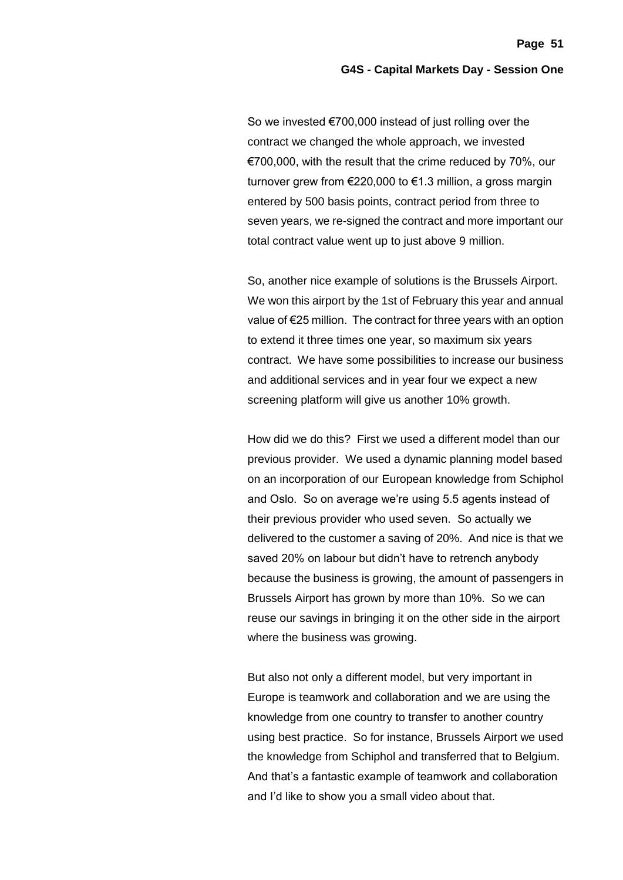So we invested €700,000 instead of just rolling over the contract we changed the whole approach, we invested €700,000, with the result that the crime reduced by 70%, our turnover grew from €220,000 to €1.3 million, a gross margin entered by 500 basis points, contract period from three to seven years, we re-signed the contract and more important our total contract value went up to just above 9 million.

So, another nice example of solutions is the Brussels Airport. We won this airport by the 1st of February this year and annual value of €25 million. The contract for three years with an option to extend it three times one year, so maximum six years contract. We have some possibilities to increase our business and additional services and in year four we expect a new screening platform will give us another 10% growth.

How did we do this? First we used a different model than our previous provider. We used a dynamic planning model based on an incorporation of our European knowledge from Schiphol and Oslo. So on average we're using 5.5 agents instead of their previous provider who used seven. So actually we delivered to the customer a saving of 20%. And nice is that we saved 20% on labour but didn't have to retrench anybody because the business is growing, the amount of passengers in Brussels Airport has grown by more than 10%. So we can reuse our savings in bringing it on the other side in the airport where the business was growing.

But also not only a different model, but very important in Europe is teamwork and collaboration and we are using the knowledge from one country to transfer to another country using best practice. So for instance, Brussels Airport we used the knowledge from Schiphol and transferred that to Belgium. And that's a fantastic example of teamwork and collaboration and I'd like to show you a small video about that.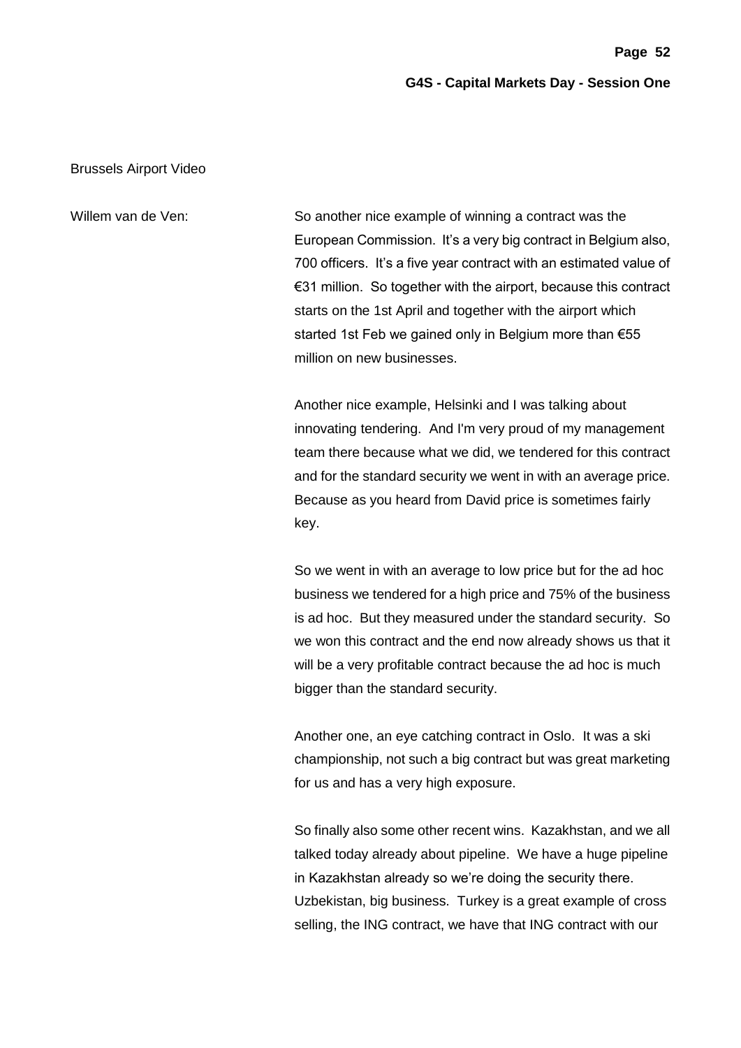Brussels Airport Video

Willem van de Ven: So another nice example of winning a contract was the European Commission. It's a very big contract in Belgium also, 700 officers. It's a five year contract with an estimated value of €31 million. So together with the airport, because this contract starts on the 1st April and together with the airport which started 1st Feb we gained only in Belgium more than €55 million on new businesses.

Another nice example, Helsinki and I was talking about innovating tendering. And I'm very proud of my management team there because what we did, we tendered for this contract and for the standard security we went in with an average price. Because as you heard from David price is sometimes fairly key.

So we went in with an average to low price but for the ad hoc business we tendered for a high price and 75% of the business is ad hoc. But they measured under the standard security. So we won this contract and the end now already shows us that it will be a very profitable contract because the ad hoc is much bigger than the standard security.

Another one, an eye catching contract in Oslo. It was a ski championship, not such a big contract but was great marketing for us and has a very high exposure.

So finally also some other recent wins. Kazakhstan, and we all talked today already about pipeline. We have a huge pipeline in Kazakhstan already so we're doing the security there. Uzbekistan, big business. Turkey is a great example of cross selling, the ING contract, we have that ING contract with our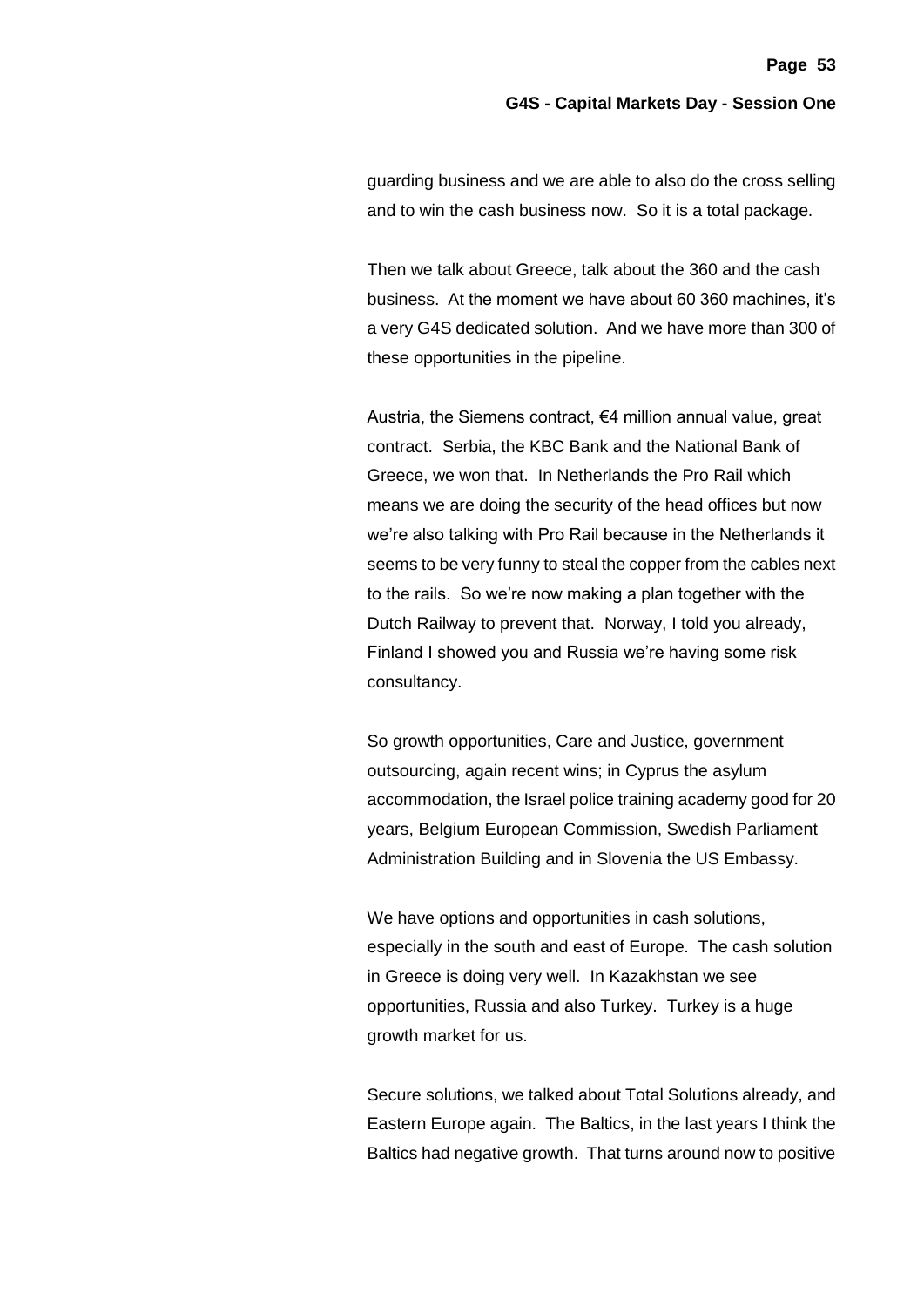guarding business and we are able to also do the cross selling and to win the cash business now. So it is a total package.

Then we talk about Greece, talk about the 360 and the cash business. At the moment we have about 60 360 machines, it's a very G4S dedicated solution. And we have more than 300 of these opportunities in the pipeline.

Austria, the Siemens contract, €4 million annual value, great contract. Serbia, the KBC Bank and the National Bank of Greece, we won that. In Netherlands the Pro Rail which means we are doing the security of the head offices but now we're also talking with Pro Rail because in the Netherlands it seems to be very funny to steal the copper from the cables next to the rails. So we're now making a plan together with the Dutch Railway to prevent that. Norway, I told you already, Finland I showed you and Russia we're having some risk consultancy.

So growth opportunities, Care and Justice, government outsourcing, again recent wins; in Cyprus the asylum accommodation, the Israel police training academy good for 20 years, Belgium European Commission, Swedish Parliament Administration Building and in Slovenia the US Embassy.

We have options and opportunities in cash solutions, especially in the south and east of Europe. The cash solution in Greece is doing very well. In Kazakhstan we see opportunities, Russia and also Turkey. Turkey is a huge growth market for us.

Secure solutions, we talked about Total Solutions already, and Eastern Europe again. The Baltics, in the last years I think the Baltics had negative growth. That turns around now to positive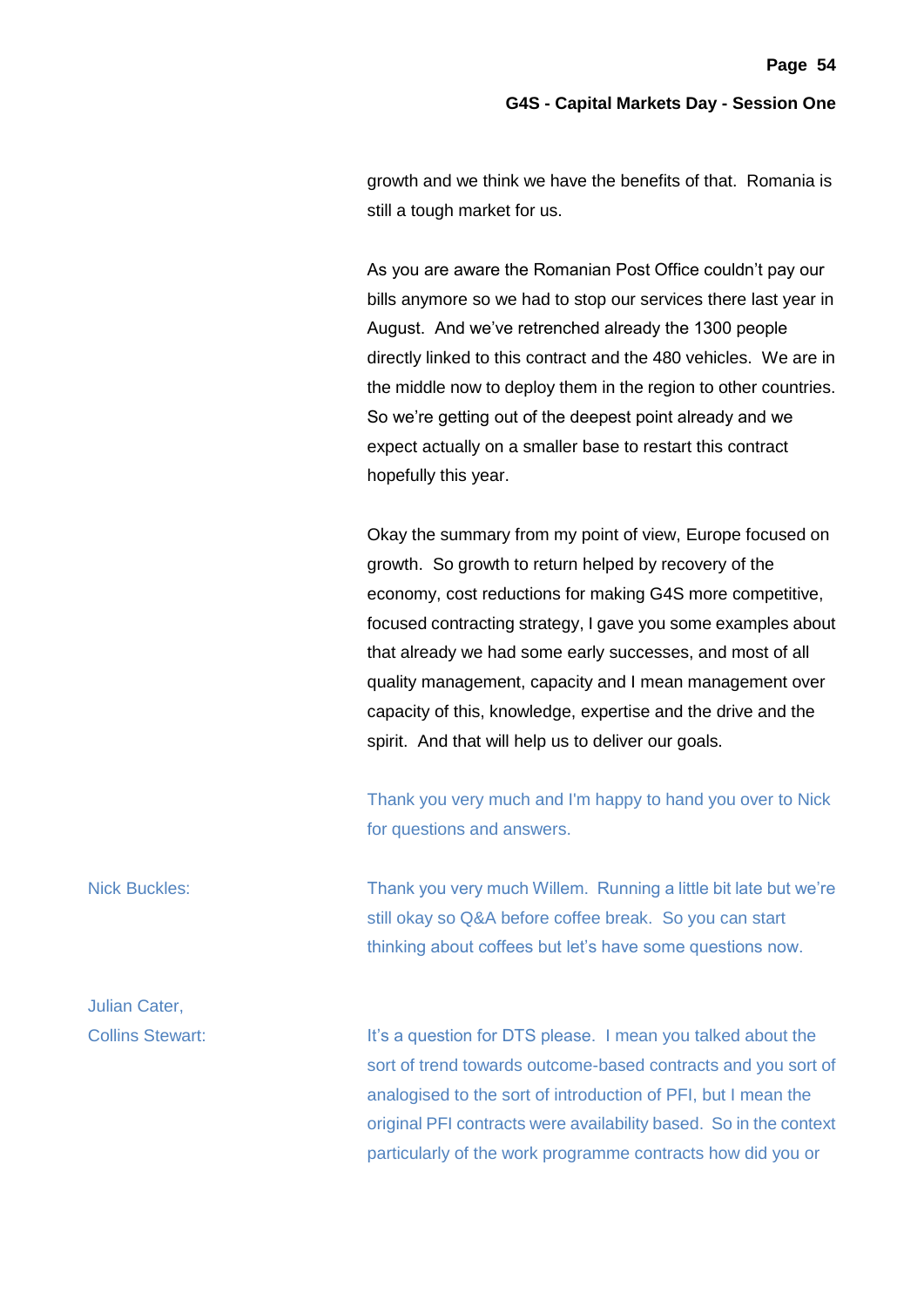growth and we think we have the benefits of that. Romania is still a tough market for us.

As you are aware the Romanian Post Office couldn't pay our bills anymore so we had to stop our services there last year in August. And we've retrenched already the 1300 people directly linked to this contract and the 480 vehicles. We are in the middle now to deploy them in the region to other countries. So we're getting out of the deepest point already and we expect actually on a smaller base to restart this contract hopefully this year.

Okay the summary from my point of view, Europe focused on growth. So growth to return helped by recovery of the economy, cost reductions for making G4S more competitive, focused contracting strategy, I gave you some examples about that already we had some early successes, and most of all quality management, capacity and I mean management over capacity of this, knowledge, expertise and the drive and the spirit. And that will help us to deliver our goals.

Thank you very much and I'm happy to hand you over to Nick for questions and answers.

**Nick Buckles:** Thank you very much Willem. Running a little bit late but we're still okay so Q&A before coffee break. So you can start thinking about coffees but let's have some questions now.

**Julian Cater, Collins Stewart:** It's a question for DTS please. I mean you talked about the sort of trend towards outcome-based contracts and you sort of analogised to the sort of introduction of PFI, but I mean the original PFI contracts were availability based. So in the context particularly of the work programme contracts how did you or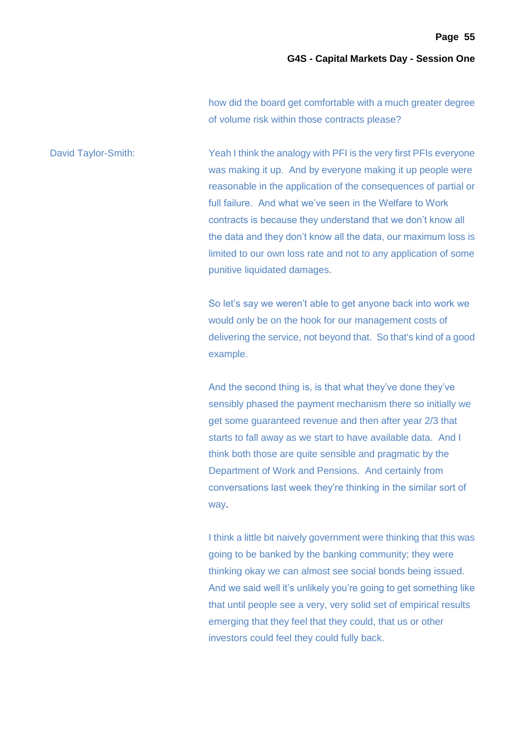how did the board get comfortable with a much greater degree of volume risk within those contracts please?

David Taylor-Smith: Yeah I think the analogy with PFI is the very first PFIs everyone was making it up. And by everyone making it up people were reasonable in the application of the consequences of partial or full failure. And what we've seen in the Welfare to Work contracts is because they understand that we don't know all the data and they don't know all the data, our maximum loss is limited to our own loss rate and not to any application of some punitive liquidated damages.

So let's say we weren't able to get anyone back into work we would only be on the hook for our management costs of delivering the service, not beyond that. So that's kind of a good example.

And the second thing is, is that what they've done they've sensibly phased the payment mechanism there so initially we get some guaranteed revenue and then after year 2/3 that starts to fall away as we start to have available data. And I think both those are quite sensible and pragmatic by the Department of Work and Pensions. And certainly from conversations last week they're thinking in the similar sort of way.

I think a little bit naively government were thinking that this was going to be banked by the banking community; they were thinking okay we can almost see social bonds being issued. And we said well it's unlikely you're going to get something like that until people see a very, very solid set of empirical results emerging that they feel that they could, that us or other investors could feel they could fully back.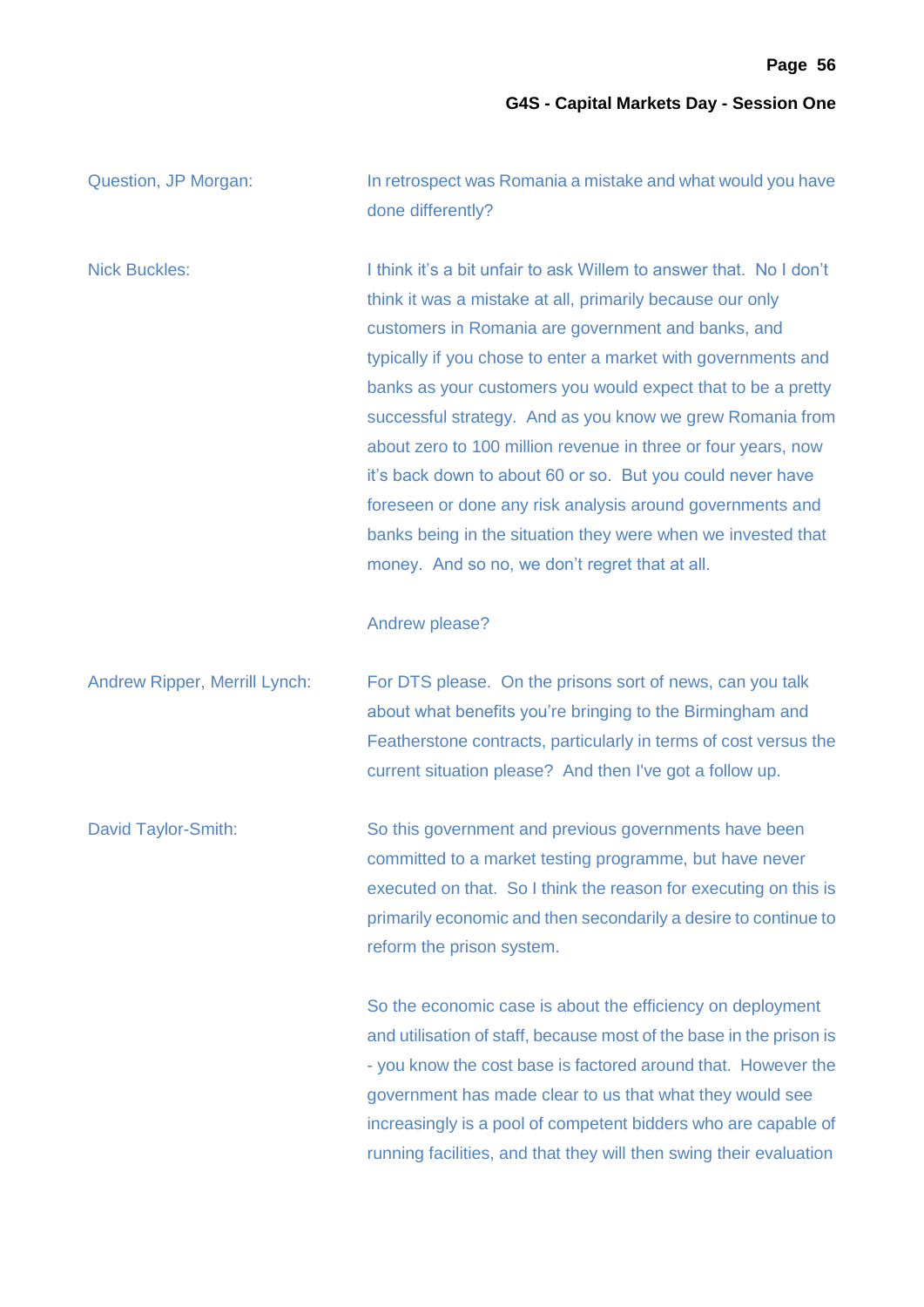Question, JP Morgan: In retrospect was Romania a mistake and what would you have done differently?

Nick Buckles: I think it's a bit unfair to ask Willem to answer that. No I don't think it was a mistake at all, primarily because our only customers in Romania are government and banks, and typically if you chose to enter a market with governments and banks as your customers you would expect that to be a pretty successful strategy. And as you know we grew Romania from about zero to 100 million revenue in three or four years, now it's back down to about 60 or so. But you could never have foreseen or done any risk analysis around governments and banks being in the situation they were when we invested that money. And so no, we don't regret that at all.

Andrew please?

Andrew Ripper, Merrill Lynch: For DTS please. On the prisons sort of news, can you talk about what benefits you're bringing to the Birmingham and Featherstone contracts, particularly in terms of cost versus the current situation please? And then I've got a follow up.

David Taylor-Smith: So this government and previous governments have been committed to a market testing programme, but have never executed on that. So I think the reason for executing on this is primarily economic and then secondarily a desire to continue to reform the prison system.

So the economic case is about the efficiency on deployment and utilisation of staff, because most of the base in the prison is - you know the cost base is factored around that. However the government has made clear to us that what they would see increasingly is a pool of competent bidders who are capable of running facilities, and that they will then swing their evaluation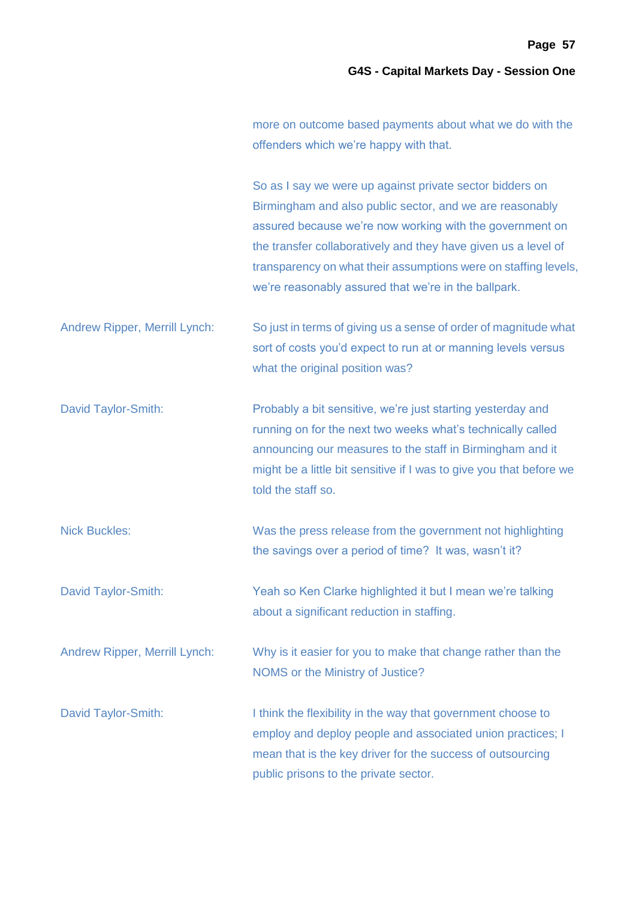more on outcome based payments about what we do with the offenders which we're happy with that.

So as I say we were up against private sector bidders on Birmingham and also public sector, and we are reasonably assured because we're now working with the government on the transfer collaboratively and they have given us a level of transparency on what their assumptions were on staffing levels, we're reasonably assured that we're in the ballpark.

**Andrew Ripper, Merrill Lynch:** So just in terms of giving us a sense of order of magnitude what sort of costs you'd expect to run at or manning levels versus what the original position was?

**David Taylor-Smith:** Probably a bit sensitive, we're just starting yesterday and running on for the next two weeks what's technically called announcing our measures to the staff in Birmingham and it might be a little bit sensitive if I was to give you that before we told the staff so.

**Nick Buckles:** Was the press release from the government not highlighting the savings over a period of time? It was, wasn't it?

**David Taylor-Smith:** Yeah so Ken Clarke highlighted it but I mean we're talking about a significant reduction in staffing.

**Andrew Ripper, Merrill Lynch:** Why is it easier for you to make that change rather than the NOMS or the Ministry of Justice?

**David Taylor-Smith:** I think the flexibility in the way that government choose to employ and deploy people and associated union practices; I mean that is the key driver for the success of outsourcing public prisons to the private sector.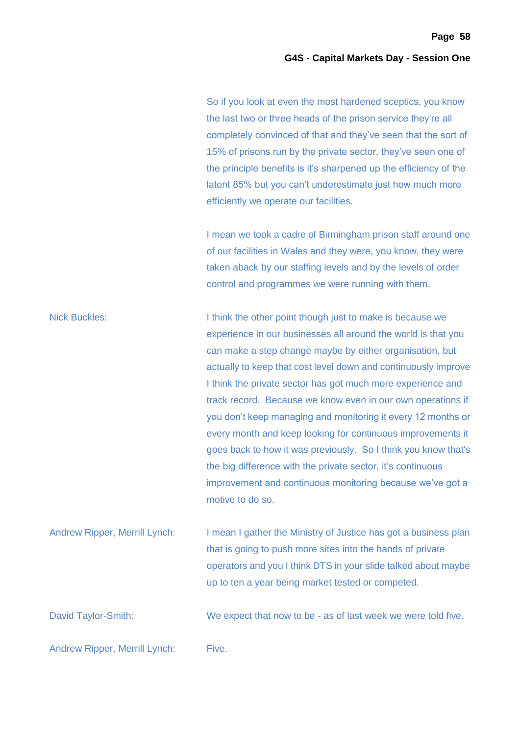So if you look at even the most hardened sceptics, you know the last two or three heads of the prison service they're all completely convinced of that and they've seen that the sort of 15% of prisons run by the private sector, they've seen one of the principle benefits is it's sharpened up the efficiency of the latent 85% but you can't underestimate just how much more efficiently we operate our facilities.

I mean we took a cadre of Birmingham prison staff around one of our facilities in Wales and they were, you know, they were taken aback by our staffing levels and by the levels of order control and programmes we were running with them.

Nick Buckles: I think the other point though just to make is because we experience in our businesses all around the world is that you can make a step change maybe by either organisation, but actually to keep that cost level down and continuously improve I think the private sector has got much more experience and track record. Because we know even in our own operations if you don't keep managing and monitoring it every 12 months or every month and keep looking for continuous improvements it goes back to how it was previously. So I think you know that's the big difference with the private sector, it's continuous improvement and continuous monitoring because we've got a motive to do so.

Andrew Ripper, Merrill Lynch: I mean I gather the Ministry of Justice has got a business plan that is going to push more sites into the hands of private operators and you I think DTS in your slide talked about maybe up to ten a year being market tested or competed.

David Taylor-Smith: We expect that now to be - as of last week we were told five.

Andrew Ripper, Merrill Lynch: Five.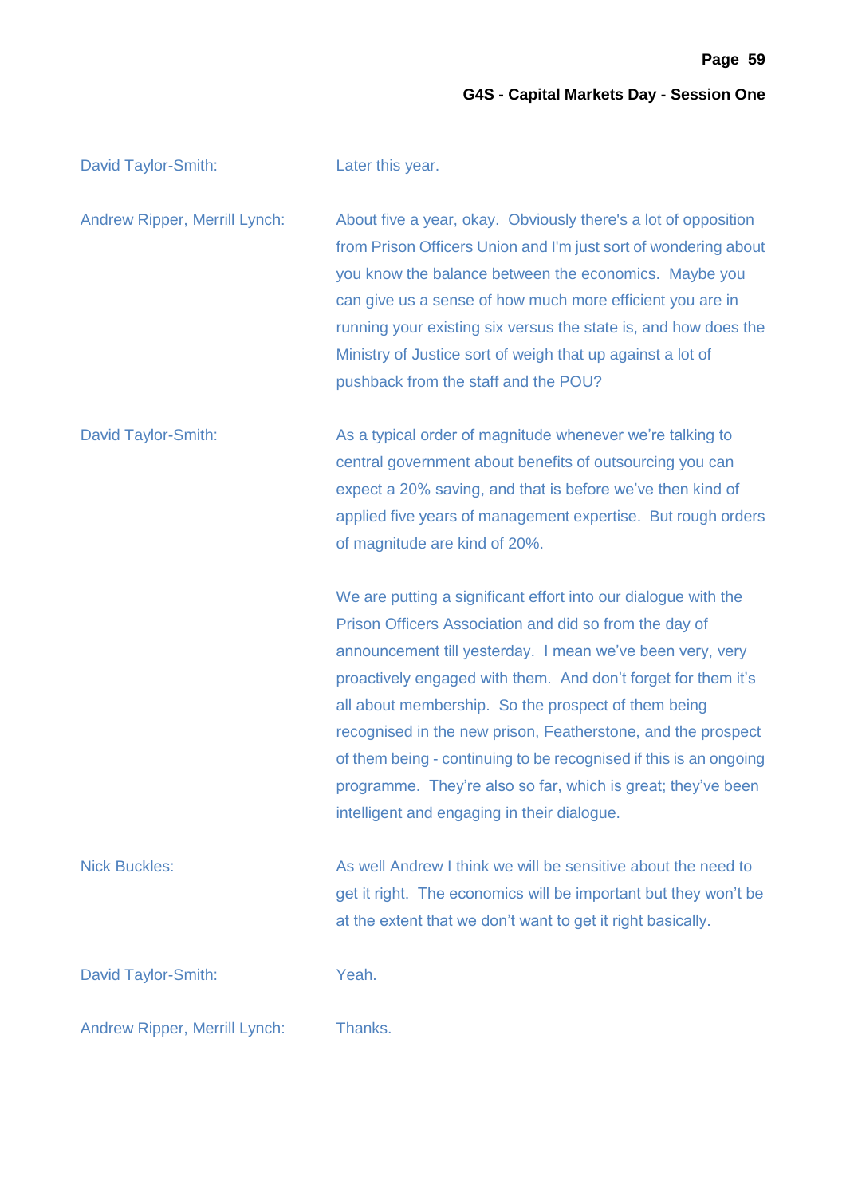David Taylor-Smith: Later this year.

Andrew Ripper, Merrill Lynch: About five a year, okay. Obviously there's a lot of opposition from Prison Officers Union and I'm just sort of wondering about you know the balance between the economics. Maybe you can give us a sense of how much more efficient you are in running your existing six versus the state is, and how does the Ministry of Justice sort of weigh that up against a lot of pushback from the staff and the POU?

David Taylor-Smith: As a typical order of magnitude whenever we're talking to central government about benefits of outsourcing you can expect a 20% saving, and that is before we've then kind of applied five years of management expertise. But rough orders of magnitude are kind of 20%.

We are putting a significant effort into our dialogue with the Prison Officers Association and did so from the day of announcement till yesterday. I mean we've been very, very proactively engaged with them. And don't forget for them it's all about membership. So the prospect of them being recognised in the new prison, Featherstone, and the prospect of them being - continuing to be recognised if this is an ongoing programme. They're also so far, which is great; they've been intelligent and engaging in their dialogue.

Nick Buckles: As well Andrew I think we will be sensitive about the need to get it right. The economics will be important but they won't be at the extent that we don't want to get it right basically.

David Taylor-Smith: Yeah.

Andrew Ripper, Merrill Lynch: Thanks.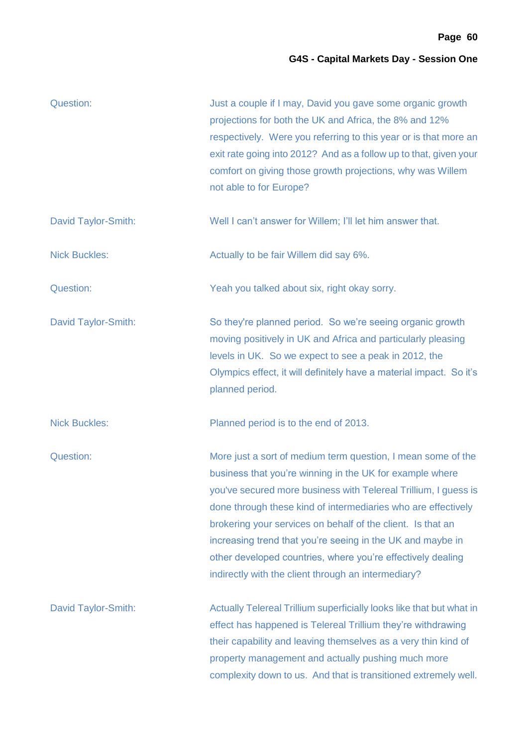**Question:** Just a couple if I may, David you gave some organic growth projections for both the UK and Africa, the 8% and 12% respectively. Were you referring to this year or is that more an exit rate going into 2012? And as a follow up to that, given your comfort on giving those growth projections, why was Willem not able to for Europe?

**David Taylor-Smith:** Well I can't answer for Willem; I'll let him answer that.

**Nick Buckles:** Actually to be fair Willem did say 6%.

**Question:** Yeah you talked about six, right okay sorry.

**David Taylor-Smith:** So they're planned period. So we're seeing organic growth moving positively in UK and Africa and particularly pleasing levels in UK. So we expect to see a peak in 2012, the Olympics effect, it will definitely have a material impact. So it's planned period.

**Nick Buckles:** Planned period is to the end of 2013.

**Question:** More just a sort of medium term question, I mean some of the business that you're winning in the UK for example where you've secured more business with Telereal Trillium, I guess is done through these kind of intermediaries who are effectively brokering your services on behalf of the client. Is that an increasing trend that you're seeing in the UK and maybe in other developed countries, where you're effectively dealing indirectly with the client through an intermediary?

**David Taylor-Smith:** Actually Telereal Trillium superficially looks like that but what in effect has happened is Telereal Trillium they're withdrawing their capability and leaving themselves as a very thin kind of property management and actually pushing much more complexity down to us. And that is transitioned extremely well.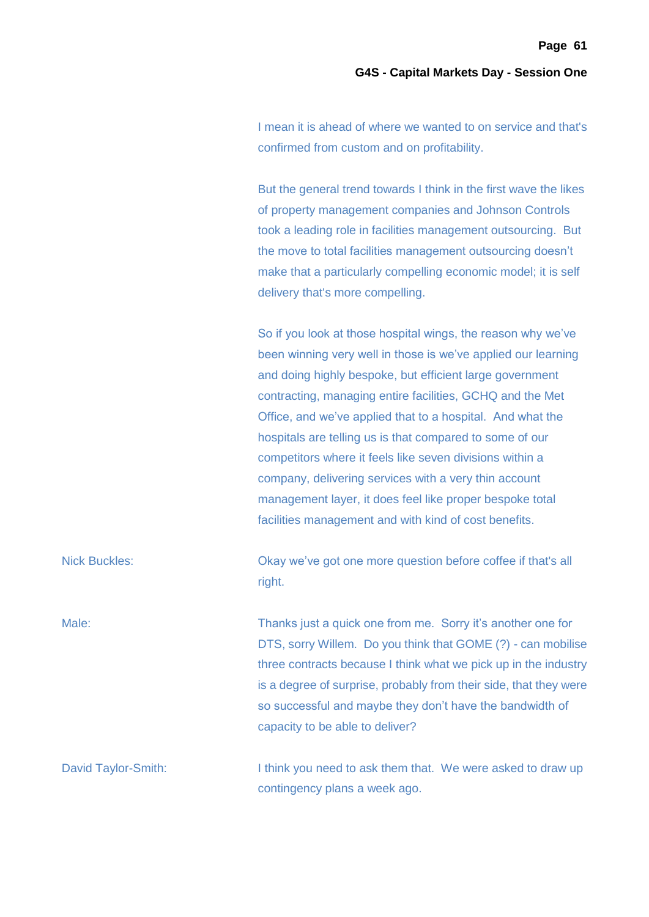I mean it is ahead of where we wanted to on service and that's confirmed from custom and on profitability.

But the general trend towards I think in the first wave the likes of property management companies and Johnson Controls took a leading role in facilities management outsourcing. But the move to total facilities management outsourcing doesn't make that a particularly compelling economic model; it is self delivery that's more compelling.

So if you look at those hospital wings, the reason why we've been winning very well in those is we've applied our learning and doing highly bespoke, but efficient large government contracting, managing entire facilities, GCHQ and the Met Office, and we've applied that to a hospital. And what the hospitals are telling us is that compared to some of our competitors where it feels like seven divisions within a company, delivering services with a very thin account management layer, it does feel like proper bespoke total facilities management and with kind of cost benefits.

Nick Buckles: Okay we've got one more question before coffee if that's all right.

Male: Thanks just a quick one from me. Sorry it's another one for DTS, sorry Willem. Do you think that GOME (?) - can mobilise three contracts because I think what we pick up in the industry is a degree of surprise, probably from their side, that they were so successful and maybe they don't have the bandwidth of capacity to be able to deliver?

David Taylor-Smith: I think you need to ask them that. We were asked to draw up contingency plans a week ago.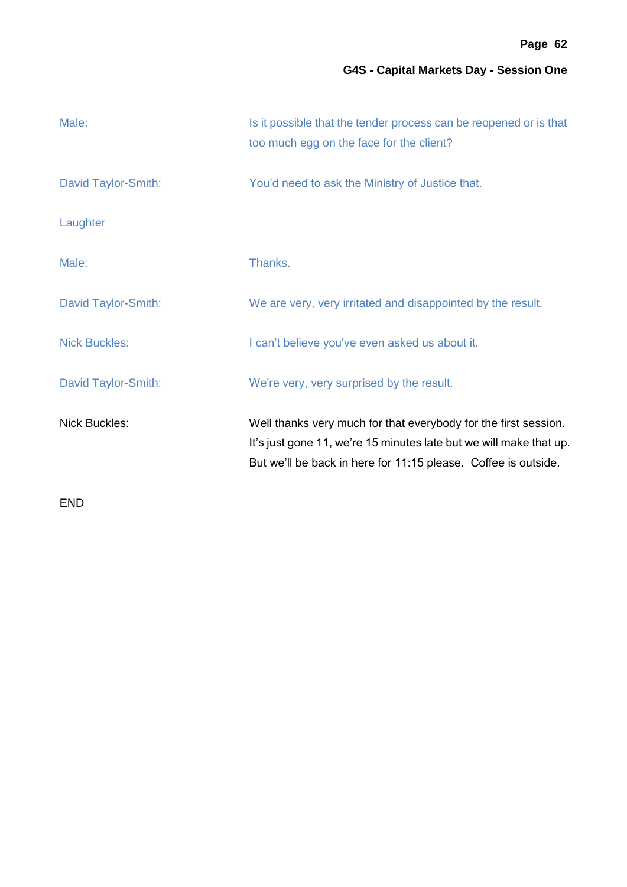Male: Is it possible that the tender process can be reopened or is that too much egg on the face for the client?

David Taylor-Smith: You'd need to ask the Ministry of Justice that.

Laughter

Male: Thanks.

David Taylor-Smith: We are very, very irritated and disappointed by the result.

Nick Buckles: I can't believe you've even asked us about it.

David Taylor-Smith: We're very, very surprised by the result.

Nick Buckles: Well thanks very much for that everybody for the first session. It's just gone 11, we're 15 minutes late but we will make that up. But we'll be back in here for 11:15 please. Coffee is outside.

END